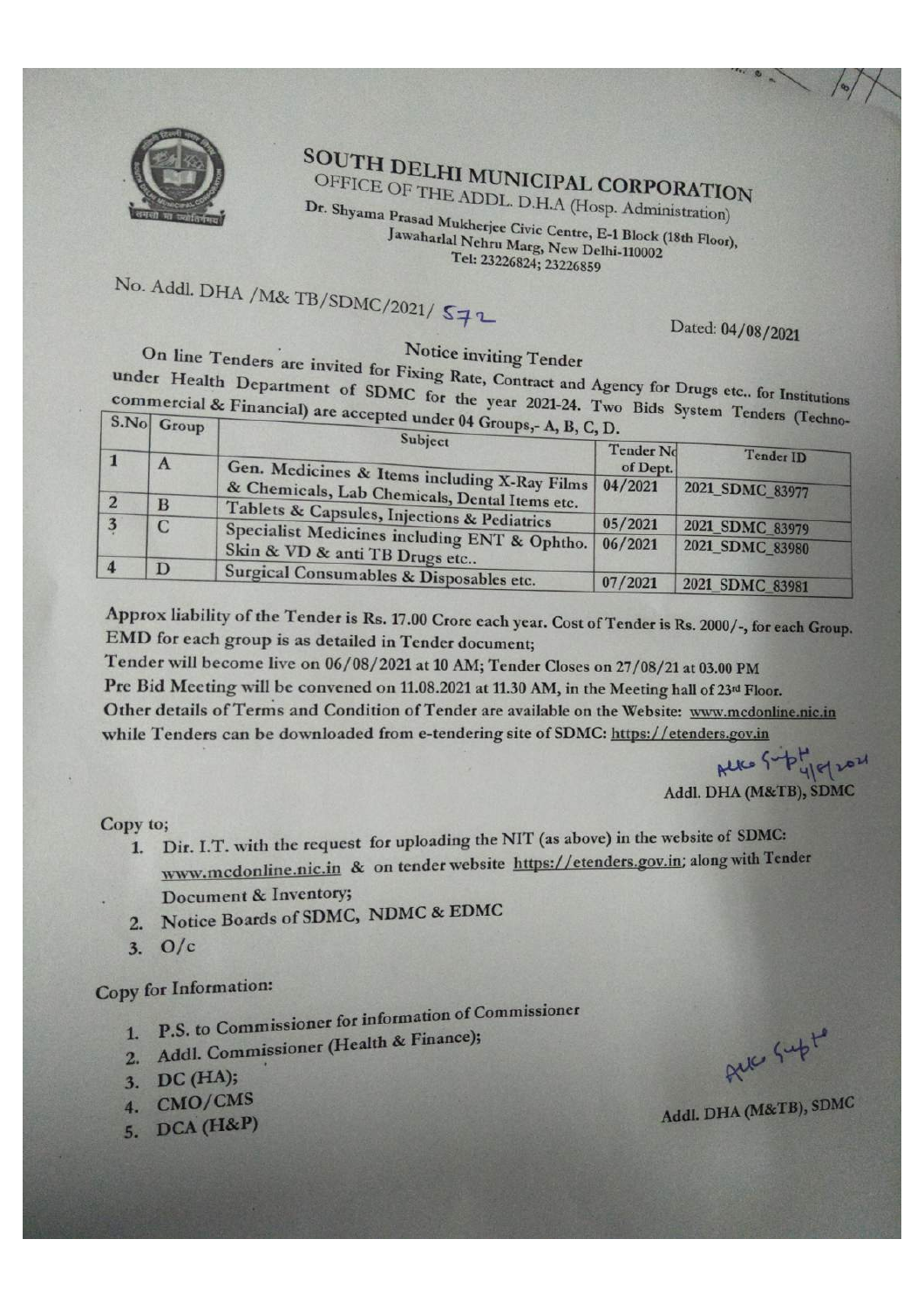# SOUTH DELHI MUNICIPAL CORPORATION

OFFICE OF THE ADDL. D.H.A (Hosp. Administration)

Dr. Shyama Prasad Mukherjee Civic Centre, E-1 Block (18th Floor), Jawaharlal Nehru Marg, New Delhi-110002

Tel: 23226824; 23226859

No. Addl. DHA /M& TB/SDMC/2021/ 572

Dated: 04/08/2021

## Notice inviting Tender

On line Tenders are invited for Fixing Rate, Contract and Agency for Drugs etc.. for Institutions under Health Department of SDMC for the year 2021-24. Two Bids System Tenders (Techno-commercial & Financial) are accepted under 04 Groups,- A, B, C, D.

| S.No | Group | Subject | Tender No of Dept. | Tender ID |
|---|---|---|---|---|
| 1 | A | Gen. Medicines & Items including X-Ray Films & Chemicals, Lab Chemicals, Dental Items etc. | 04/2021 | 2021_SDMC_83977 |
| 2 | B | Tablets & Capsules, Injections & Pediatrics | 05/2021 | 2021_SDMC_83979 |
| 3 | C | Specialist Medicines including ENT & Ophtho. Skin & VD & anti TB Drugs etc.. | 06/2021 | 2021_SDMC_83980 |
| 4 | D | Surgical Consumables & Disposables etc. | 07/2021 | 2021_SDMC_83981 |

Approx liability of the Tender is Rs. 17.00 Crore each year. Cost of Tender is Rs. 2000/-, for each Group. EMD for each group is as detailed in Tender document;

Tender will become live on 06/08/2021 at 10 AM; Tender Closes on 27/08/21 at 03.00 PM

Pre Bid Meeting will be convened on 11.08.2021 at 11.30 AM, in the Meeting hall of 23rd Floor.

Other details of Terms and Condition of Tender are available on the Website: www.mcdonline.nic.in while Tenders can be downloaded from e-tendering site of SDMC: https://etenders.gov.in

Addl. DHA (M&TB), SDMC

Copy to;

1. Dir. I.T. with the request for uploading the NIT (as above) in the website of SDMC: www.mcdonline.nic.in & on tender website https://etenders.gov.in; along with Tender Document & Inventory;
2. Notice Boards of SDMC, NDMC & EDMC
3. O/c

Copy for Information:

1. P.S. to Commissioner for information of Commissioner
2. Addl. Commissioner (Health & Finance);
3. DC (HA);
4. CMO/CMS
5. DCA (H&P)

Addl. DHA (M&TB), SDMC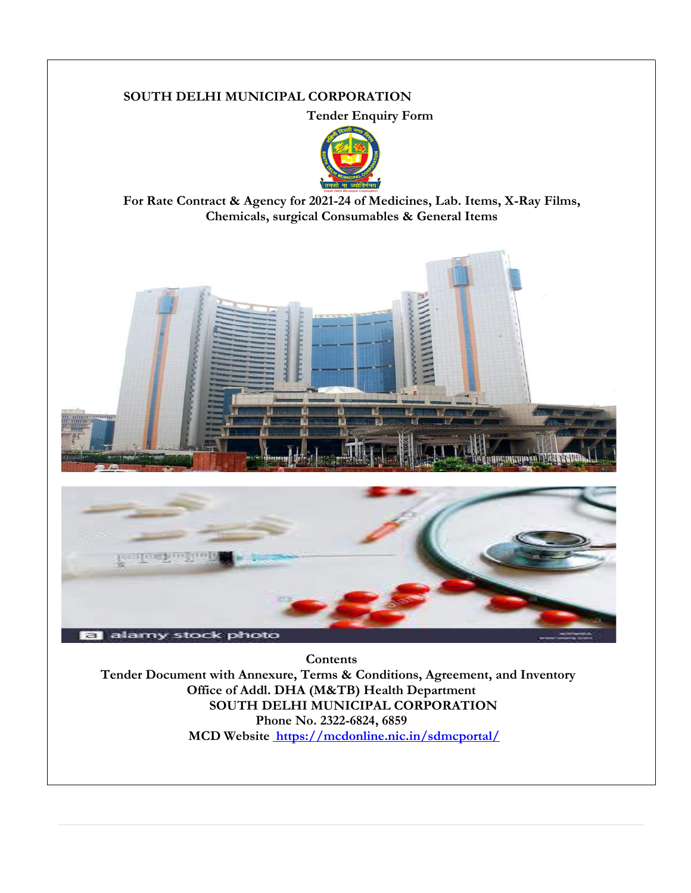**SOUTH DELHI MUNICIPAL CORPORATION**

**Tender Enquiry Form**

**For Rate Contract & Agency for 2021-24 of Medicines, Lab. Items, X-Ray Films, Chemicals, surgical Consumables & General Items**

**Contents**

**Tender Document with Annexure, Terms & Conditions, Agreement, and Inventory**

**Office of Addl. DHA (M&TB) Health Department**

**SOUTH DELHI MUNICIPAL CORPORATION**

**Phone No. 2322-6824, 6859**

**MCD Website [https://mcdonline.nic.in/sdmcportal/](https://mcdonline.nic.in/sdmcportal/)**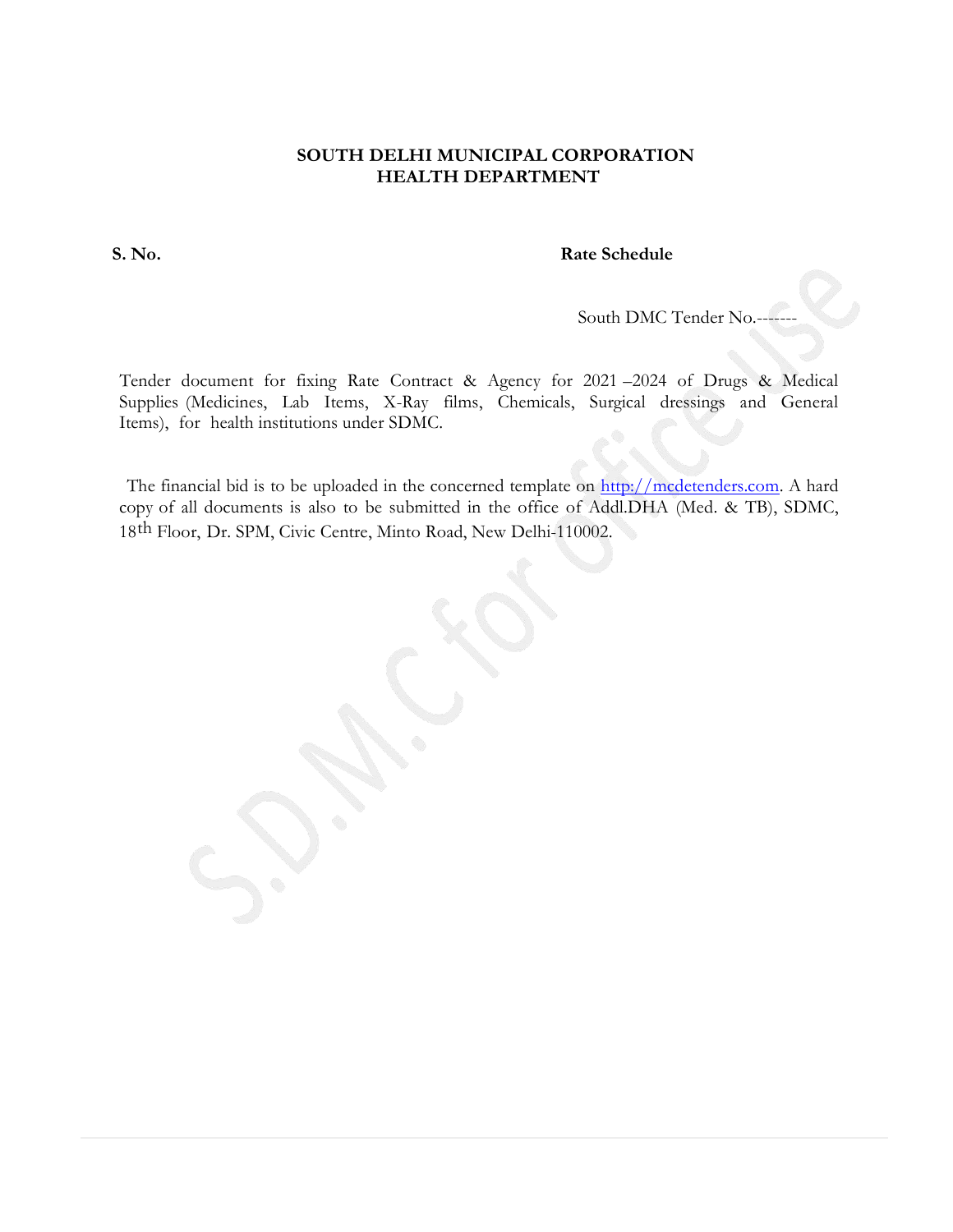**SOUTH DELHI MUNICIPAL CORPORATION**
**HEALTH DEPARTMENT**

**S. No.** **Rate Schedule**

South DMC Tender No.-------

Tender document for fixing Rate Contract & Agency for 2021 –2024 of Drugs & Medical Supplies (Medicines, Lab Items, X-Ray films, Chemicals, Surgical dressings and General Items), for health institutions under SDMC.

The financial bid is to be uploaded in the concerned template on http://mcdetenders.com. A hard copy of all documents is also to be submitted in the office of Addl.DHA (Med. & TB), SDMC, 18th Floor, Dr. SPM, Civic Centre, Minto Road, New Delhi-110002.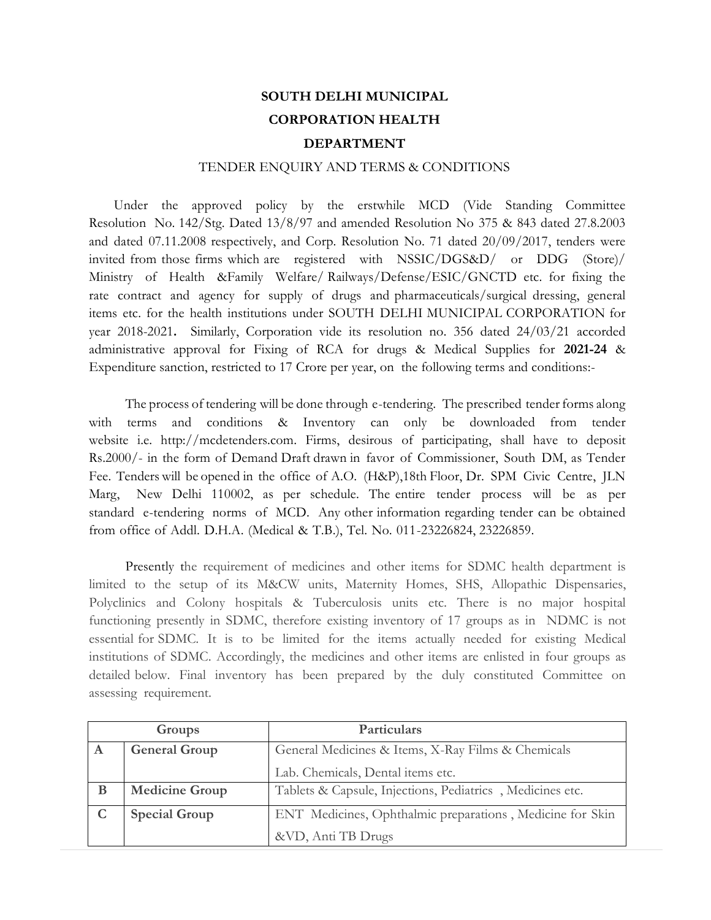# SOUTH DELHI MUNICIPAL CORPORATION HEALTH DEPARTMENT

TENDER ENQUIRY AND TERMS & CONDITIONS

Under the approved policy by the erstwhile MCD (Vide Standing Committee Resolution No. 142/Stg. Dated 13/8/97 and amended Resolution No 375 & 843 dated 27.8.2003 and dated 07.11.2008 respectively, and Corp. Resolution No. 71 dated 20/09/2017, tenders were invited from those firms which are registered with NSSIC/DGS&D/ or DDG (Store)/ Ministry of Health &Family Welfare/ Railways/Defense/ESIC/GNCTD etc. for fixing the rate contract and agency for supply of drugs and pharmaceuticals/surgical dressing, general items etc. for the health institutions under SOUTH DELHI MUNICIPAL CORPORATION for year 2018-2021**.** Similarly, Corporation vide its resolution no. 356 dated 24/03/21 accorded administrative approval for Fixing of RCA for drugs & Medical Supplies for **2021-24** & Expenditure sanction, restricted to 17 Crore per year, on the following terms and conditions:-

The process of tendering will be done through e-tendering. The prescribed tender forms along with terms and conditions & Inventory can only be downloaded from tender website i.e. http://mcdetenders.com. Firms, desirous of participating, shall have to deposit Rs.2000/- in the form of Demand Draft drawn in favor of Commissioner, South DM, as Tender Fee. Tenders will be opened in the office of A.O. (H&P),18th Floor, Dr. SPM Civic Centre, JLN Marg, New Delhi 110002, as per schedule. The entire tender process will be as per standard e-tendering norms of MCD. Any other information regarding tender can be obtained from office of Addl. D.H.A. (Medical & T.B.), Tel. No. 011-23226824, 23226859.

Presently the requirement of medicines and other items for SDMC health department is limited to the setup of its M&CW units, Maternity Homes, SHS, Allopathic Dispensaries, Polyclinics and Colony hospitals & Tuberculosis units etc. There is no major hospital functioning presently in SDMC, therefore existing inventory of 17 groups as in NDMC is not essential for SDMC. It is to be limited for the items actually needed for existing Medical institutions of SDMC. Accordingly, the medicines and other items are enlisted in four groups as detailed below. Final inventory has been prepared by the duly constituted Committee on assessing requirement.

| Groups | | Particulars |
|---|---|---|
| **A** | **General Group** | General Medicines & Items, X-Ray Films & Chemicals Lab. Chemicals, Dental items etc. |
| **B** | **Medicine Group** | Tablets & Capsule, Injections, Pediatrics , Medicines etc. |
| **C** | **Special Group** | ENT Medicines, Ophthalmic preparations , Medicine for Skin &VD, Anti TB Drugs |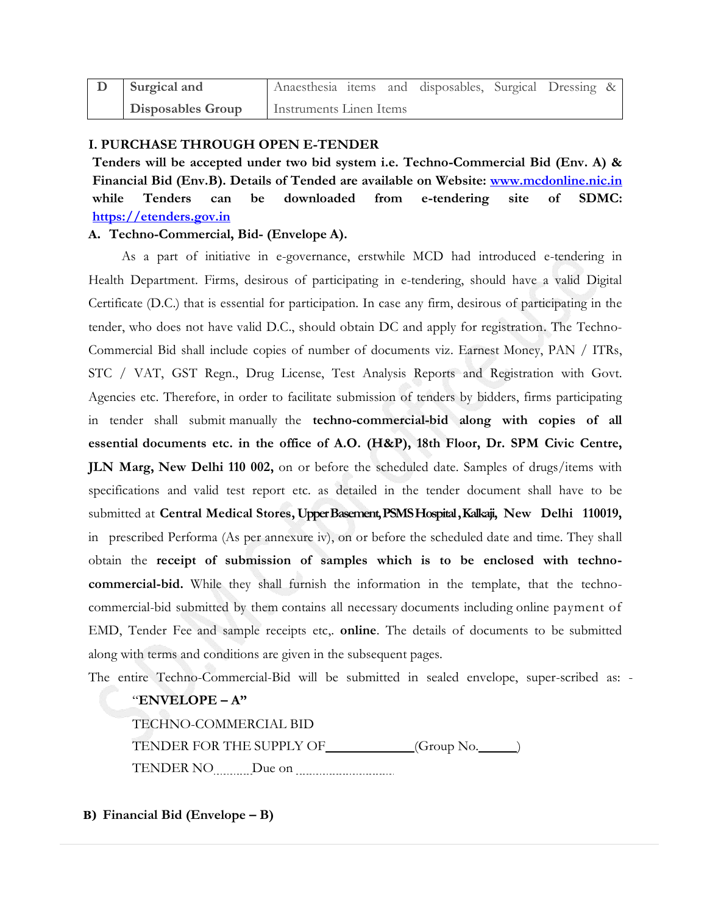| D | Surgical and Disposables Group | Anaesthesia items and disposables, Surgical Dressing & Instruments Linen Items |
|---|---|---|

**I. PURCHASE THROUGH OPEN E-TENDER**

**Tenders will be accepted under two bid system i.e. Techno-Commercial Bid (Env. A) & Financial Bid (Env.B). Details of Tended are available on Website: www.mcdonline.nic.in while Tenders can be downloaded from e-tendering site of SDMC: https://etenders.gov.in**

**A. Techno-Commercial, Bid- (Envelope A).**

As a part of initiative in e-governance, erstwhile MCD had introduced e-tendering in Health Department. Firms, desirous of participating in e-tendering, should have a valid Digital Certificate (D.C.) that is essential for participation. In case any firm, desirous of participating in the tender, who does not have valid D.C., should obtain DC and apply for registration. The Techno-Commercial Bid shall include copies of number of documents viz. Earnest Money, PAN / ITRs, STC / VAT, GST Regn., Drug License, Test Analysis Reports and Registration with Govt. Agencies etc. Therefore, in order to facilitate submission of tenders by bidders, firms participating in tender shall submit manually the **techno-commercial-bid along with copies of all essential documents etc. in the office of A.O. (H&P), 18th Floor, Dr. SPM Civic Centre, JLN Marg, New Delhi 110 002,** on or before the scheduled date. Samples of drugs/items with specifications and valid test report etc. as detailed in the tender document shall have to be submitted at **Central Medical Stores, Upper Basement, PSMS Hospital, Kalkaji, New Delhi 110019,** in prescribed Performa (As per annexure iv), on or before the scheduled date and time. They shall obtain the **receipt of submission of samples which is to be enclosed with techno-commercial-bid.** While they shall furnish the information in the template, that the techno-commercial-bid submitted by them contains all necessary documents including online payment of EMD, Tender Fee and sample receipts etc,. **online**. The details of documents to be submitted along with terms and conditions are given in the subsequent pages.

The entire Techno-Commercial-Bid will be submitted in sealed envelope, super-scribed as: -

"**ENVELOPE – A"**

TECHNO-COMMERCIAL BID

TENDER FOR THE SUPPLY OF\_\_\_\_\_\_\_\_\_\_\_\_(Group No.\_\_\_\_\_)

TENDER NO.........Due on ............................

**B) Financial Bid (Envelope – B)**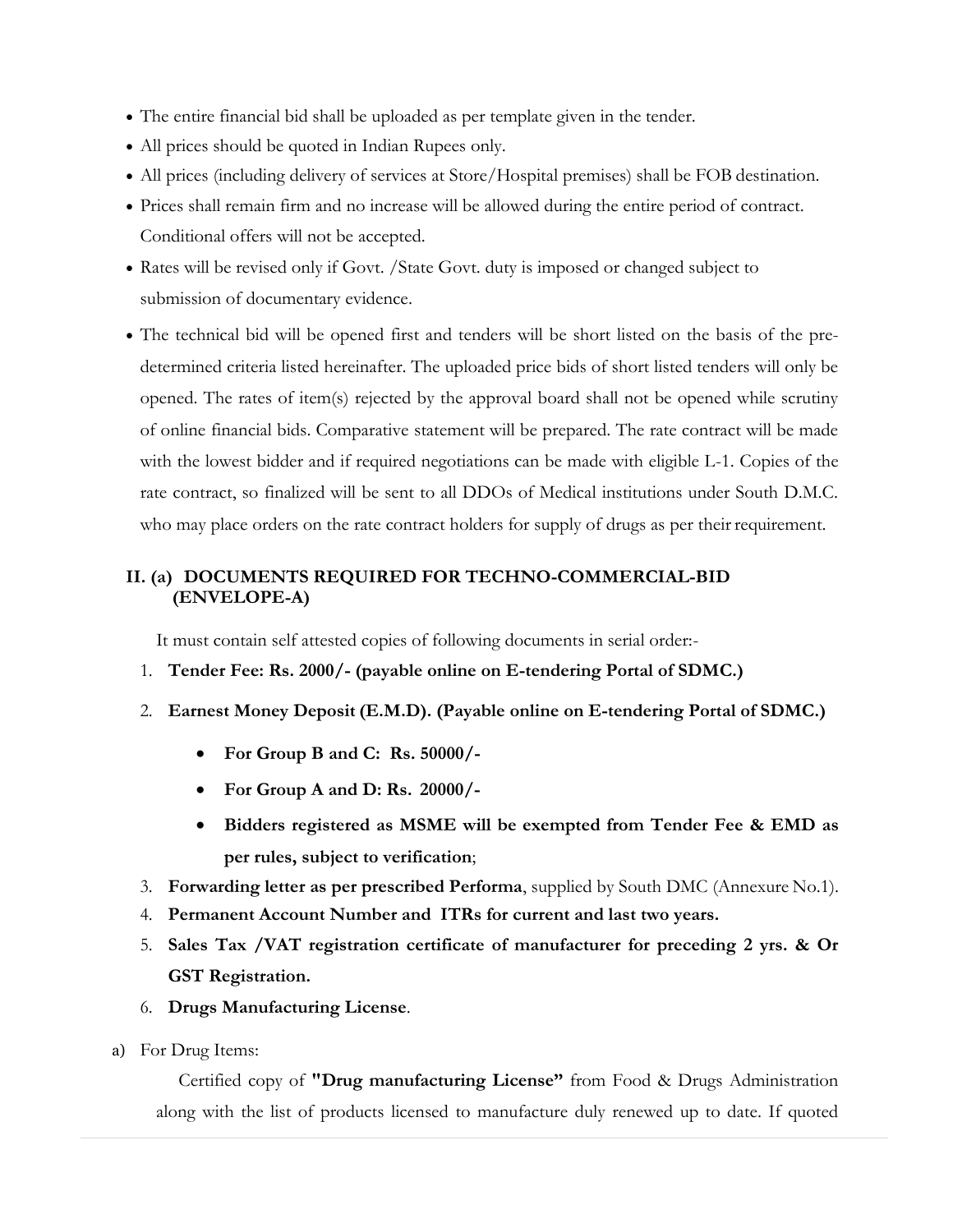- The entire financial bid shall be uploaded as per template given in the tender.
- All prices should be quoted in Indian Rupees only.
- All prices (including delivery of services at Store/Hospital premises) shall be FOB destination.
- Prices shall remain firm and no increase will be allowed during the entire period of contract. Conditional offers will not be accepted.
- Rates will be revised only if Govt. /State Govt. duty is imposed or changed subject to submission of documentary evidence.
- The technical bid will be opened first and tenders will be short listed on the basis of the pre-determined criteria listed hereinafter. The uploaded price bids of short listed tenders will only be opened. The rates of item(s) rejected by the approval board shall not be opened while scrutiny of online financial bids. Comparative statement will be prepared. The rate contract will be made with the lowest bidder and if required negotiations can be made with eligible L-1. Copies of the rate contract, so finalized will be sent to all DDOs of Medical institutions under South D.M.C. who may place orders on the rate contract holders for supply of drugs as per their requirement.

### II. (a) DOCUMENTS REQUIRED FOR TECHNO-COMMERCIAL-BID (ENVELOPE-A)

It must contain self attested copies of following documents in serial order:-

1. **Tender Fee: Rs. 2000/- (payable online on E-tendering Portal of SDMC.)**
2. **Earnest Money Deposit (E.M.D). (Payable online on E-tendering Portal of SDMC.)**
   - **For Group B and C: Rs. 50000/-**
   - **For Group A and D: Rs. 20000/-**
   - **Bidders registered as MSME will be exempted from Tender Fee & EMD as per rules, subject to verification**;
3. **Forwarding letter as per prescribed Performa**, supplied by South DMC (Annexure No.1).
4. **Permanent Account Number and ITRs for current and last two years.**
5. **Sales Tax /VAT registration certificate of manufacturer for preceding 2 yrs. & Or GST Registration.**
6. **Drugs Manufacturing License**.

a) For Drug Items:

Certified copy of **"Drug manufacturing License"** from Food & Drugs Administration along with the list of products licensed to manufacture duly renewed up to date. If quoted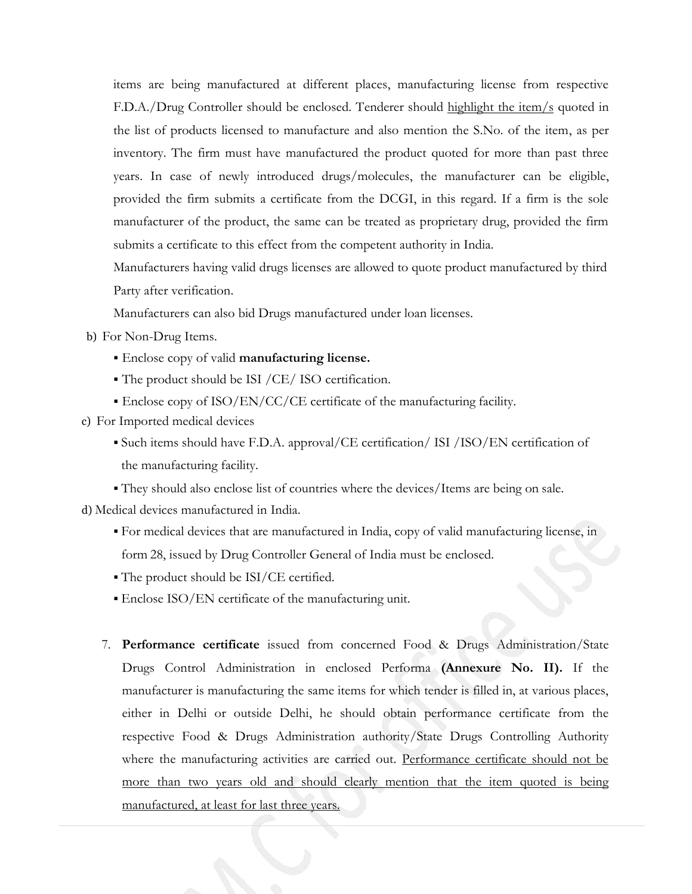items are being manufactured at different places, manufacturing license from respective F.D.A./Drug Controller should be enclosed. Tenderer should <u>highlight the item/s</u> quoted in the list of products licensed to manufacture and also mention the S.No. of the item, as per inventory. The firm must have manufactured the product quoted for more than past three years. In case of newly introduced drugs/molecules, the manufacturer can be eligible, provided the firm submits a certificate from the DCGI, in this regard. If a firm is the sole manufacturer of the product, the same can be treated as proprietary drug, provided the firm submits a certificate to this effect from the competent authority in India.

Manufacturers having valid drugs licenses are allowed to quote product manufactured by third Party after verification.

Manufacturers can also bid Drugs manufactured under loan licenses.

b) For Non-Drug Items.

- Enclose copy of valid **manufacturing license.**
- The product should be ISI /CE/ ISO certification.
- Enclose copy of ISO/EN/CC/CE certificate of the manufacturing facility.

c) For Imported medical devices

- Such items should have F.D.A. approval/CE certification/ ISI /ISO/EN certification of the manufacturing facility.
- They should also enclose list of countries where the devices/Items are being on sale.

d) Medical devices manufactured in India.

- For medical devices that are manufactured in India, copy of valid manufacturing license, in form 28, issued by Drug Controller General of India must be enclosed.
- The product should be ISI/CE certified.
- Enclose ISO/EN certificate of the manufacturing unit.

7. **Performance certificate** issued from concerned Food & Drugs Administration/State Drugs Control Administration in enclosed Performa **(Annexure No. II).** If the manufacturer is manufacturing the same items for which tender is filled in, at various places, either in Delhi or outside Delhi, he should obtain performance certificate from the respective Food & Drugs Administration authority/State Drugs Controlling Authority where the manufacturing activities are carried out. <u>Performance certificate should not be more than two years old and should clearly mention that the item quoted is being manufactured, at least for last three years.</u>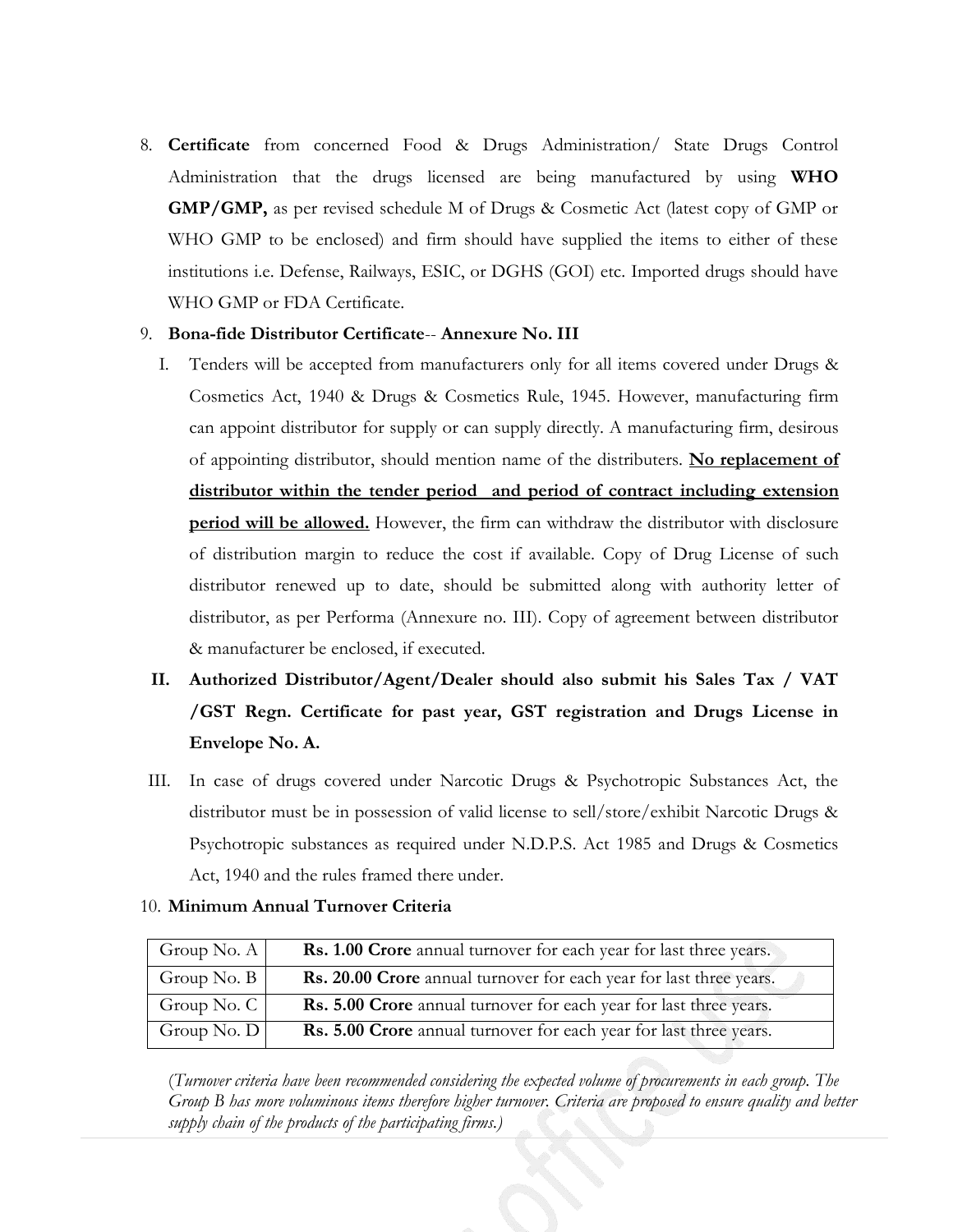8. **Certificate** from concerned Food & Drugs Administration/ State Drugs Control Administration that the drugs licensed are being manufactured by using **WHO GMP/GMP,** as per revised schedule M of Drugs & Cosmetic Act (latest copy of GMP or WHO GMP to be enclosed) and firm should have supplied the items to either of these institutions i.e. Defense, Railways, ESIC, or DGHS (GOI) etc. Imported drugs should have WHO GMP or FDA Certificate.

9. **Bona-fide Distributor Certificate**-- **Annexure No. III**

   I. Tenders will be accepted from manufacturers only for all items covered under Drugs & Cosmetics Act, 1940 & Drugs & Cosmetics Rule, 1945. However, manufacturing firm can appoint distributor for supply or can supply directly. A manufacturing firm, desirous of appointing distributor, should mention name of the distributers. **<u>No replacement of distributor within the tender period and period of contract including extension period will be allowed.</u>** However, the firm can withdraw the distributor with disclosure of distribution margin to reduce the cost if available. Copy of Drug License of such distributor renewed up to date, should be submitted along with authority letter of distributor, as per Performa (Annexure no. III). Copy of agreement between distributor & manufacturer be enclosed, if executed.

   II. **Authorized Distributor/Agent/Dealer should also submit his Sales Tax / VAT /GST Regn. Certificate for past year, GST registration and Drugs License in Envelope No. A.**

   III. In case of drugs covered under Narcotic Drugs & Psychotropic Substances Act, the distributor must be in possession of valid license to sell/store/exhibit Narcotic Drugs & Psychotropic substances as required under N.D.P.S. Act 1985 and Drugs & Cosmetics Act, 1940 and the rules framed there under.

10. **Minimum Annual Turnover Criteria**

| Group No. A | **Rs. 1.00 Crore** annual turnover for each year for last three years. |
|---|---|
| Group No. B | **Rs. 20.00 Crore** annual turnover for each year for last three years. |
| Group No. C | **Rs. 5.00 Crore** annual turnover for each year for last three years. |
| Group No. D | **Rs. 5.00 Crore** annual turnover for each year for last three years. |

(*Turnover criteria have been recommended considering the expected volume of procurements in each group. The Group B has more voluminous items therefore higher turnover. Criteria are proposed to ensure quality and better supply chain of the products of the participating firms.)*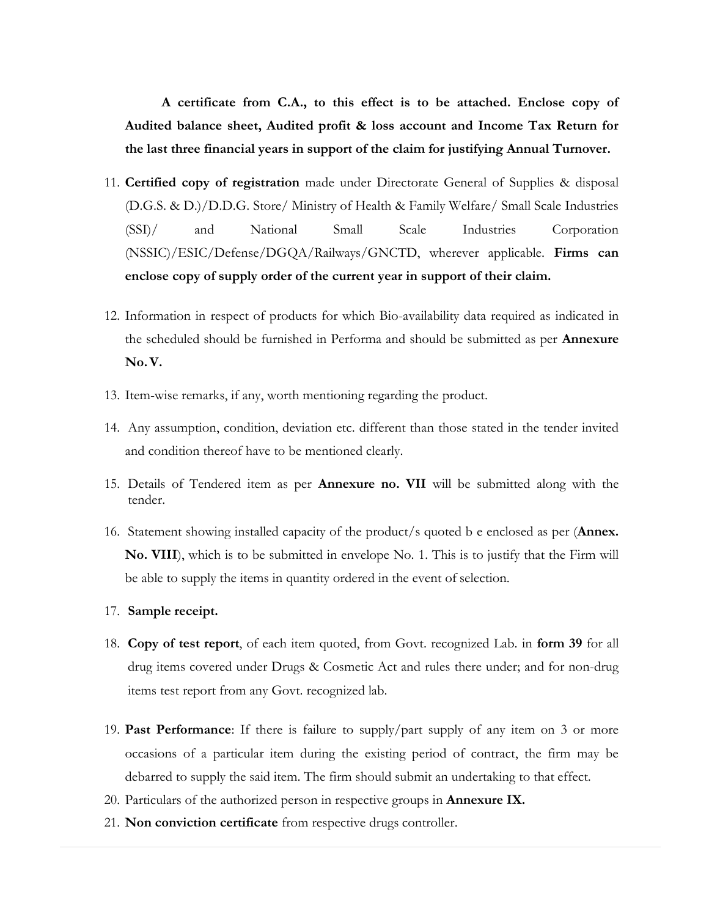**A certificate from C.A., to this effect is to be attached. Enclose copy of Audited balance sheet, Audited profit & loss account and Income Tax Return for the last three financial years in support of the claim for justifying Annual Turnover.**

11. **Certified copy of registration** made under Directorate General of Supplies & disposal (D.G.S. & D.)/D.D.G. Store/ Ministry of Health & Family Welfare/ Small Scale Industries (SSI)/ and National Small Scale Industries Corporation (NSSIC)/ESIC/Defense/DGQA/Railways/GNCTD, wherever applicable. **Firms can enclose copy of supply order of the current year in support of their claim.**

12. Information in respect of products for which Bio-availability data required as indicated in the scheduled should be furnished in Performa and should be submitted as per **Annexure No. V.**

13. Item-wise remarks, if any, worth mentioning regarding the product.

14. Any assumption, condition, deviation etc. different than those stated in the tender invited and condition thereof have to be mentioned clearly.

15. Details of Tendered item as per **Annexure no. VII** will be submitted along with the tender.

16. Statement showing installed capacity of the product/s quoted b e enclosed as per (**Annex. No. VIII**), which is to be submitted in envelope No. 1. This is to justify that the Firm will be able to supply the items in quantity ordered in the event of selection.

17. **Sample receipt.**

18. **Copy of test report**, of each item quoted, from Govt. recognized Lab. in **form 39** for all drug items covered under Drugs & Cosmetic Act and rules there under; and for non-drug items test report from any Govt. recognized lab.

19. **Past Performance**: If there is failure to supply/part supply of any item on 3 or more occasions of a particular item during the existing period of contract, the firm may be debarred to supply the said item. The firm should submit an undertaking to that effect.

20. Particulars of the authorized person in respective groups in **Annexure IX.**

21. **Non conviction certificate** from respective drugs controller.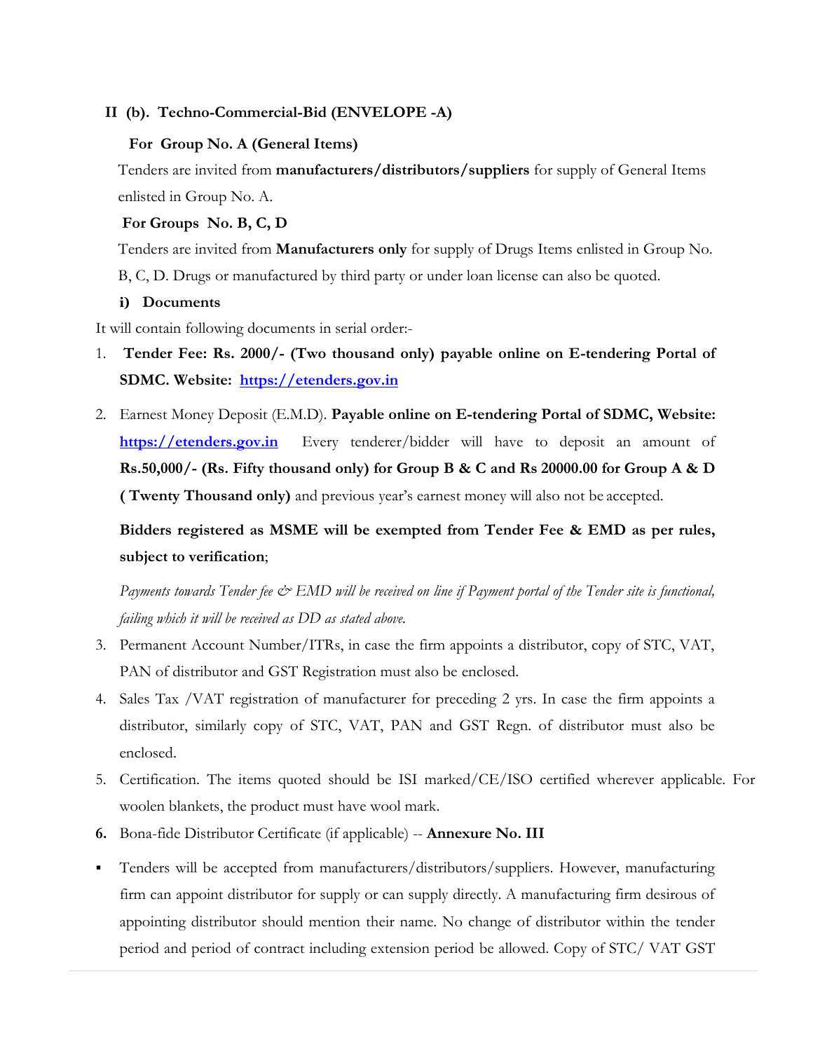**II (b). Techno-Commercial-Bid (ENVELOPE -A)**

**For Group No. A (General Items)**

Tenders are invited from **manufacturers/distributors/suppliers** for supply of General Items enlisted in Group No. A.

**For Groups No. B, C, D**

Tenders are invited from **Manufacturers only** for supply of Drugs Items enlisted in Group No. B, C, D. Drugs or manufactured by third party or under loan license can also be quoted.

**i) Documents**

It will contain following documents in serial order:-

1. **Tender Fee: Rs. 2000/- (Two thousand only) payable online on E-tendering Portal of SDMC. Website: [https://etenders.gov.in](https://etenders.gov.in)**
2. Earnest Money Deposit (E.M.D). **Payable online on E-tendering Portal of SDMC, Website: [https://etenders.gov.in](https://etenders.gov.in)** Every tenderer/bidder will have to deposit an amount of **Rs.50,000/- (Rs. Fifty thousand only) for Group B & C and Rs 20000.00 for Group A & D ( Twenty Thousand only)** and previous year's earnest money will also not be accepted.

   **Bidders registered as MSME will be exempted from Tender Fee & EMD as per rules, subject to verification**;

   *Payments towards Tender fee & EMD will be received on line if Payment portal of the Tender site is functional, failing which it will be received as DD as stated above.*
3. Permanent Account Number/ITRs, in case the firm appoints a distributor, copy of STC, VAT, PAN of distributor and GST Registration must also be enclosed.
4. Sales Tax /VAT registration of manufacturer for preceding 2 yrs. In case the firm appoints a distributor, similarly copy of STC, VAT, PAN and GST Regn. of distributor must also be enclosed.
5. Certification. The items quoted should be ISI marked/CE/ISO certified wherever applicable. For woolen blankets, the product must have wool mark.
6. Bona-fide Distributor Certificate (if applicable) -- **Annexure No. III**

- Tenders will be accepted from manufacturers/distributors/suppliers. However, manufacturing firm can appoint distributor for supply or can supply directly. A manufacturing firm desirous of appointing distributor should mention their name. No change of distributor within the tender period and period of contract including extension period be allowed. Copy of STC/ VAT GST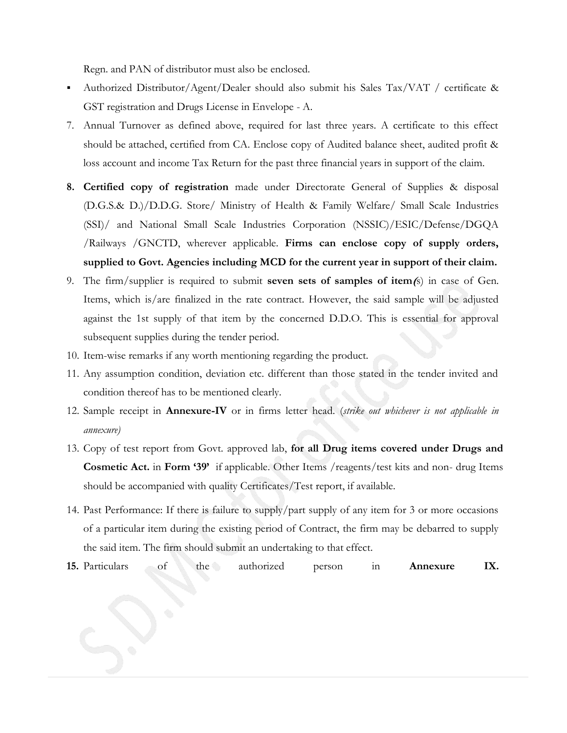Regn. and PAN of distributor must also be enclosed.

- Authorized Distributor/Agent/Dealer should also submit his Sales Tax/VAT / certificate & GST registration and Drugs License in Envelope - A.

7. Annual Turnover as defined above, required for last three years. A certificate to this effect should be attached, certified from CA. Enclose copy of Audited balance sheet, audited profit & loss account and income Tax Return for the past three financial years in support of the claim.

8. **Certified copy of registration** made under Directorate General of Supplies & disposal (D.G.S.& D.)/D.D.G. Store/ Ministry of Health & Family Welfare/ Small Scale Industries (SSI)/ and National Small Scale Industries Corporation (NSSIC)/ESIC/Defense/DGQA /Railways /GNCTD, wherever applicable. **Firms can enclose copy of supply orders, supplied to Govt. Agencies including MCD for the current year in support of their claim.**

9. The firm/supplier is required to submit **seven sets of samples of item(**s) in case of Gen. Items, which is/are finalized in the rate contract. However, the said sample will be adjusted against the 1st supply of that item by the concerned D.D.O. This is essential for approval subsequent supplies during the tender period.

10. Item-wise remarks if any worth mentioning regarding the product.

11. Any assumption condition, deviation etc. different than those stated in the tender invited and condition thereof has to be mentioned clearly.

12. Sample receipt in **Annexure-IV** or in firms letter head. (*strike out whichever is not applicable in annexure)*

13. Copy of test report from Govt. approved lab, **for all Drug items covered under Drugs and Cosmetic Act.** in **Form '39'** if applicable. Other Items /reagents/test kits and non- drug Items should be accompanied with quality Certificates/Test report, if available.

14. Past Performance: If there is failure to supply/part supply of any item for 3 or more occasions of a particular item during the existing period of Contract, the firm may be debarred to supply the said item. The firm should submit an undertaking to that effect.

15. Particulars of the authorized person in **Annexure IX.**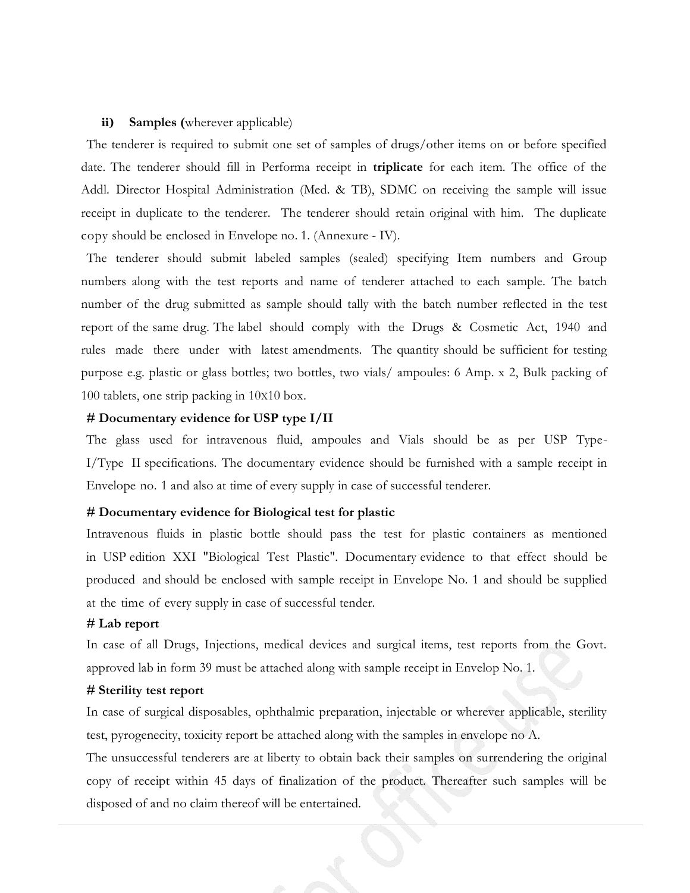**ii) Samples (**wherever applicable)

The tenderer is required to submit one set of samples of drugs/other items on or before specified date. The tenderer should fill in Performa receipt in **triplicate** for each item. The office of the Addl. Director Hospital Administration (Med. & TB), SDMC on receiving the sample will issue receipt in duplicate to the tenderer. The tenderer should retain original with him. The duplicate copy should be enclosed in Envelope no. 1. (Annexure - IV).

The tenderer should submit labeled samples (sealed) specifying Item numbers and Group numbers along with the test reports and name of tenderer attached to each sample. The batch number of the drug submitted as sample should tally with the batch number reflected in the test report of the same drug. The label should comply with the Drugs & Cosmetic Act, 1940 and rules made there under with latest amendments. The quantity should be sufficient for testing purpose e.g. plastic or glass bottles; two bottles, two vials/ ampoules: 6 Amp. x 2, Bulk packing of 100 tablets, one strip packing in 10X10 box.

**# Documentary evidence for USP type I/II**

The glass used for intravenous fluid, ampoules and Vials should be as per USP Type-I/Type II specifications. The documentary evidence should be furnished with a sample receipt in Envelope no. 1 and also at time of every supply in case of successful tenderer.

**# Documentary evidence for Biological test for plastic**

Intravenous fluids in plastic bottle should pass the test for plastic containers as mentioned in USP edition XXI "Biological Test Plastic". Documentary evidence to that effect should be produced and should be enclosed with sample receipt in Envelope No. 1 and should be supplied at the time of every supply in case of successful tender.

**# Lab report**

In case of all Drugs, Injections, medical devices and surgical items, test reports from the Govt. approved lab in form 39 must be attached along with sample receipt in Envelop No. 1.

**# Sterility test report**

In case of surgical disposables, ophthalmic preparation, injectable or wherever applicable, sterility test, pyrogenecity, toxicity report be attached along with the samples in envelope no A.

The unsuccessful tenderers are at liberty to obtain back their samples on surrendering the original copy of receipt within 45 days of finalization of the product. Thereafter such samples will be disposed of and no claim thereof will be entertained.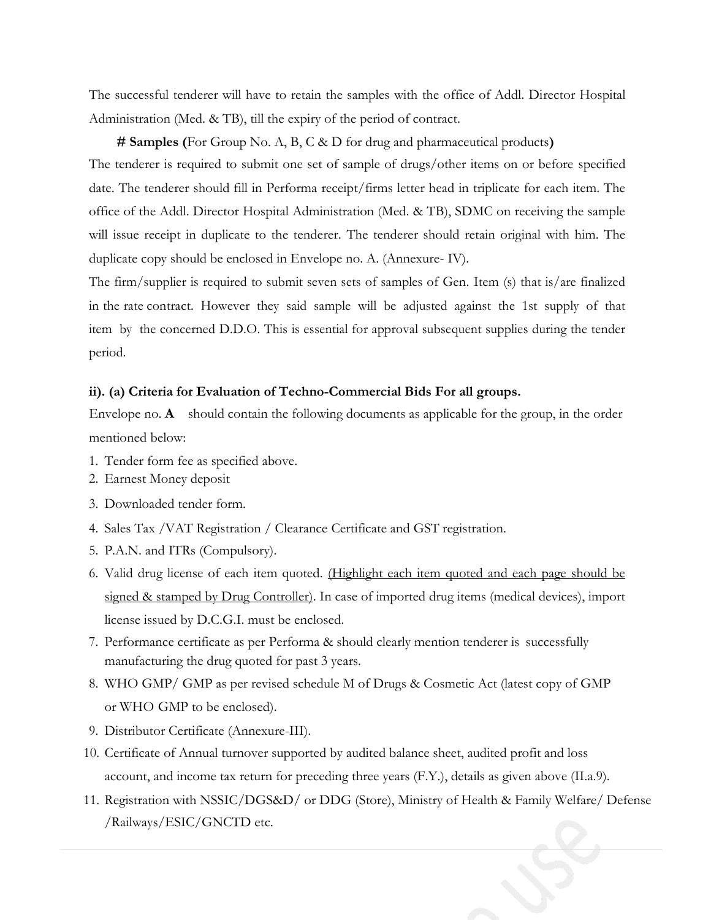The successful tenderer will have to retain the samples with the office of Addl. Director Hospital Administration (Med. & TB), till the expiry of the period of contract.

**# Samples (**For Group No. A, B, C & D for drug and pharmaceutical products**)**

The tenderer is required to submit one set of sample of drugs/other items on or before specified date. The tenderer should fill in Performa receipt/firms letter head in triplicate for each item. The office of the Addl. Director Hospital Administration (Med. & TB), SDMC on receiving the sample will issue receipt in duplicate to the tenderer. The tenderer should retain original with him. The duplicate copy should be enclosed in Envelope no. A. (Annexure- IV).

The firm/supplier is required to submit seven sets of samples of Gen. Item (s) that is/are finalized in the rate contract. However they said sample will be adjusted against the 1st supply of that item by the concerned D.D.O. This is essential for approval subsequent supplies during the tender period.

**ii). (a) Criteria for Evaluation of Techno-Commercial Bids For all groups.**

Envelope no. **A** should contain the following documents as applicable for the group, in the order mentioned below:

1. Tender form fee as specified above.
2. Earnest Money deposit
3. Downloaded tender form.
4. Sales Tax /VAT Registration / Clearance Certificate and GST registration.
5. P.A.N. and ITRs (Compulsory).
6. Valid drug license of each item quoted. <u>(Highlight each item quoted and each page should be signed & stamped by Drug Controller)</u>. In case of imported drug items (medical devices), import license issued by D.C.G.I. must be enclosed.
7. Performance certificate as per Performa & should clearly mention tenderer is successfully manufacturing the drug quoted for past 3 years.
8. WHO GMP/ GMP as per revised schedule M of Drugs & Cosmetic Act (latest copy of GMP or WHO GMP to be enclosed).
9. Distributor Certificate (Annexure-III).
10. Certificate of Annual turnover supported by audited balance sheet, audited profit and loss account, and income tax return for preceding three years (F.Y.), details as given above (II.a.9).
11. Registration with NSSIC/DGS&D/ or DDG (Store), Ministry of Health & Family Welfare/ Defense /Railways/ESIC/GNCTD etc.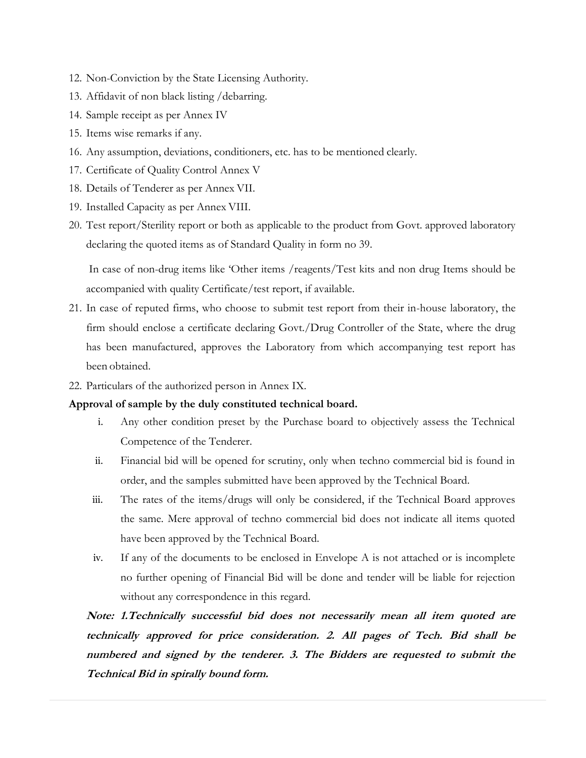12. Non-Conviction by the State Licensing Authority.
13. Affidavit of non black listing /debarring.
14. Sample receipt as per Annex IV
15. Items wise remarks if any.
16. Any assumption, deviations, conditioners, etc. has to be mentioned clearly.
17. Certificate of Quality Control Annex V
18. Details of Tenderer as per Annex VII.
19. Installed Capacity as per Annex VIII.
20. Test report/Sterility report or both as applicable to the product from Govt. approved laboratory declaring the quoted items as of Standard Quality in form no 39.

    In case of non-drug items like 'Other items /reagents/Test kits and non drug Items should be accompanied with quality Certificate/test report, if available.
21. In case of reputed firms, who choose to submit test report from their in-house laboratory, the firm should enclose a certificate declaring Govt./Drug Controller of the State, where the drug has been manufactured, approves the Laboratory from which accompanying test report has been obtained.
22. Particulars of the authorized person in Annex IX.

**Approval of sample by the duly constituted technical board.**

i. Any other condition preset by the Purchase board to objectively assess the Technical Competence of the Tenderer.

ii. Financial bid will be opened for scrutiny, only when techno commercial bid is found in order, and the samples submitted have been approved by the Technical Board.

iii. The rates of the items/drugs will only be considered, if the Technical Board approves the same. Mere approval of techno commercial bid does not indicate all items quoted have been approved by the Technical Board.

iv. If any of the documents to be enclosed in Envelope A is not attached or is incomplete no further opening of Financial Bid will be done and tender will be liable for rejection without any correspondence in this regard.

***Note: 1.Technically successful bid does not necessarily mean all item quoted are technically approved for price consideration. 2. All pages of Tech. Bid shall be numbered and signed by the tenderer. 3. The Bidders are requested to submit the Technical Bid in spirally bound form.***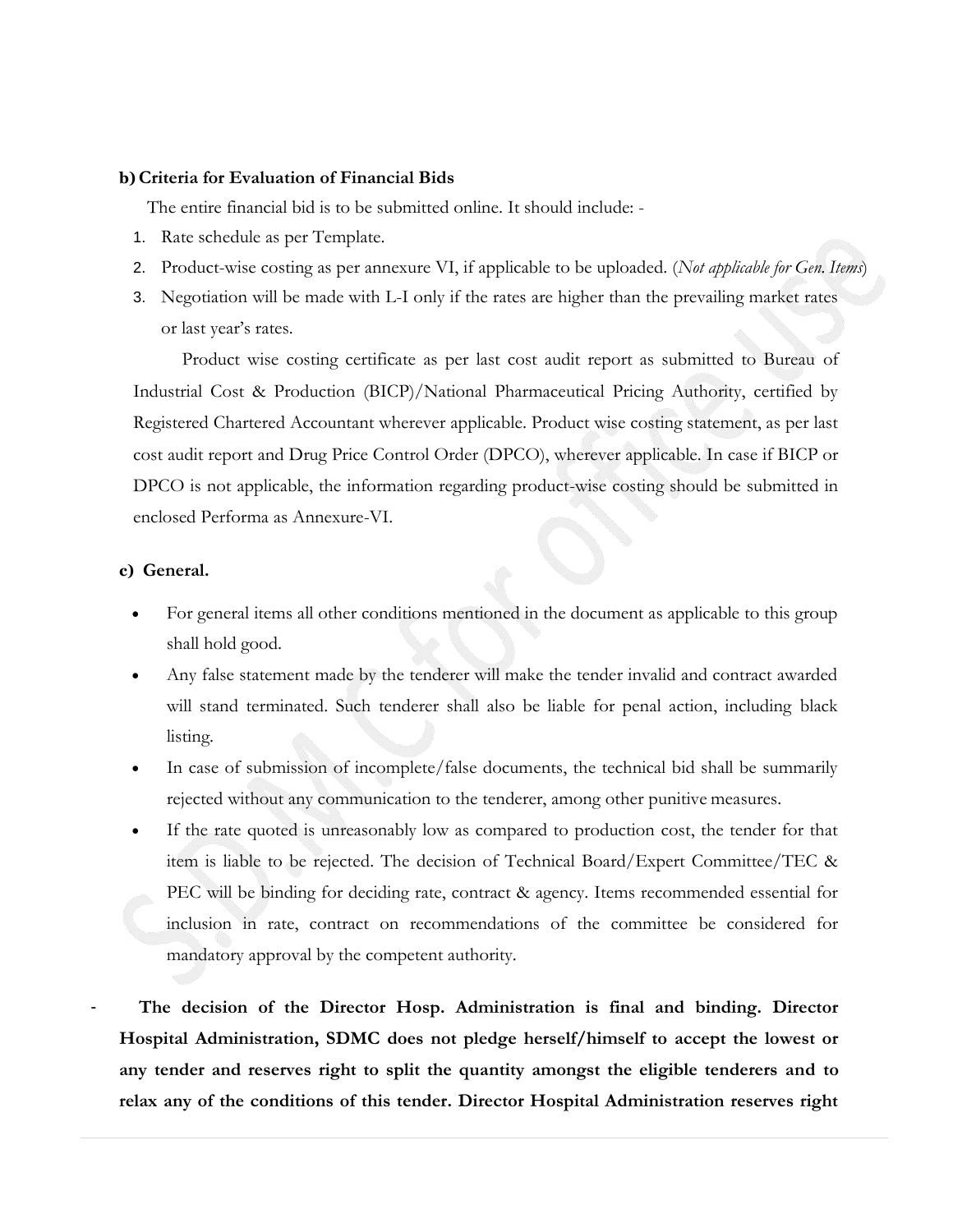**b) Criteria for Evaluation of Financial Bids**

The entire financial bid is to be submitted online. It should include: -

1. Rate schedule as per Template.
2. Product-wise costing as per annexure VI, if applicable to be uploaded. (*Not applicable for Gen. Items*)
3. Negotiation will be made with L-I only if the rates are higher than the prevailing market rates or last year's rates.

Product wise costing certificate as per last cost audit report as submitted to Bureau of Industrial Cost & Production (BICP)/National Pharmaceutical Pricing Authority, certified by Registered Chartered Accountant wherever applicable. Product wise costing statement, as per last cost audit report and Drug Price Control Order (DPCO), wherever applicable. In case if BICP or DPCO is not applicable, the information regarding product-wise costing should be submitted in enclosed Performa as Annexure-VI.

**c) General.**

- For general items all other conditions mentioned in the document as applicable to this group shall hold good.
- Any false statement made by the tenderer will make the tender invalid and contract awarded will stand terminated. Such tenderer shall also be liable for penal action, including black listing.
- In case of submission of incomplete/false documents, the technical bid shall be summarily rejected without any communication to the tenderer, among other punitive measures.
- If the rate quoted is unreasonably low as compared to production cost, the tender for that item is liable to be rejected. The decision of Technical Board/Expert Committee/TEC & PEC will be binding for deciding rate, contract & agency. Items recommended essential for inclusion in rate, contract on recommendations of the committee be considered for mandatory approval by the competent authority.

- **The decision of the Director Hosp. Administration is final and binding. Director Hospital Administration, SDMC does not pledge herself/himself to accept the lowest or any tender and reserves right to split the quantity amongst the eligible tenderers and to relax any of the conditions of this tender. Director Hospital Administration reserves right**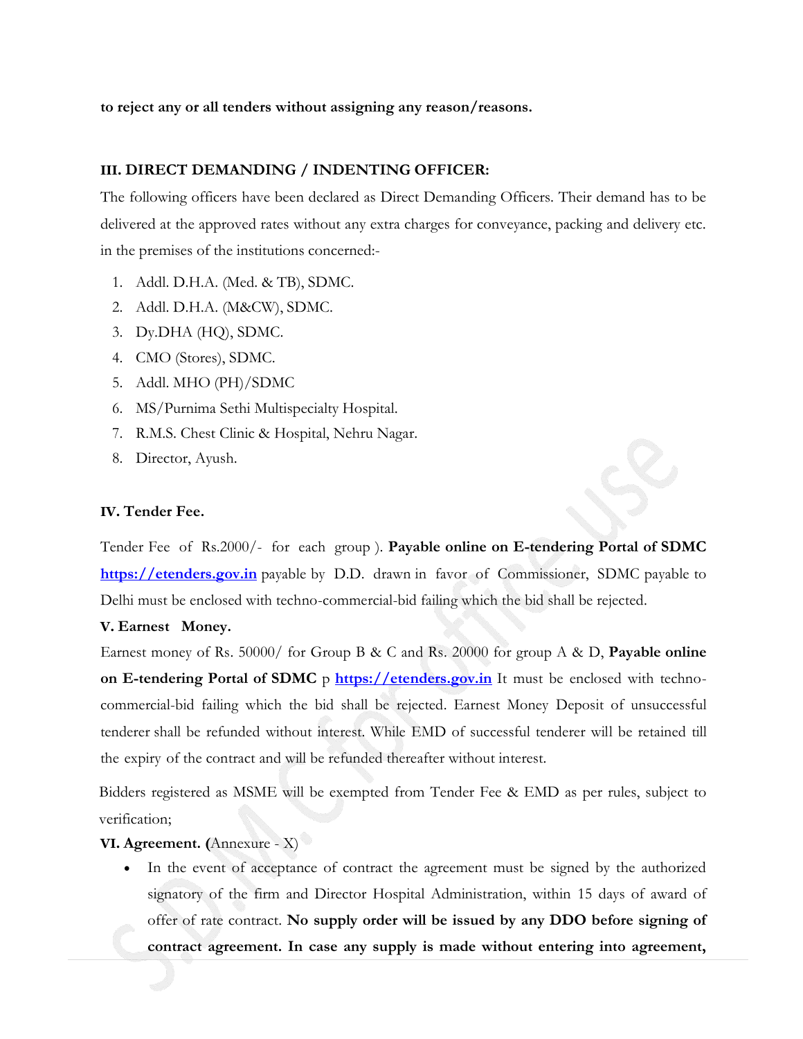**to reject any or all tenders without assigning any reason/reasons.**

**III. DIRECT DEMANDING / INDENTING OFFICER:**

The following officers have been declared as Direct Demanding Officers. Their demand has to be delivered at the approved rates without any extra charges for conveyance, packing and delivery etc. in the premises of the institutions concerned:-

1. Addl. D.H.A. (Med. & TB), SDMC.
2. Addl. D.H.A. (M&CW), SDMC.
3. Dy.DHA (HQ), SDMC.
4. CMO (Stores), SDMC.
5. Addl. MHO (PH)/SDMC
6. MS/Purnima Sethi Multispecialty Hospital.
7. R.M.S. Chest Clinic & Hospital, Nehru Nagar.
8. Director, Ayush.

**IV. Tender Fee.**

Tender Fee of Rs.2000/- for each group ). **Payable online on E-tendering Portal of SDMC [https://etenders.gov.in](https://etenders.gov.in)** payable by D.D. drawn in favor of Commissioner, SDMC payable to Delhi must be enclosed with techno-commercial-bid failing which the bid shall be rejected.

**V. Earnest Money.**

Earnest money of Rs. 50000/ for Group B & C and Rs. 20000 for group A & D, **Payable online on E-tendering Portal of SDMC** p **[https://etenders.gov.in](https://etenders.gov.in)** It must be enclosed with techno-commercial-bid failing which the bid shall be rejected. Earnest Money Deposit of unsuccessful tenderer shall be refunded without interest. While EMD of successful tenderer will be retained till the expiry of the contract and will be refunded thereafter without interest.

Bidders registered as MSME will be exempted from Tender Fee & EMD as per rules, subject to verification;

**VI. Agreement. (**Annexure - X)

- In the event of acceptance of contract the agreement must be signed by the authorized signatory of the firm and Director Hospital Administration, within 15 days of award of offer of rate contract. **No supply order will be issued by any DDO before signing of contract agreement. In case any supply is made without entering into agreement,**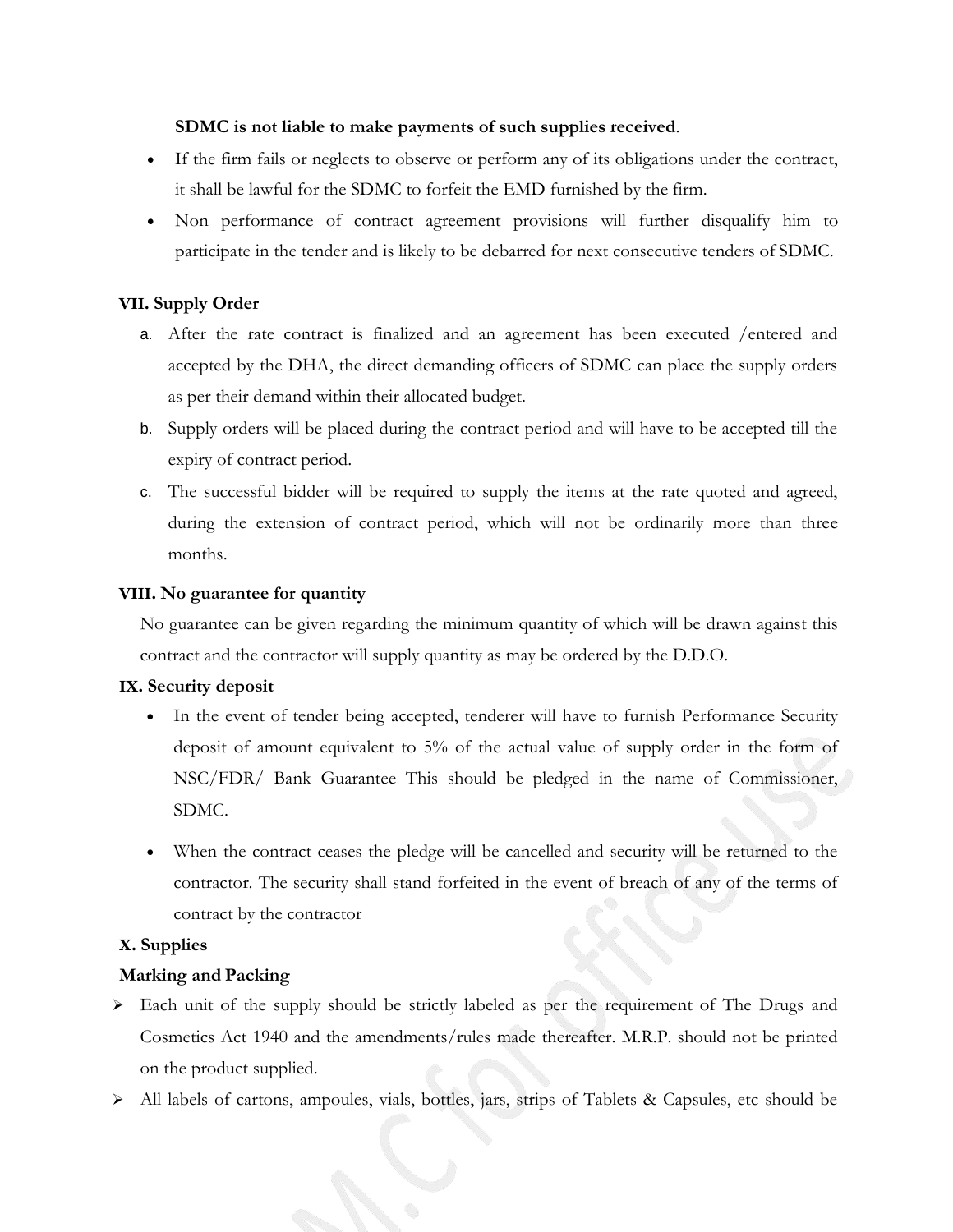**SDMC is not liable to make payments of such supplies received**.

- If the firm fails or neglects to observe or perform any of its obligations under the contract, it shall be lawful for the SDMC to forfeit the EMD furnished by the firm.
- Non performance of contract agreement provisions will further disqualify him to participate in the tender and is likely to be debarred for next consecutive tenders of SDMC.

**VII. Supply Order**

a. After the rate contract is finalized and an agreement has been executed /entered and accepted by the DHA, the direct demanding officers of SDMC can place the supply orders as per their demand within their allocated budget.

b. Supply orders will be placed during the contract period and will have to be accepted till the expiry of contract period.

c. The successful bidder will be required to supply the items at the rate quoted and agreed, during the extension of contract period, which will not be ordinarily more than three months.

**VIII. No guarantee for quantity**

No guarantee can be given regarding the minimum quantity of which will be drawn against this contract and the contractor will supply quantity as may be ordered by the D.D.O.

**IX. Security deposit**

- In the event of tender being accepted, tenderer will have to furnish Performance Security deposit of amount equivalent to 5% of the actual value of supply order in the form of NSC/FDR/ Bank Guarantee This should be pledged in the name of Commissioner, SDMC.
- When the contract ceases the pledge will be cancelled and security will be returned to the contractor. The security shall stand forfeited in the event of breach of any of the terms of contract by the contractor

**X. Supplies**

**Marking and Packing**

- Each unit of the supply should be strictly labeled as per the requirement of The Drugs and Cosmetics Act 1940 and the amendments/rules made thereafter. M.R.P. should not be printed on the product supplied.
- All labels of cartons, ampoules, vials, bottles, jars, strips of Tablets & Capsules, etc should be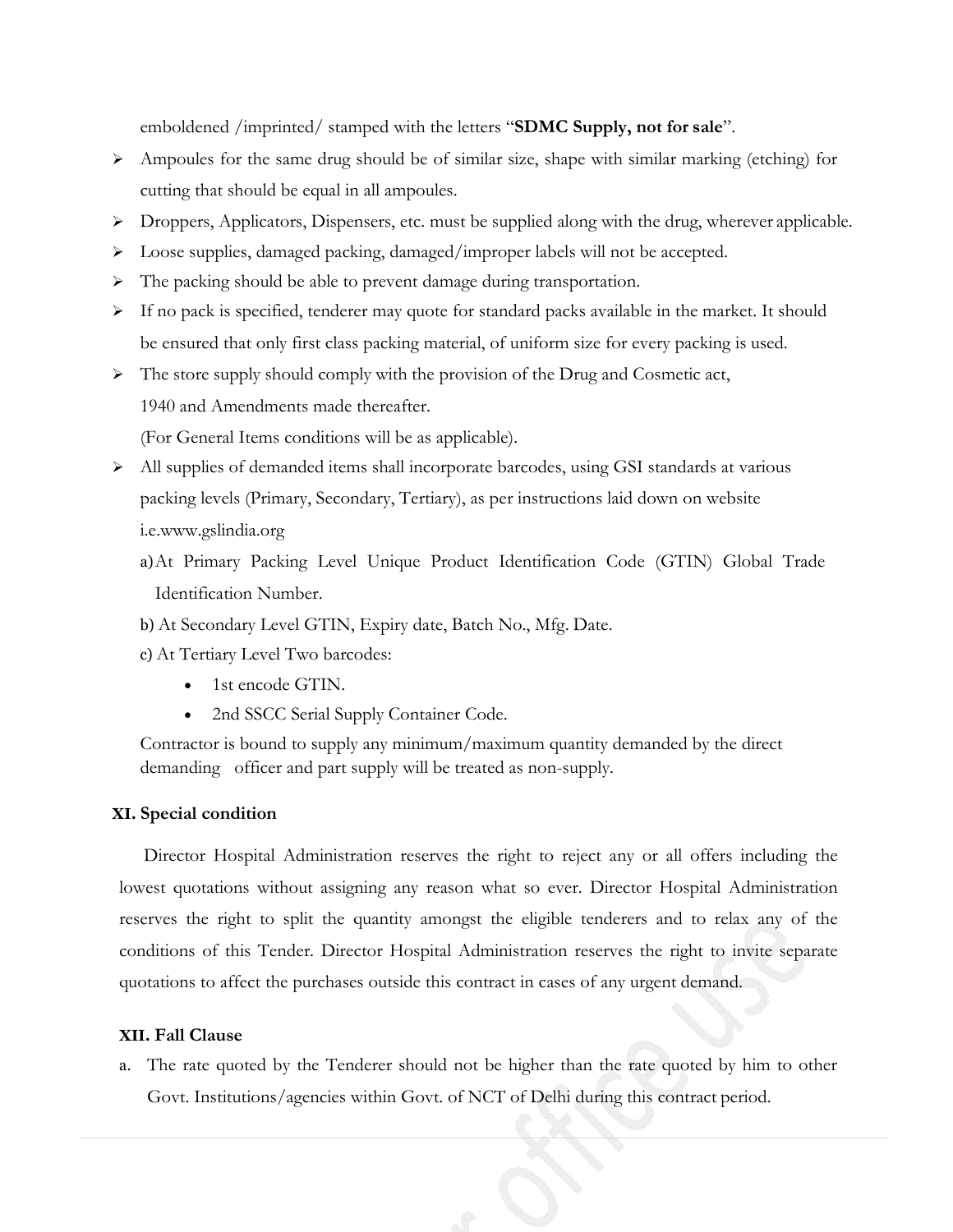emboldened /imprinted/ stamped with the letters "**SDMC Supply, not for sale**".

- Ampoules for the same drug should be of similar size, shape with similar marking (etching) for cutting that should be equal in all ampoules.
- Droppers, Applicators, Dispensers, etc. must be supplied along with the drug, wherever applicable.
- Loose supplies, damaged packing, damaged/improper labels will not be accepted.
- The packing should be able to prevent damage during transportation.
- If no pack is specified, tenderer may quote for standard packs available in the market. It should be ensured that only first class packing material, of uniform size for every packing is used.
- The store supply should comply with the provision of the Drug and Cosmetic act, 1940 and Amendments made thereafter.

  (For General Items conditions will be as applicable).
- All supplies of demanded items shall incorporate barcodes, using GSI standards at various packing levels (Primary, Secondary, Tertiary), as per instructions laid down on website i.e.www.gslindia.org

  a) At Primary Packing Level Unique Product Identification Code (GTIN) Global Trade Identification Number.

  b) At Secondary Level GTIN, Expiry date, Batch No., Mfg. Date.

  c) At Tertiary Level Two barcodes:

  - 1st encode GTIN.
  - 2nd SSCC Serial Supply Container Code.

  Contractor is bound to supply any minimum/maximum quantity demanded by the direct demanding officer and part supply will be treated as non-supply.

**XI. Special condition**

Director Hospital Administration reserves the right to reject any or all offers including the lowest quotations without assigning any reason what so ever. Director Hospital Administration reserves the right to split the quantity amongst the eligible tenderers and to relax any of the conditions of this Tender. Director Hospital Administration reserves the right to invite separate quotations to affect the purchases outside this contract in cases of any urgent demand.

**XII. Fall Clause**

a. The rate quoted by the Tenderer should not be higher than the rate quoted by him to other Govt. Institutions/agencies within Govt. of NCT of Delhi during this contract period.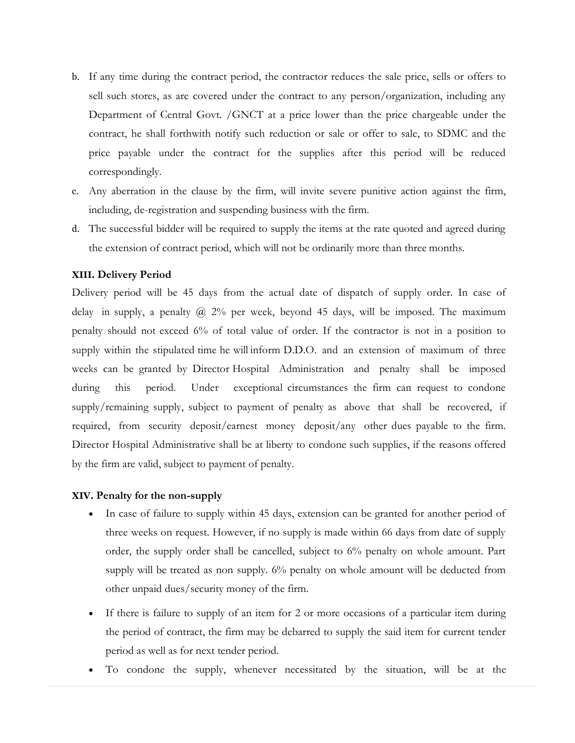b. If any time during the contract period, the contractor reduces the sale price, sells or offers to sell such stores, as are covered under the contract to any person/organization, including any Department of Central Govt. /GNCT at a price lower than the price chargeable under the contract, he shall forthwith notify such reduction or sale or offer to sale, to SDMC and the price payable under the contract for the supplies after this period will be reduced correspondingly.

c. Any aberration in the clause by the firm, will invite severe punitive action against the firm, including, de-registration and suspending business with the firm.

d. The successful bidder will be required to supply the items at the rate quoted and agreed during the extension of contract period, which will not be ordinarily more than three months.

**XIII. Delivery Period**

Delivery period will be 45 days from the actual date of dispatch of supply order. In case of delay in supply, a penalty @ 2% per week, beyond 45 days, will be imposed. The maximum penalty should not exceed 6% of total value of order. If the contractor is not in a position to supply within the stipulated time he will inform D.D.O. and an extension of maximum of three weeks can be granted by Director Hospital Administration and penalty shall be imposed during this period. Under exceptional circumstances the firm can request to condone supply/remaining supply, subject to payment of penalty as above that shall be recovered, if required, from security deposit/earnest money deposit/any other dues payable to the firm. Director Hospital Administrative shall be at liberty to condone such supplies, if the reasons offered by the firm are valid, subject to payment of penalty.

**XIV. Penalty for the non-supply**

- In case of failure to supply within 45 days, extension can be granted for another period of three weeks on request. However, if no supply is made within 66 days from date of supply order, the supply order shall be cancelled, subject to 6% penalty on whole amount. Part supply will be treated as non supply. 6% penalty on whole amount will be deducted from other unpaid dues/security money of the firm.

- If there is failure to supply of an item for 2 or more occasions of a particular item during the period of contract, the firm may be debarred to supply the said item for current tender period as well as for next tender period.

- To condone the supply, whenever necessitated by the situation, will be at the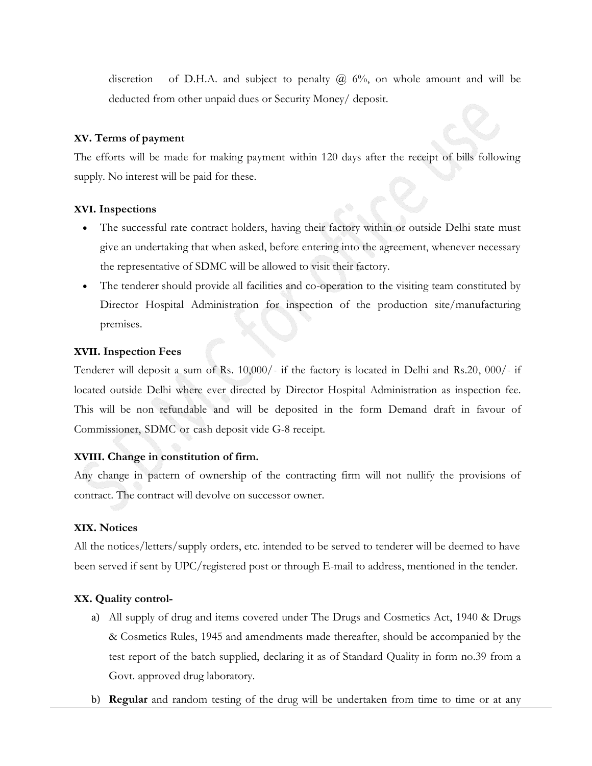discretion of D.H.A. and subject to penalty @ 6%, on whole amount and will be deducted from other unpaid dues or Security Money/ deposit.

**XV. Terms of payment**

The efforts will be made for making payment within 120 days after the receipt of bills following supply. No interest will be paid for these.

**XVI. Inspections**

- The successful rate contract holders, having their factory within or outside Delhi state must give an undertaking that when asked, before entering into the agreement, whenever necessary the representative of SDMC will be allowed to visit their factory.
- The tenderer should provide all facilities and co-operation to the visiting team constituted by Director Hospital Administration for inspection of the production site/manufacturing premises.

**XVII. Inspection Fees**

Tenderer will deposit a sum of Rs. 10,000/- if the factory is located in Delhi and Rs.20, 000/- if located outside Delhi where ever directed by Director Hospital Administration as inspection fee. This will be non refundable and will be deposited in the form Demand draft in favour of Commissioner, SDMC or cash deposit vide G-8 receipt.

**XVIII. Change in constitution of firm.**

Any change in pattern of ownership of the contracting firm will not nullify the provisions of contract. The contract will devolve on successor owner.

**XIX. Notices**

All the notices/letters/supply orders, etc. intended to be served to tenderer will be deemed to have been served if sent by UPC/registered post or through E-mail to address, mentioned in the tender.

**XX. Quality control-**

a) All supply of drug and items covered under The Drugs and Cosmetics Act, 1940 & Drugs & Cosmetics Rules, 1945 and amendments made thereafter, should be accompanied by the test report of the batch supplied, declaring it as of Standard Quality in form no.39 from a Govt. approved drug laboratory.

b) **Regular** and random testing of the drug will be undertaken from time to time or at any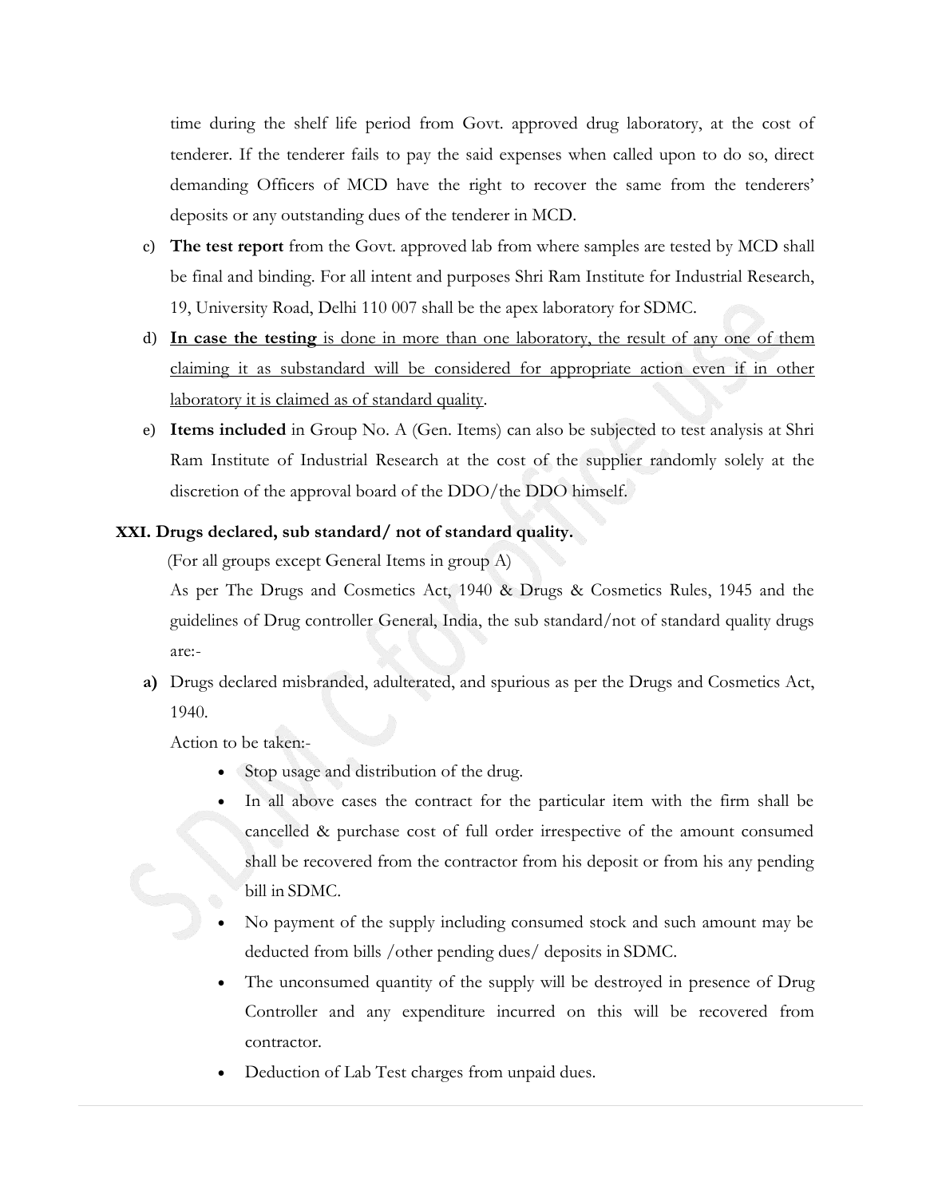time during the shelf life period from Govt. approved drug laboratory, at the cost of tenderer. If the tenderer fails to pay the said expenses when called upon to do so, direct demanding Officers of MCD have the right to recover the same from the tenderers' deposits or any outstanding dues of the tenderer in MCD.

c) **The test report** from the Govt. approved lab from where samples are tested by MCD shall be final and binding. For all intent and purposes Shri Ram Institute for Industrial Research, 19, University Road, Delhi 110 007 shall be the apex laboratory for SDMC.

d) <u>**In case the testing** is done in more than one laboratory, the result of any one of them claiming it as substandard will be considered for appropriate action even if in other laboratory it is claimed as of standard quality</u>.

e) **Items included** in Group No. A (Gen. Items) can also be subjected to test analysis at Shri Ram Institute of Industrial Research at the cost of the supplier randomly solely at the discretion of the approval board of the DDO/the DDO himself.

**XXI. Drugs declared, sub standard/ not of standard quality.**

(For all groups except General Items in group A)

As per The Drugs and Cosmetics Act, 1940 & Drugs & Cosmetics Rules, 1945 and the guidelines of Drug controller General, India, the sub standard/not of standard quality drugs are:-

**a)** Drugs declared misbranded, adulterated, and spurious as per the Drugs and Cosmetics Act, 1940.

Action to be taken:-

- Stop usage and distribution of the drug.
- In all above cases the contract for the particular item with the firm shall be cancelled & purchase cost of full order irrespective of the amount consumed shall be recovered from the contractor from his deposit or from his any pending bill in SDMC.
- No payment of the supply including consumed stock and such amount may be deducted from bills /other pending dues/ deposits in SDMC.
- The unconsumed quantity of the supply will be destroyed in presence of Drug Controller and any expenditure incurred on this will be recovered from contractor.
- Deduction of Lab Test charges from unpaid dues.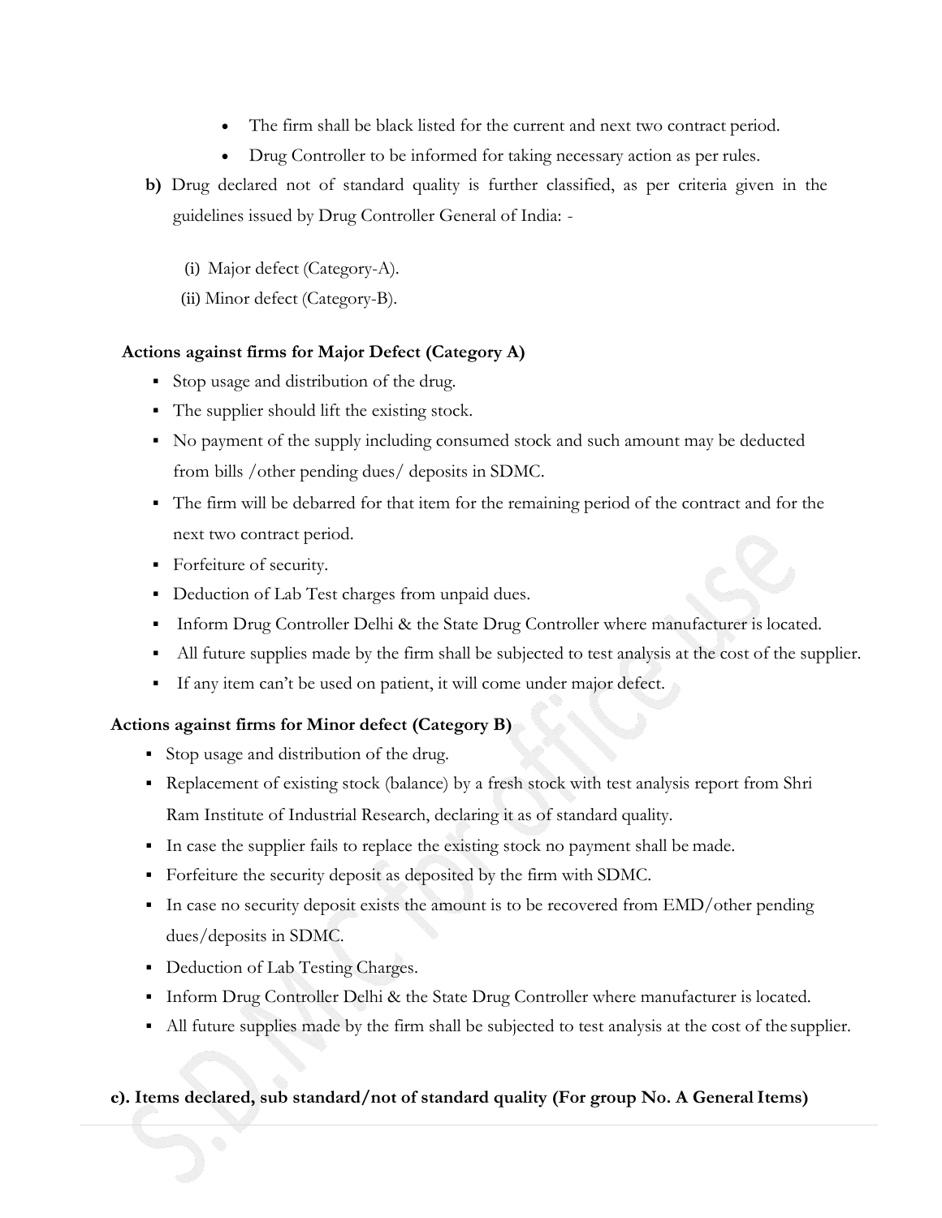- The firm shall be black listed for the current and next two contract period.
- Drug Controller to be informed for taking necessary action as per rules.

**b)** Drug declared not of standard quality is further classified, as per criteria given in the guidelines issued by Drug Controller General of India: -

(i) Major defect (Category-A).

(ii) Minor defect (Category-B).

**Actions against firms for Major Defect (Category A)**

- Stop usage and distribution of the drug.
- The supplier should lift the existing stock.
- No payment of the supply including consumed stock and such amount may be deducted from bills /other pending dues/ deposits in SDMC.
- The firm will be debarred for that item for the remaining period of the contract and for the next two contract period.
- Forfeiture of security.
- Deduction of Lab Test charges from unpaid dues.
- Inform Drug Controller Delhi & the State Drug Controller where manufacturer is located.
- All future supplies made by the firm shall be subjected to test analysis at the cost of the supplier.
- If any item can't be used on patient, it will come under major defect.

**Actions against firms for Minor defect (Category B)**

- Stop usage and distribution of the drug.
- Replacement of existing stock (balance) by a fresh stock with test analysis report from Shri Ram Institute of Industrial Research, declaring it as of standard quality.
- In case the supplier fails to replace the existing stock no payment shall be made.
- Forfeiture the security deposit as deposited by the firm with SDMC.
- In case no security deposit exists the amount is to be recovered from EMD/other pending dues/deposits in SDMC.
- Deduction of Lab Testing Charges.
- Inform Drug Controller Delhi & the State Drug Controller where manufacturer is located.
- All future supplies made by the firm shall be subjected to test analysis at the cost of the supplier.

**c). Items declared, sub standard/not of standard quality (For group No. A General Items)**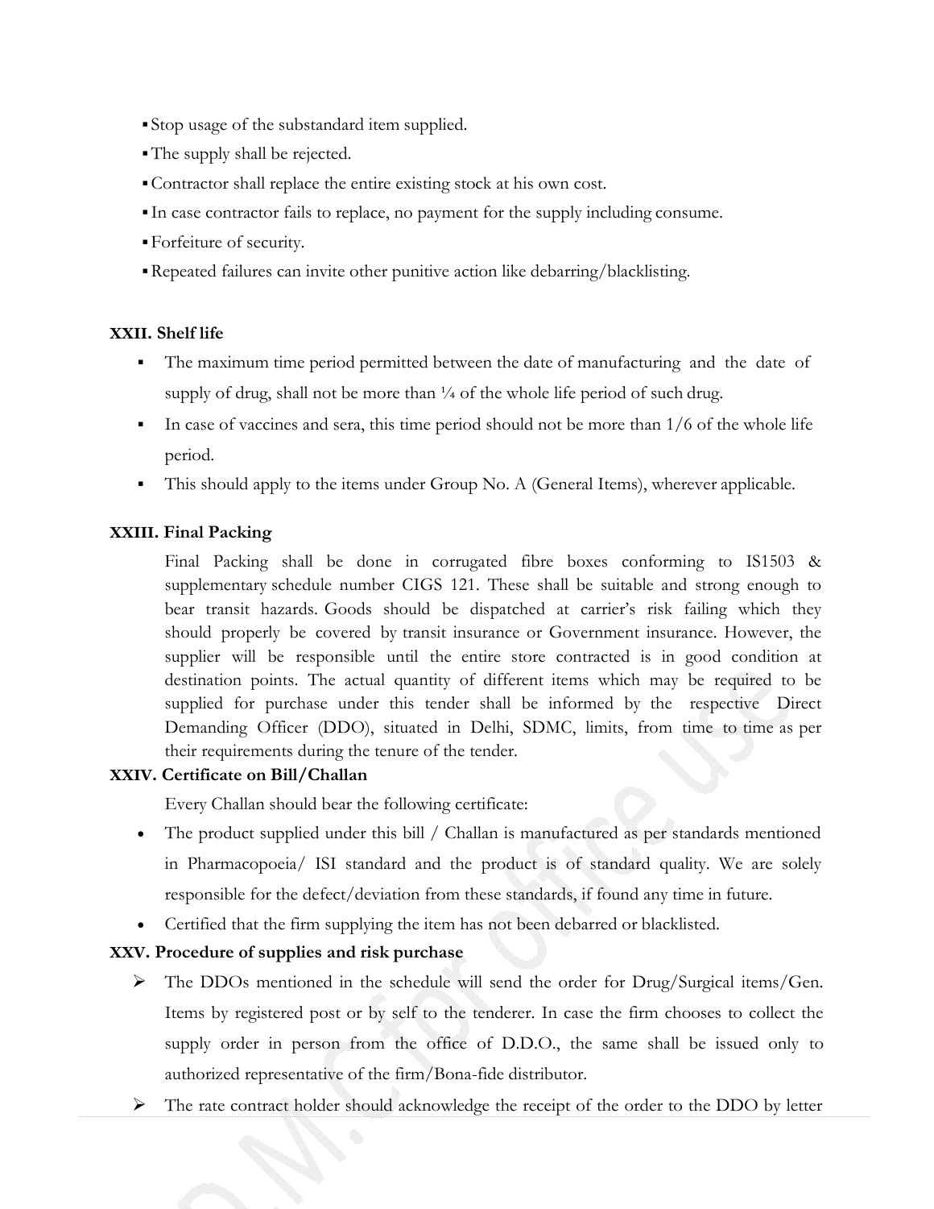- Stop usage of the substandard item supplied.
- The supply shall be rejected.
- Contractor shall replace the entire existing stock at his own cost.
- In case contractor fails to replace, no payment for the supply including consume.
- Forfeiture of security.
- Repeated failures can invite other punitive action like debarring/blacklisting.

**XXII. Shelf life**

- The maximum time period permitted between the date of manufacturing and the date of supply of drug, shall not be more than ¼ of the whole life period of such drug.
- In case of vaccines and sera, this time period should not be more than 1/6 of the whole life period.
- This should apply to the items under Group No. A (General Items), wherever applicable.

**XXIII. Final Packing**

Final Packing shall be done in corrugated fibre boxes conforming to IS1503 & supplementary schedule number CIGS 121. These shall be suitable and strong enough to bear transit hazards. Goods should be dispatched at carrier's risk failing which they should properly be covered by transit insurance or Government insurance. However, the supplier will be responsible until the entire store contracted is in good condition at destination points. The actual quantity of different items which may be required to be supplied for purchase under this tender shall be informed by the respective Direct Demanding Officer (DDO), situated in Delhi, SDMC, limits, from time to time as per their requirements during the tenure of the tender.

**XXIV. Certificate on Bill/Challan**

Every Challan should bear the following certificate:

- The product supplied under this bill / Challan is manufactured as per standards mentioned in Pharmacopoeia/ ISI standard and the product is of standard quality. We are solely responsible for the defect/deviation from these standards, if found any time in future.
- Certified that the firm supplying the item has not been debarred or blacklisted.

**XXV. Procedure of supplies and risk purchase**

- The DDOs mentioned in the schedule will send the order for Drug/Surgical items/Gen. Items by registered post or by self to the tenderer. In case the firm chooses to collect the supply order in person from the office of D.D.O., the same shall be issued only to authorized representative of the firm/Bona-fide distributor.
- The rate contract holder should acknowledge the receipt of the order to the DDO by letter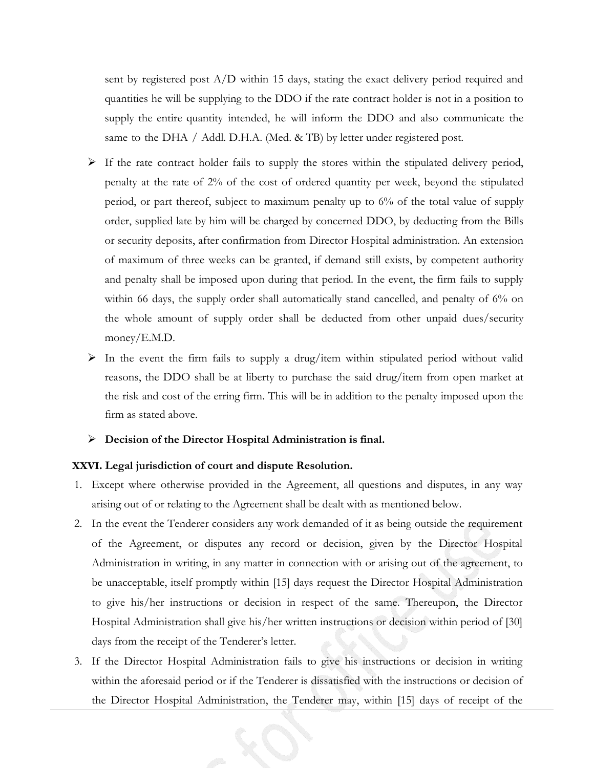sent by registered post A/D within 15 days, stating the exact delivery period required and quantities he will be supplying to the DDO if the rate contract holder is not in a position to supply the entire quantity intended, he will inform the DDO and also communicate the same to the DHA / Addl. D.H.A. (Med. & TB) by letter under registered post.

- If the rate contract holder fails to supply the stores within the stipulated delivery period, penalty at the rate of 2% of the cost of ordered quantity per week, beyond the stipulated period, or part thereof, subject to maximum penalty up to 6% of the total value of supply order, supplied late by him will be charged by concerned DDO, by deducting from the Bills or security deposits, after confirmation from Director Hospital administration. An extension of maximum of three weeks can be granted, if demand still exists, by competent authority and penalty shall be imposed upon during that period. In the event, the firm fails to supply within 66 days, the supply order shall automatically stand cancelled, and penalty of 6% on the whole amount of supply order shall be deducted from other unpaid dues/security money/E.M.D.
- In the event the firm fails to supply a drug/item within stipulated period without valid reasons, the DDO shall be at liberty to purchase the said drug/item from open market at the risk and cost of the erring firm. This will be in addition to the penalty imposed upon the firm as stated above.
- **Decision of the Director Hospital Administration is final.**

**XXVI. Legal jurisdiction of court and dispute Resolution.**

1. Except where otherwise provided in the Agreement, all questions and disputes, in any way arising out of or relating to the Agreement shall be dealt with as mentioned below.
2. In the event the Tenderer considers any work demanded of it as being outside the requirement of the Agreement, or disputes any record or decision, given by the Director Hospital Administration in writing, in any matter in connection with or arising out of the agreement, to be unacceptable, itself promptly within [15] days request the Director Hospital Administration to give his/her instructions or decision in respect of the same. Thereupon, the Director Hospital Administration shall give his/her written instructions or decision within period of [30] days from the receipt of the Tenderer's letter.
3. If the Director Hospital Administration fails to give his instructions or decision in writing within the aforesaid period or if the Tenderer is dissatisfied with the instructions or decision of the Director Hospital Administration, the Tenderer may, within [15] days of receipt of the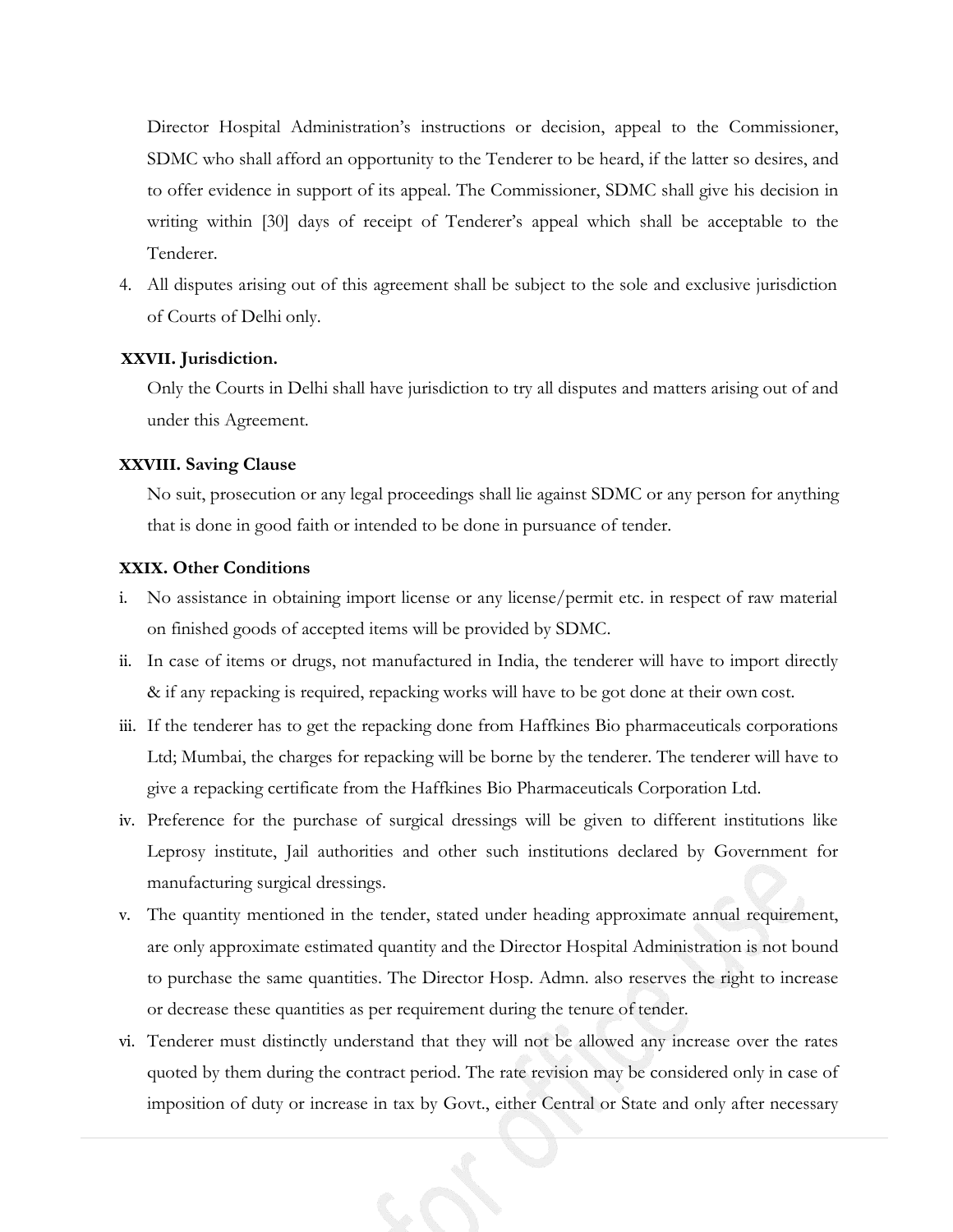Director Hospital Administration's instructions or decision, appeal to the Commissioner, SDMC who shall afford an opportunity to the Tenderer to be heard, if the latter so desires, and to offer evidence in support of its appeal. The Commissioner, SDMC shall give his decision in writing within [30] days of receipt of Tenderer's appeal which shall be acceptable to the Tenderer.

4. All disputes arising out of this agreement shall be subject to the sole and exclusive jurisdiction of Courts of Delhi only.

**XXVII. Jurisdiction.**

Only the Courts in Delhi shall have jurisdiction to try all disputes and matters arising out of and under this Agreement.

**XXVIII. Saving Clause**

No suit, prosecution or any legal proceedings shall lie against SDMC or any person for anything that is done in good faith or intended to be done in pursuance of tender.

**XXIX. Other Conditions**

i. No assistance in obtaining import license or any license/permit etc. in respect of raw material on finished goods of accepted items will be provided by SDMC.

ii. In case of items or drugs, not manufactured in India, the tenderer will have to import directly & if any repacking is required, repacking works will have to be got done at their own cost.

iii. If the tenderer has to get the repacking done from Haffkines Bio pharmaceuticals corporations Ltd; Mumbai, the charges for repacking will be borne by the tenderer. The tenderer will have to give a repacking certificate from the Haffkines Bio Pharmaceuticals Corporation Ltd.

iv. Preference for the purchase of surgical dressings will be given to different institutions like Leprosy institute, Jail authorities and other such institutions declared by Government for manufacturing surgical dressings.

v. The quantity mentioned in the tender, stated under heading approximate annual requirement, are only approximate estimated quantity and the Director Hospital Administration is not bound to purchase the same quantities. The Director Hosp. Admn. also reserves the right to increase or decrease these quantities as per requirement during the tenure of tender.

vi. Tenderer must distinctly understand that they will not be allowed any increase over the rates quoted by them during the contract period. The rate revision may be considered only in case of imposition of duty or increase in tax by Govt., either Central or State and only after necessary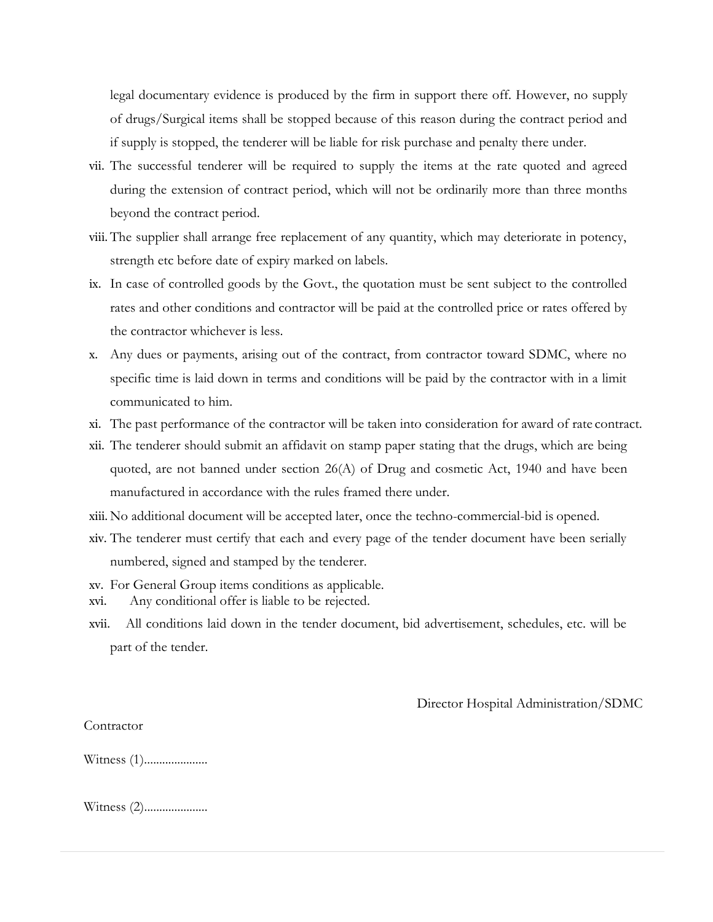legal documentary evidence is produced by the firm in support there off. However, no supply of drugs/Surgical items shall be stopped because of this reason during the contract period and if supply is stopped, the tenderer will be liable for risk purchase and penalty there under.

vii. The successful tenderer will be required to supply the items at the rate quoted and agreed during the extension of contract period, which will not be ordinarily more than three months beyond the contract period.

viii. The supplier shall arrange free replacement of any quantity, which may deteriorate in potency, strength etc before date of expiry marked on labels.

ix. In case of controlled goods by the Govt., the quotation must be sent subject to the controlled rates and other conditions and contractor will be paid at the controlled price or rates offered by the contractor whichever is less.

x. Any dues or payments, arising out of the contract, from contractor toward SDMC, where no specific time is laid down in terms and conditions will be paid by the contractor with in a limit communicated to him.

xi. The past performance of the contractor will be taken into consideration for award of rate contract.

xii. The tenderer should submit an affidavit on stamp paper stating that the drugs, which are being quoted, are not banned under section 26(A) of Drug and cosmetic Act, 1940 and have been manufactured in accordance with the rules framed there under.

xiii. No additional document will be accepted later, once the techno-commercial-bid is opened.

xiv. The tenderer must certify that each and every page of the tender document have been serially numbered, signed and stamped by the tenderer.

xv. For General Group items conditions as applicable.

xvi. Any conditional offer is liable to be rejected.

xvii. All conditions laid down in the tender document, bid advertisement, schedules, etc. will be part of the tender.

Director Hospital Administration/SDMC

Contractor

Witness (1)....................

Witness (2)....................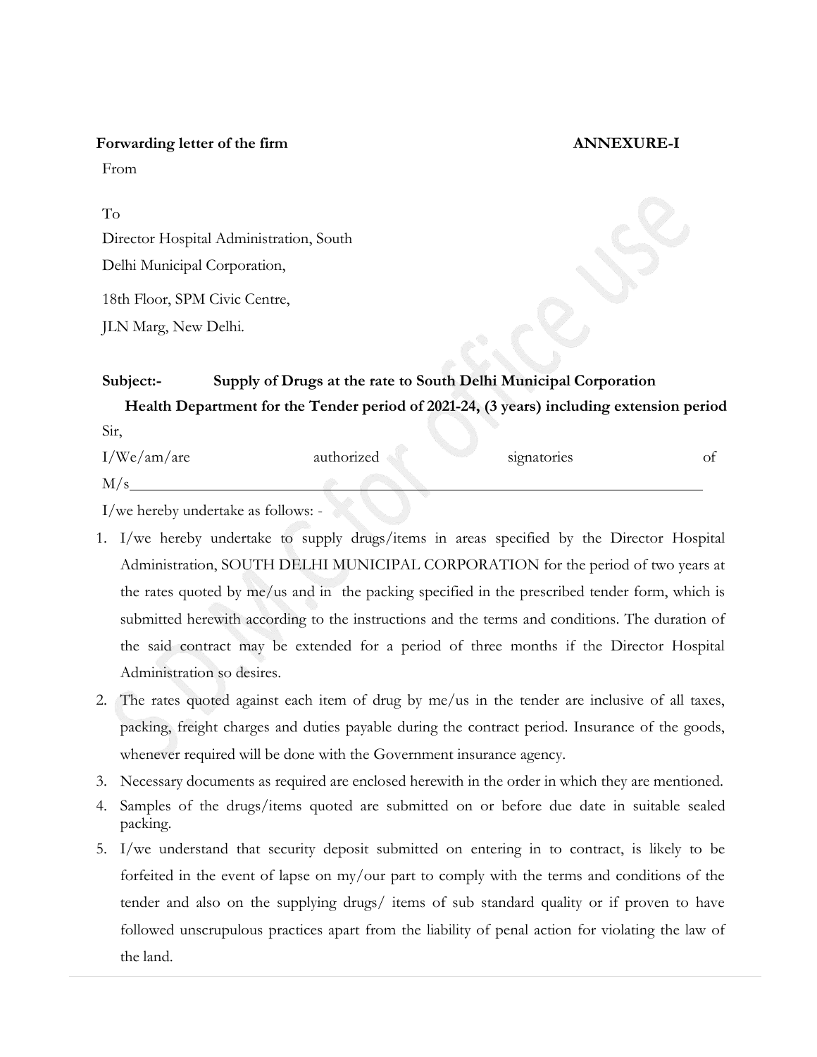**Forwarding letter of the firm** **ANNEXURE-I**

From

To

Director Hospital Administration, South Delhi Municipal Corporation,

18th Floor, SPM Civic Centre,

JLN Marg, New Delhi.

**Subject:- Supply of Drugs at the rate to South Delhi Municipal Corporation Health Department for the Tender period of 2021-24, (3 years) including extension period**

Sir,

I/We/am/are authorized signatories of M/s\_\_\_\_\_\_\_\_\_\_\_\_\_\_\_\_\_\_\_\_\_\_\_\_\_\_\_\_\_\_\_\_\_\_\_\_\_\_\_\_\_\_\_\_\_\_\_\_

I/we hereby undertake as follows: -

1. I/we hereby undertake to supply drugs/items in areas specified by the Director Hospital Administration, SOUTH DELHI MUNICIPAL CORPORATION for the period of two years at the rates quoted by me/us and in the packing specified in the prescribed tender form, which is submitted herewith according to the instructions and the terms and conditions. The duration of the said contract may be extended for a period of three months if the Director Hospital Administration so desires.
2. The rates quoted against each item of drug by me/us in the tender are inclusive of all taxes, packing, freight charges and duties payable during the contract period. Insurance of the goods, whenever required will be done with the Government insurance agency.
3. Necessary documents as required are enclosed herewith in the order in which they are mentioned.
4. Samples of the drugs/items quoted are submitted on or before due date in suitable sealed packing.
5. I/we understand that security deposit submitted on entering in to contract, is likely to be forfeited in the event of lapse on my/our part to comply with the terms and conditions of the tender and also on the supplying drugs/ items of sub standard quality or if proven to have followed unscrupulous practices apart from the liability of penal action for violating the law of the land.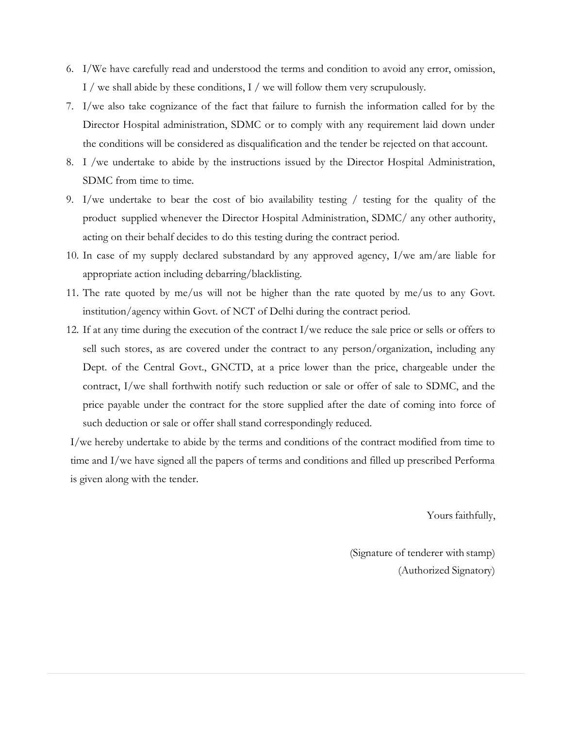6. I/We have carefully read and understood the terms and condition to avoid any error, omission, I / we shall abide by these conditions, I / we will follow them very scrupulously.
7. I/we also take cognizance of the fact that failure to furnish the information called for by the Director Hospital administration, SDMC or to comply with any requirement laid down under the conditions will be considered as disqualification and the tender be rejected on that account.
8. I /we undertake to abide by the instructions issued by the Director Hospital Administration, SDMC from time to time.
9. I/we undertake to bear the cost of bio availability testing / testing for the quality of the product supplied whenever the Director Hospital Administration, SDMC/ any other authority, acting on their behalf decides to do this testing during the contract period.
10. In case of my supply declared substandard by any approved agency, I/we am/are liable for appropriate action including debarring/blacklisting.
11. The rate quoted by me/us will not be higher than the rate quoted by me/us to any Govt. institution/agency within Govt. of NCT of Delhi during the contract period.
12. If at any time during the execution of the contract I/we reduce the sale price or sells or offers to sell such stores, as are covered under the contract to any person/organization, including any Dept. of the Central Govt., GNCTD, at a price lower than the price, chargeable under the contract, I/we shall forthwith notify such reduction or sale or offer of sale to SDMC, and the price payable under the contract for the store supplied after the date of coming into force of such deduction or sale or offer shall stand correspondingly reduced.

I/we hereby undertake to abide by the terms and conditions of the contract modified from time to time and I/we have signed all the papers of terms and conditions and filled up prescribed Performa is given along with the tender.

Yours faithfully,

(Signature of tenderer with stamp)
(Authorized Signatory)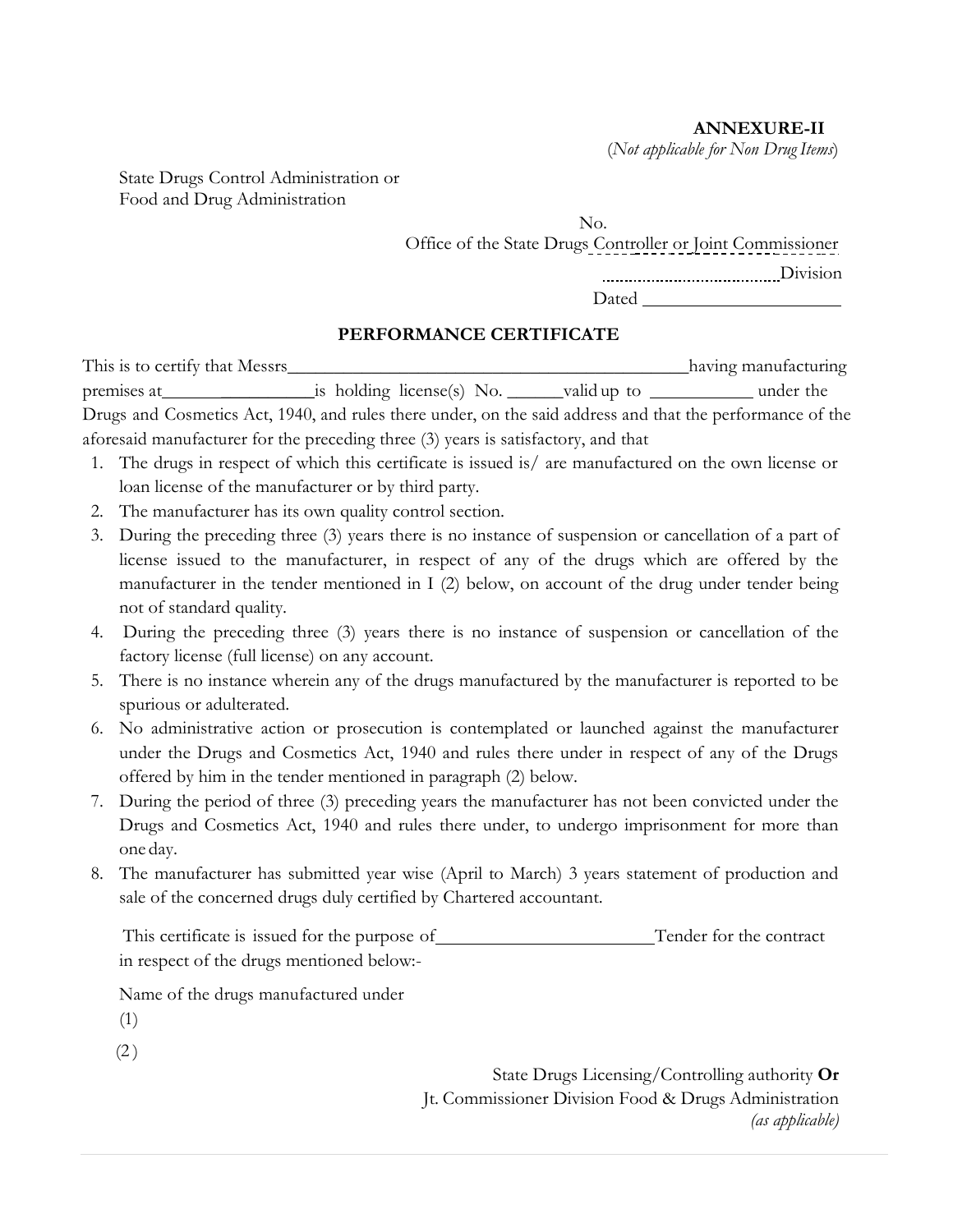**ANNEXURE-II**

(*Not applicable for Non Drug Items*)

State Drugs Control Administration or
Food and Drug Administration

No.
Office of the State Drugs Controller or Joint Commissioner
..................................Division
Dated ______________________

## PERFORMANCE CERTIFICATE

This is to certify that Messrs_____________________________________________having manufacturing premises at__________________is holding license(s) No. ______valid up to ___________ under the Drugs and Cosmetics Act, 1940, and rules there under, on the said address and that the performance of the aforesaid manufacturer for the preceding three (3) years is satisfactory, and that

1. The drugs in respect of which this certificate is issued is/ are manufactured on the own license or loan license of the manufacturer or by third party.
2. The manufacturer has its own quality control section.
3. During the preceding three (3) years there is no instance of suspension or cancellation of a part of license issued to the manufacturer, in respect of any of the drugs which are offered by the manufacturer in the tender mentioned in I (2) below, on account of the drug under tender being not of standard quality.
4. During the preceding three (3) years there is no instance of suspension or cancellation of the factory license (full license) on any account.
5. There is no instance wherein any of the drugs manufactured by the manufacturer is reported to be spurious or adulterated.
6. No administrative action or prosecution is contemplated or launched against the manufacturer under the Drugs and Cosmetics Act, 1940 and rules there under in respect of any of the Drugs offered by him in the tender mentioned in paragraph (2) below.
7. During the period of three (3) preceding years the manufacturer has not been convicted under the Drugs and Cosmetics Act, 1940 and rules there under, to undergo imprisonment for more than one day.
8. The manufacturer has submitted year wise (April to March) 3 years statement of production and sale of the concerned drugs duly certified by Chartered accountant.

This certificate is issued for the purpose of________________________Tender for the contract in respect of the drugs mentioned below:-

Name of the drugs manufactured under

(1)

(2)

State Drugs Licensing/Controlling authority **Or**
Jt. Commissioner Division Food & Drugs Administration
*(as applicable)*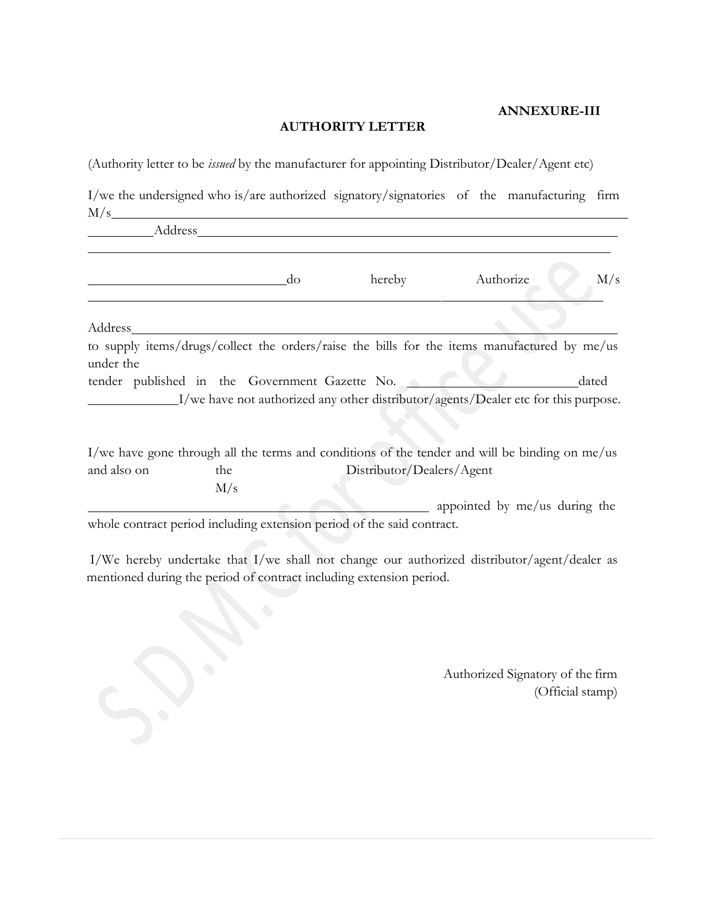**ANNEXURE-III**

## AUTHORITY LETTER

(Authority letter to be *issued* by the manufacturer for appointing Distributor/Dealer/Agent etc)

I/we the undersigned who is/are authorized signatory/signatories of the manufacturing firm M/s\_\_\_\_\_\_\_\_\_\_\_\_\_\_\_\_\_\_\_\_\_\_\_\_\_\_\_\_\_\_\_\_\_\_\_\_\_\_\_\_\_\_\_\_\_\_\_\_\_\_\_\_\_\_\_\_\_\_\_\_\_\_\_\_\_\_\_\_\_\_\_\_\_\_\_\_

\_\_\_\_\_\_\_\_\_\_Address\_\_\_\_\_\_\_\_\_\_\_\_\_\_\_\_\_\_\_\_\_\_\_\_\_\_\_\_\_\_\_\_\_\_\_\_\_\_\_\_\_\_\_\_\_\_\_\_\_\_\_\_\_\_\_\_\_\_\_\_\_\_\_\_\_\_\_\_

\_\_\_\_\_\_\_\_\_\_\_\_\_\_\_\_\_\_\_\_\_\_\_\_\_\_\_\_\_\_\_\_\_\_\_\_\_\_\_\_\_\_\_\_\_\_\_\_\_\_\_\_\_\_\_\_\_\_\_\_\_\_\_\_\_\_\_\_\_\_\_\_\_\_\_\_\_\_\_\_\_\_

\_\_\_\_\_\_\_\_\_\_\_\_\_\_\_\_\_\_\_\_\_\_\_\_\_\_\_\_\_\_do hereby Authorize M/s \_\_\_\_\_\_\_\_\_\_\_\_\_\_\_\_\_\_\_\_\_\_\_\_\_\_\_\_\_\_\_\_\_\_\_\_\_\_\_\_\_\_\_\_\_\_\_\_\_\_\_\_\_\_\_\_\_\_\_\_\_\_\_\_\_\_\_\_\_\_\_\_\_\_\_\_\_\_\_\_\_\_

Address\_\_\_\_\_\_\_\_\_\_\_\_\_\_\_\_\_\_\_\_\_\_\_\_\_\_\_\_\_\_\_\_\_\_\_\_\_\_\_\_\_\_\_\_\_\_\_\_\_\_\_\_\_\_\_\_\_\_\_\_\_\_\_\_\_\_\_\_\_\_\_\_\_\_\_

to supply items/drugs/collect the orders/raise the bills for the items manufactured by me/us under the tender published in the Government Gazette No. \_\_\_\_\_\_\_\_\_\_\_\_\_\_\_\_\_\_\_\_\_\_\_\_\_\_dated \_\_\_\_\_\_\_\_\_\_\_\_\_\_I/we have not authorized any other distributor/agents/Dealer etc for this purpose.

I/we have gone through all the terms and conditions of the tender and will be binding on me/us and also on the Distributor/Dealers/Agent M/s \_\_\_\_\_\_\_\_\_\_\_\_\_\_\_\_\_\_\_\_\_\_\_\_\_\_\_\_\_\_\_\_\_\_\_\_\_\_\_\_\_\_\_\_\_\_\_\_\_\_ appointed by me/us during the whole contract period including extension period of the said contract.

I/We hereby undertake that I/we shall not change our authorized distributor/agent/dealer as mentioned during the period of contract including extension period.

Authorized Signatory of the firm
(Official stamp)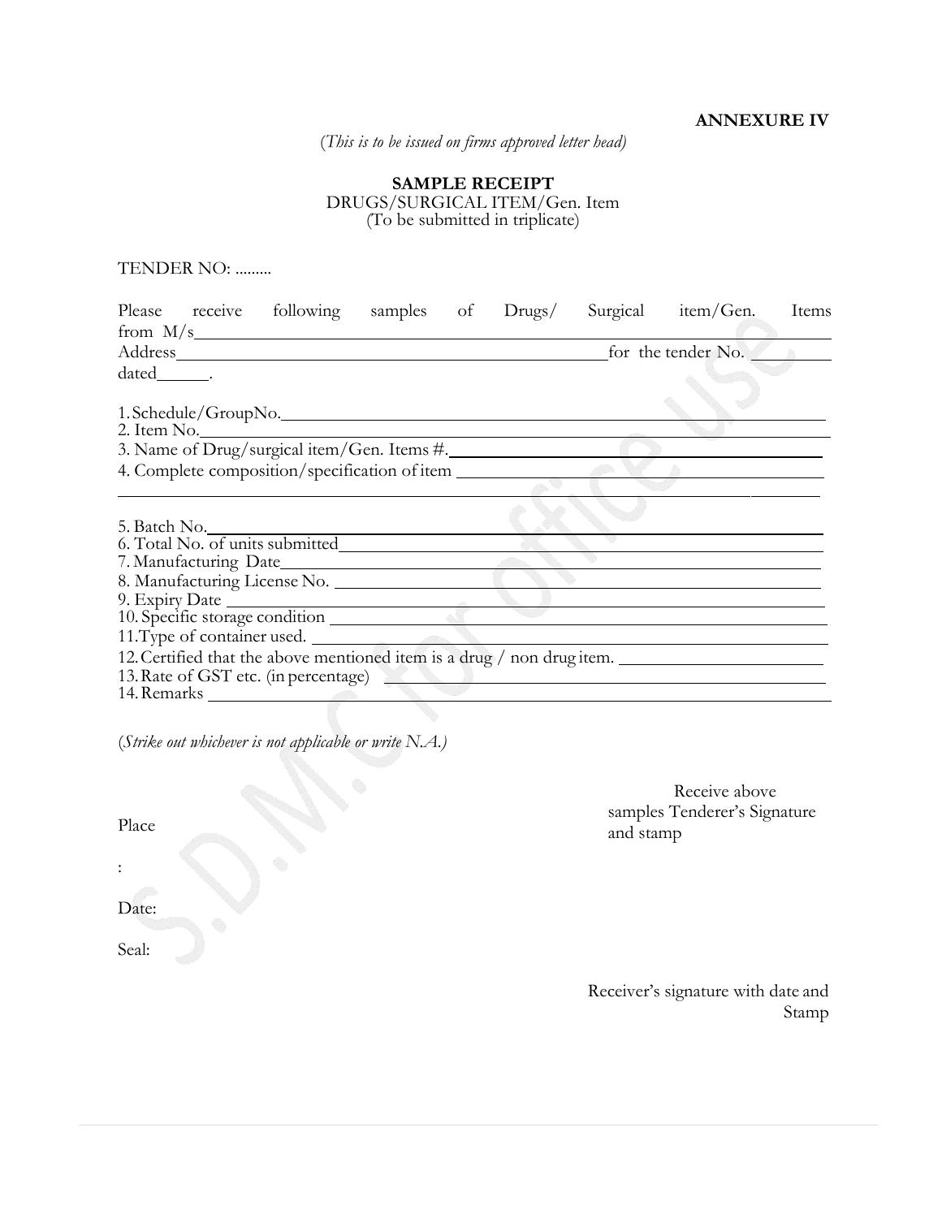**ANNEXURE IV**

*(This is to be issued on firms approved letter head)*

**SAMPLE RECEIPT**

DRUGS/SURGICAL ITEM/Gen. Item

(To be submitted in triplicate)

TENDER NO: .........

Please receive following samples of Drugs/ Surgical item/Gen. Items from M/s\_\_\_\_\_\_\_\_\_\_\_\_\_\_\_\_\_\_\_\_\_\_\_\_\_\_\_\_\_\_\_\_\_\_\_\_\_\_\_\_\_\_\_\_\_\_\_\_\_\_\_\_\_\_\_\_\_\_\_\_

Address\_\_\_\_\_\_\_\_\_\_\_\_\_\_\_\_\_\_\_\_\_\_\_\_\_\_\_\_\_\_\_\_\_\_\_\_\_\_\_\_\_\_\_\_\_\_\_\_for the tender No. \_\_\_\_\_\_\_\_\_\_

dated\_\_\_\_\_\_.

1. Schedule/GroupNo.\_\_\_\_\_\_\_\_\_\_\_\_\_\_\_\_\_\_\_\_\_\_\_\_\_\_\_\_\_\_\_\_\_\_\_\_\_\_\_\_\_\_\_\_\_\_\_\_\_\_\_\_\_\_\_\_\_\_
2. Item No.\_\_\_\_\_\_\_\_\_\_\_\_\_\_\_\_\_\_\_\_\_\_\_\_\_\_\_\_\_\_\_\_\_\_\_\_\_\_\_\_\_\_\_\_\_\_\_\_\_\_\_\_\_\_\_\_\_\_\_\_\_\_\_\_\_\_
3. Name of Drug/surgical item/Gen. Items #.\_\_\_\_\_\_\_\_\_\_\_\_\_\_\_\_\_\_\_\_\_\_\_\_\_\_\_\_\_\_\_\_\_\_\_\_\_\_\_\_
4. Complete composition/specification of item \_\_\_\_\_\_\_\_\_\_\_\_\_\_\_\_\_\_\_\_\_\_\_\_\_\_\_\_\_\_\_\_\_\_\_\_\_\_
\_\_\_\_\_\_\_\_\_\_\_\_\_\_\_\_\_\_\_\_\_\_\_\_\_\_\_\_\_\_\_\_\_\_\_\_\_\_\_\_\_\_\_\_\_\_\_\_\_\_\_\_\_\_\_\_\_\_\_\_\_\_\_\_\_\_\_\_\_\_\_\_\_\_\_\_\_\_\_\_\_\_
5. Batch No.\_\_\_\_\_\_\_\_\_\_\_\_\_\_\_\_\_\_\_\_\_\_\_\_\_\_\_\_\_\_\_\_\_\_\_\_\_\_\_\_\_\_\_\_\_\_\_\_\_\_\_\_\_\_\_\_\_\_\_\_\_\_\_\_\_
6. Total No. of units submitted\_\_\_\_\_\_\_\_\_\_\_\_\_\_\_\_\_\_\_\_\_\_\_\_\_\_\_\_\_\_\_\_\_\_\_\_\_\_\_\_\_\_\_\_\_\_\_\_\_\_\_
7. Manufacturing Date\_\_\_\_\_\_\_\_\_\_\_\_\_\_\_\_\_\_\_\_\_\_\_\_\_\_\_\_\_\_\_\_\_\_\_\_\_\_\_\_\_\_\_\_\_\_\_\_\_\_\_\_\_\_\_\_\_
8. Manufacturing License No. \_\_\_\_\_\_\_\_\_\_\_\_\_\_\_\_\_\_\_\_\_\_\_\_\_\_\_\_\_\_\_\_\_\_\_\_\_\_\_\_\_\_\_\_\_\_\_\_\_\_\_
9. Expiry Date \_\_\_\_\_\_\_\_\_\_\_\_\_\_\_\_\_\_\_\_\_\_\_\_\_\_\_\_\_\_\_\_\_\_\_\_\_\_\_\_\_\_\_\_\_\_\_\_\_\_\_\_\_\_\_\_\_\_\_\_\_\_\_
10. Specific storage condition \_\_\_\_\_\_\_\_\_\_\_\_\_\_\_\_\_\_\_\_\_\_\_\_\_\_\_\_\_\_\_\_\_\_\_\_\_\_\_\_\_\_\_\_\_\_\_\_\_\_\_\_
11. Type of container used. \_\_\_\_\_\_\_\_\_\_\_\_\_\_\_\_\_\_\_\_\_\_\_\_\_\_\_\_\_\_\_\_\_\_\_\_\_\_\_\_\_\_\_\_\_\_\_\_\_\_\_\_\_\_
12. Certified that the above mentioned item is a drug / non drug item. \_\_\_\_\_\_\_\_\_\_\_\_\_\_\_\_\_\_\_\_\_\_
13. Rate of GST etc. (in percentage) \_\_\_\_\_\_\_\_\_\_\_\_\_\_\_\_\_\_\_\_\_\_\_\_\_\_\_\_\_\_\_\_\_\_\_\_\_\_\_\_\_\_\_\_\_\_
14. Remarks \_\_\_\_\_\_\_\_\_\_\_\_\_\_\_\_\_\_\_\_\_\_\_\_\_\_\_\_\_\_\_\_\_\_\_\_\_\_\_\_\_\_\_\_\_\_\_\_\_\_\_\_\_\_\_\_\_\_\_\_\_\_\_\_\_\_

*(Strike out whichever is not applicable or write N.A.)*

Receive above samples Tenderer's Signature and stamp

Place

:

Date:

Seal:

Receiver's signature with date and Stamp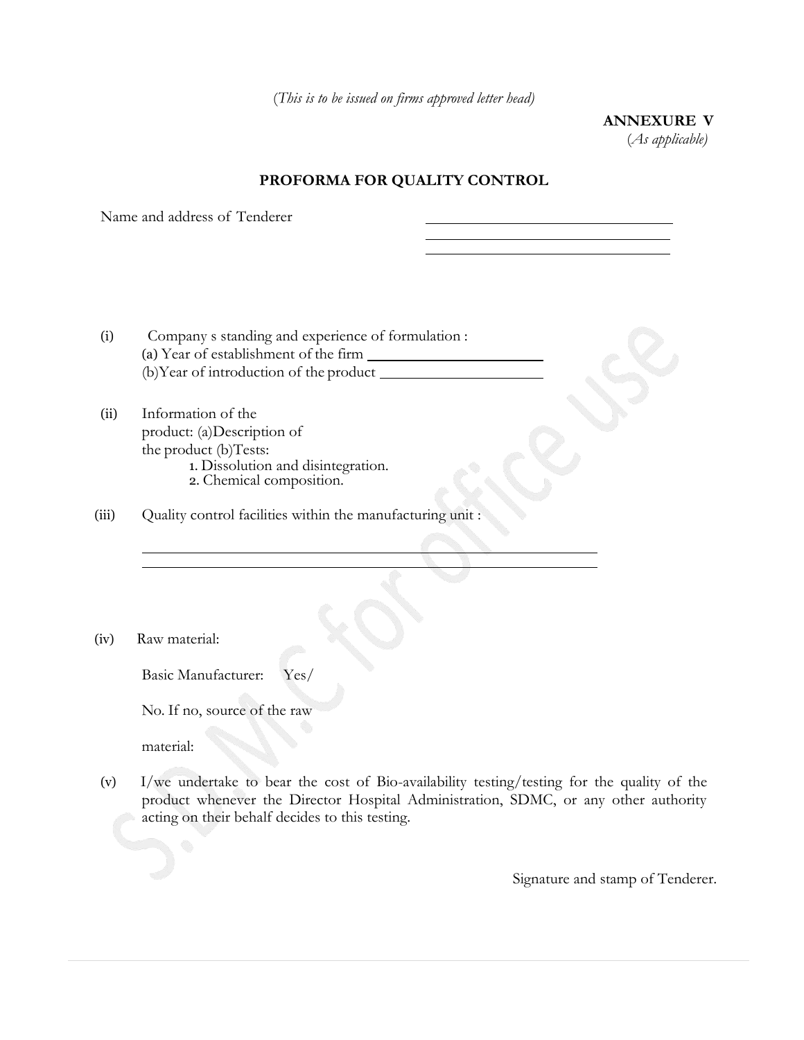*(This is to be issued on firms approved letter head)*

**ANNEXURE V**
*(As applicable)*

## PROFORMA FOR QUALITY CONTROL

Name and address of Tenderer ______________________________

______________________________

______________________________

(i) Company s standing and experience of formulation :
(a) Year of establishment of the firm ____________________
(b)Year of introduction of the product ____________________

(ii) Information of the product: (a)Description of the product (b)Tests:
1. Dissolution and disintegration.
2. Chemical composition.

(iii) Quality control facilities within the manufacturing unit :

______________________________________________________

______________________________________________________

(iv) Raw material:

Basic Manufacturer: Yes/

No. If no, source of the raw

material:

(v) I/we undertake to bear the cost of Bio-availability testing/testing for the quality of the product whenever the Director Hospital Administration, SDMC, or any other authority acting on their behalf decides to this testing.

Signature and stamp of Tenderer.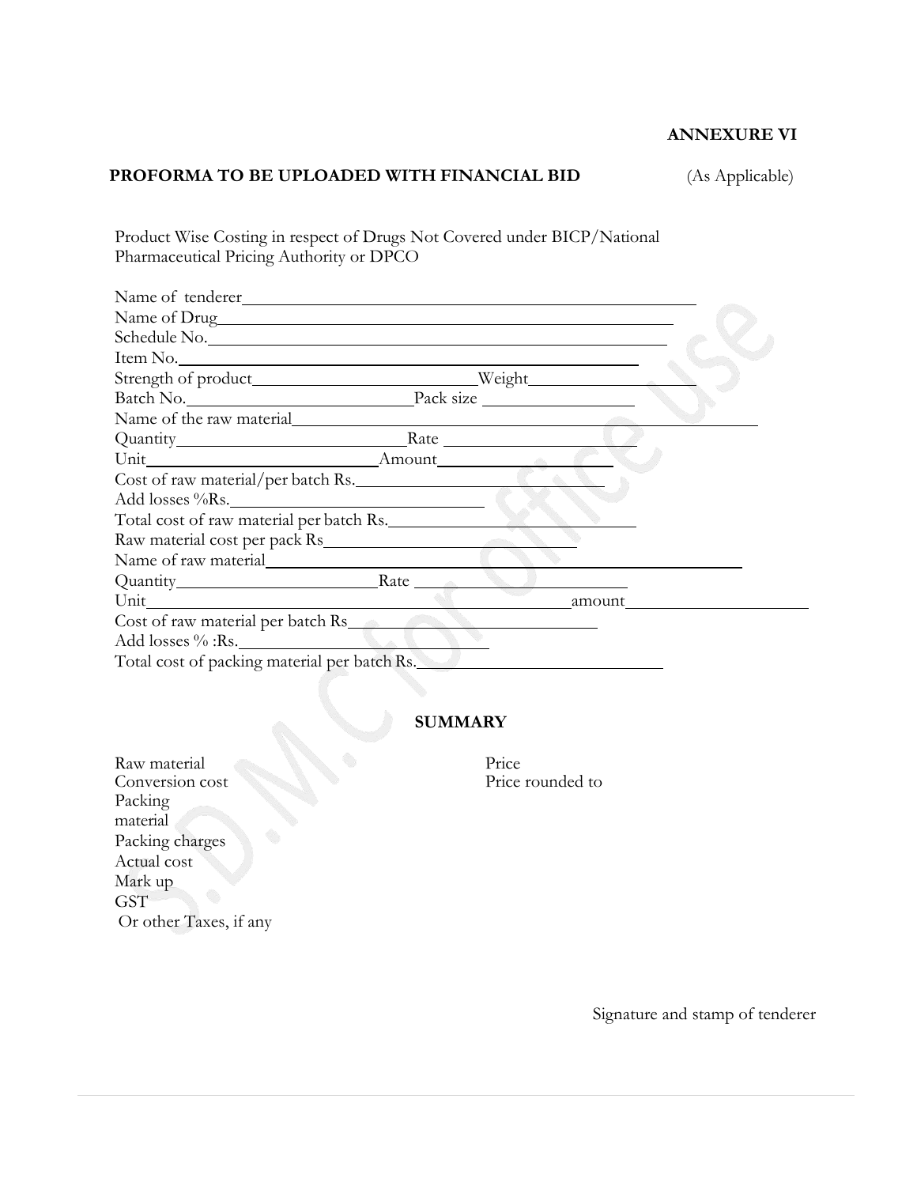**ANNEXURE VI**

**PROFORMA TO BE UPLOADED WITH FINANCIAL BID** (As Applicable)

Product Wise Costing in respect of Drugs Not Covered under BICP/National Pharmaceutical Pricing Authority or DPCO

Name of tenderer\_\_\_\_\_\_\_\_\_\_\_\_\_\_\_\_\_\_\_\_\_\_\_\_\_\_\_\_\_\_\_\_\_\_\_\_\_\_\_\_\_\_\_\_\_\_\_\_

Name of Drug\_\_\_\_\_\_\_\_\_\_\_\_\_\_\_\_\_\_\_\_\_\_\_\_\_\_\_\_\_\_\_\_\_\_\_\_\_\_\_\_\_\_\_\_\_\_\_\_\_\_

Schedule No.\_\_\_\_\_\_\_\_\_\_\_\_\_\_\_\_\_\_\_\_\_\_\_\_\_\_\_\_\_\_\_\_\_\_\_\_\_\_\_\_\_\_\_\_\_\_\_\_\_\_

Item No.\_\_\_\_\_\_\_\_\_\_\_\_\_\_\_\_\_\_\_\_\_\_\_\_\_\_\_\_\_\_\_\_\_\_\_\_\_\_\_\_\_\_\_\_\_\_\_\_\_\_

Strength of product\_\_\_\_\_\_\_\_\_\_\_\_\_\_\_\_\_\_\_\_\_\_Weight\_\_\_\_\_\_\_\_\_\_\_\_\_\_\_\_\_

Batch No.\_\_\_\_\_\_\_\_\_\_\_\_\_\_\_\_\_\_\_\_\_\_\_\_Pack size \_\_\_\_\_\_\_\_\_\_\_\_\_\_\_\_

Name of the raw material\_\_\_\_\_\_\_\_\_\_\_\_\_\_\_\_\_\_\_\_\_\_\_\_\_\_\_\_\_\_\_\_\_\_\_\_\_\_\_\_\_\_\_\_\_\_\_\_

Quantity\_\_\_\_\_\_\_\_\_\_\_\_\_\_\_\_\_\_\_\_\_\_\_\_Rate \_\_\_\_\_\_\_\_\_\_\_\_\_\_\_\_\_\_\_\_

Unit\_\_\_\_\_\_\_\_\_\_\_\_\_\_\_\_\_\_\_\_\_\_\_\_\_\_\_Amount\_\_\_\_\_\_\_\_\_\_\_\_\_\_\_\_\_\_\_\_

Cost of raw material/per batch Rs.\_\_\_\_\_\_\_\_\_\_\_\_\_\_\_\_\_\_\_\_\_\_\_\_\_\_\_

Add losses %Rs.\_\_\_\_\_\_\_\_\_\_\_\_\_\_\_\_\_\_\_\_\_\_\_\_\_\_\_\_\_\_

Total cost of raw material per batch Rs.\_\_\_\_\_\_\_\_\_\_\_\_\_\_\_\_\_\_\_\_\_\_\_\_\_\_\_\_

Raw material cost per pack Rs\_\_\_\_\_\_\_\_\_\_\_\_\_\_\_\_\_\_\_\_\_\_\_\_\_\_\_\_\_\_

Name of raw material\_\_\_\_\_\_\_\_\_\_\_\_\_\_\_\_\_\_\_\_\_\_\_\_\_\_\_\_\_\_\_\_\_\_\_\_\_\_\_\_\_\_\_\_\_\_\_\_\_\_\_\_

Quantity\_\_\_\_\_\_\_\_\_\_\_\_\_\_\_\_\_\_\_\_\_\_\_Rate \_\_\_\_\_\_\_\_\_\_\_\_\_\_\_\_\_\_\_\_\_\_\_

Unit\_\_\_\_\_\_\_\_\_\_\_\_\_\_\_\_\_\_\_\_\_\_\_\_\_\_\_\_\_\_\_\_\_\_\_\_\_\_\_\_\_\_\_\_\_\_\_\_amount\_\_\_\_\_\_\_\_\_\_\_\_\_\_\_\_\_\_\_\_\_\_

Cost of raw material per batch Rs\_\_\_\_\_\_\_\_\_\_\_\_\_\_\_\_\_\_\_\_\_\_\_\_\_\_\_\_\_\_\_\_\_\_

Add losses % :Rs.\_\_\_\_\_\_\_\_\_\_\_\_\_\_\_\_\_\_\_\_\_\_\_\_\_\_\_\_\_\_\_\_

Total cost of packing material per batch Rs.\_\_\_\_\_\_\_\_\_\_\_\_\_\_\_\_\_\_\_\_\_\_\_\_\_\_\_\_\_

**SUMMARY**

Raw material

Conversion cost

Packing material

Packing charges

Actual cost

Mark up

GST

Or other Taxes, if any

Price

Price rounded to

Signature and stamp of tenderer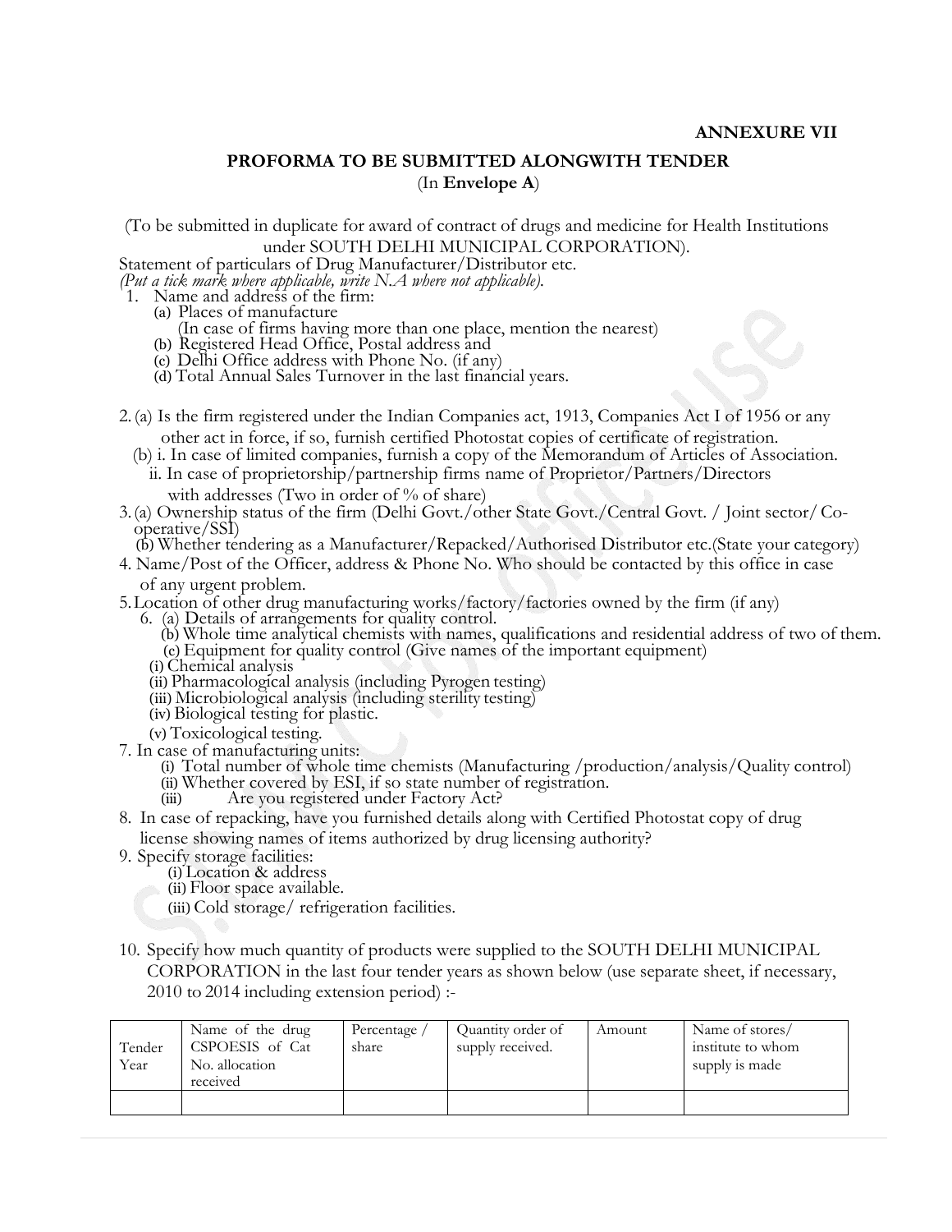**ANNEXURE VII**

## PROFORMA TO BE SUBMITTED ALONGWITH TENDER
(In **Envelope A**)

(To be submitted in duplicate for award of contract of drugs and medicine for Health Institutions under SOUTH DELHI MUNICIPAL CORPORATION).

Statement of particulars of Drug Manufacturer/Distributor etc.

*(Put a tick mark where applicable, write N.A where not applicable).*

1. Name and address of the firm:
   - (a) Places of manufacture
     (In case of firms having more than one place, mention the nearest)
   - (b) Registered Head Office, Postal address and
   - (c) Delhi Office address with Phone No. (if any)
   - (d) Total Annual Sales Turnover in the last financial years.

2. (a) Is the firm registered under the Indian Companies act, 1913, Companies Act I of 1956 or any other act in force, if so, furnish certified Photostat copies of certificate of registration.
   (b) i. In case of limited companies, furnish a copy of the Memorandum of Articles of Association.
   ii. In case of proprietorship/partnership firms name of Proprietor/Partners/Directors with addresses (Two in order of % of share)
3. (a) Ownership status of the firm (Delhi Govt./other State Govt./Central Govt. / Joint sector/ Co-operative/SSI)
   (b) Whether tendering as a Manufacturer/Repacked/Authorised Distributor etc.(State your category)
4. Name/Post of the Officer, address & Phone No. Who should be contacted by this office in case of any urgent problem.
5. Location of other drug manufacturing works/factory/factories owned by the firm (if any)
6. (a) Details of arrangements for quality control.
   (b) Whole time analytical chemists with names, qualifications and residential address of two of them.
   (c) Equipment for quality control (Give names of the important equipment)
   - (i) Chemical analysis
   - (ii) Pharmacological analysis (including Pyrogen testing)
   - (iii) Microbiological analysis (including sterility testing)
   - (iv) Biological testing for plastic.
   - (v) Toxicological testing.
7. In case of manufacturing units:
   - (i) Total number of whole time chemists (Manufacturing /production/analysis/Quality control)
   - (ii) Whether covered by ESI, if so state number of registration.
   - (iii) Are you registered under Factory Act?
8. In case of repacking, have you furnished details along with Certified Photostat copy of drug license showing names of items authorized by drug licensing authority?
9. Specify storage facilities:
   - (i) Location & address
   - (ii) Floor space available.
   - (iii) Cold storage/ refrigeration facilities.

10. Specify how much quantity of products were supplied to the SOUTH DELHI MUNICIPAL CORPORATION in the last four tender years as shown below (use separate sheet, if necessary, 2010 to 2014 including extension period) :-

| Tender Year | Name of the drug CSPOESIS of Cat No. allocation received | Percentage / share | Quantity order of supply received. | Amount | Name of stores/ institute to whom supply is made |
|---|---|---|---|---|---|
| | | | | | |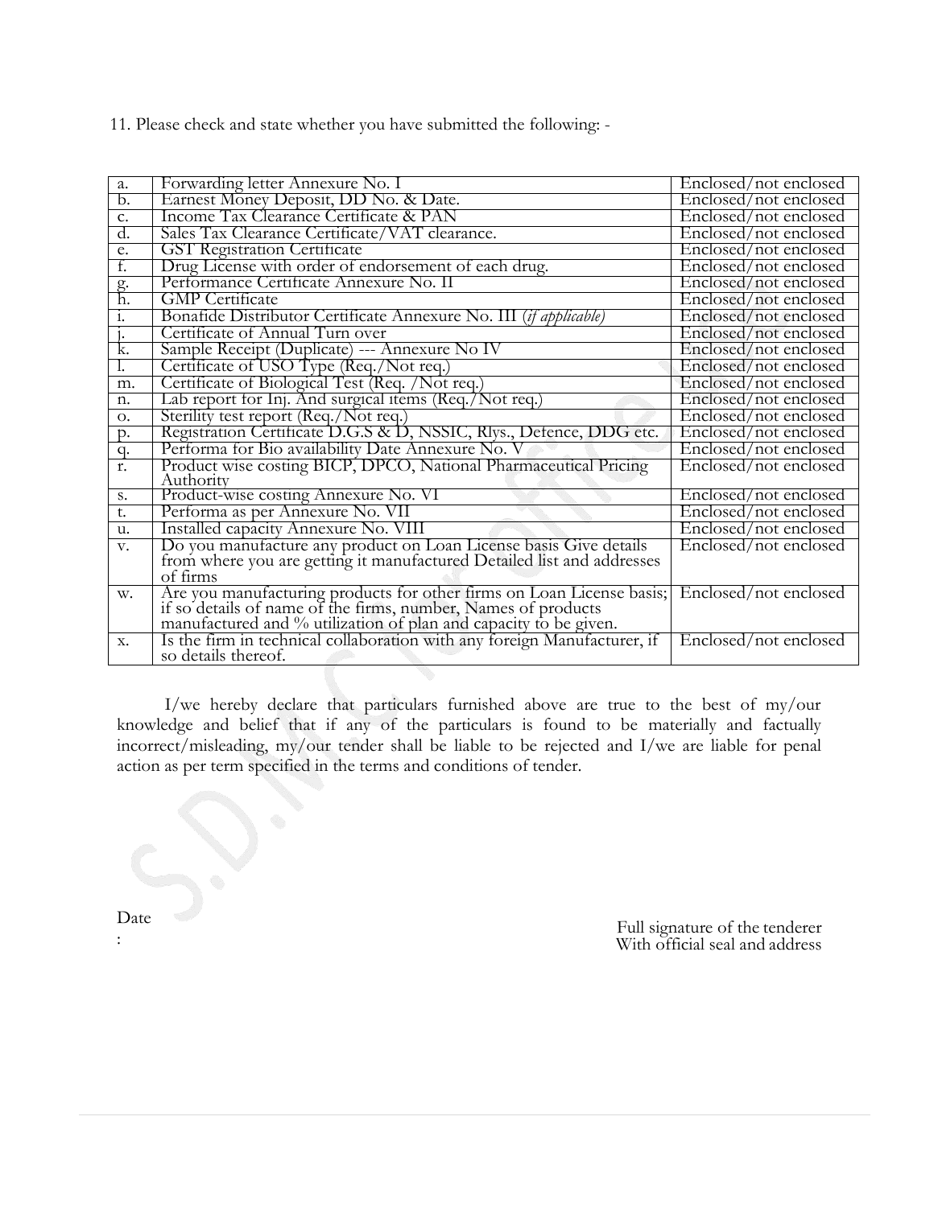11. Please check and state whether you have submitted the following: -

| | | |
|---|---|---|
| a. | Forwarding letter Annexure No. I | Enclosed/not enclosed |
| b. | Earnest Money Deposit, DD No. & Date. | Enclosed/not enclosed |
| c. | Income Tax Clearance Certificate & PAN | Enclosed/not enclosed |
| d. | Sales Tax Clearance Certificate/VAT clearance. | Enclosed/not enclosed |
| e. | GST Registration Certificate | Enclosed/not enclosed |
| f. | Drug License with order of endorsement of each drug. | Enclosed/not enclosed |
| g. | Performance Certificate Annexure No. II | Enclosed/not enclosed |
| h. | GMP Certificate | Enclosed/not enclosed |
| i. | Bonafide Distributor Certificate Annexure No. III *(if applicable)* | Enclosed/not enclosed |
| j. | Certificate of Annual Turn over | Enclosed/not enclosed |
| k. | Sample Receipt (Duplicate) --- Annexure No IV | Enclosed/not enclosed |
| l. | Certificate of USO Type (Req./Not req.) | Enclosed/not enclosed |
| m. | Certificate of Biological Test (Req. /Not req.) | Enclosed/not enclosed |
| n. | Lab report for Inj. And surgical items (Req./Not req.) | Enclosed/not enclosed |
| o. | Sterility test report (Req./Not req.) | Enclosed/not enclosed |
| p. | Registration Certificate D.G.S & D, NSSIC, Rlys., Defence, DDG etc. | Enclosed/not enclosed |
| q. | Performa for Bio availability Date Annexure No. V | Enclosed/not enclosed |
| r. | Product wise costing BICP, DPCO, National Pharmaceutical Pricing Authority | Enclosed/not enclosed |
| s. | Product-wise costing Annexure No. VI | Enclosed/not enclosed |
| t. | Performa as per Annexure No. VII | Enclosed/not enclosed |
| u. | Installed capacity Annexure No. VIII | Enclosed/not enclosed |
| v. | Do you manufacture any product on Loan License basis Give details from where you are getting it manufactured Detailed list and addresses of firms | Enclosed/not enclosed |
| w. | Are you manufacturing products for other firms on Loan License basis; if so details of name of the firms, number, Names of products manufactured and % utilization of plan and capacity to be given. | Enclosed/not enclosed |
| x. | Is the firm in technical collaboration with any foreign Manufacturer, if so details thereof. | Enclosed/not enclosed |

I/we hereby declare that particulars furnished above are true to the best of my/our knowledge and belief that if any of the particulars is found to be materially and factually incorrect/misleading, my/our tender shall be liable to be rejected and I/we are liable for penal action as per term specified in the terms and conditions of tender.

Date :

Full signature of the tenderer
With official seal and address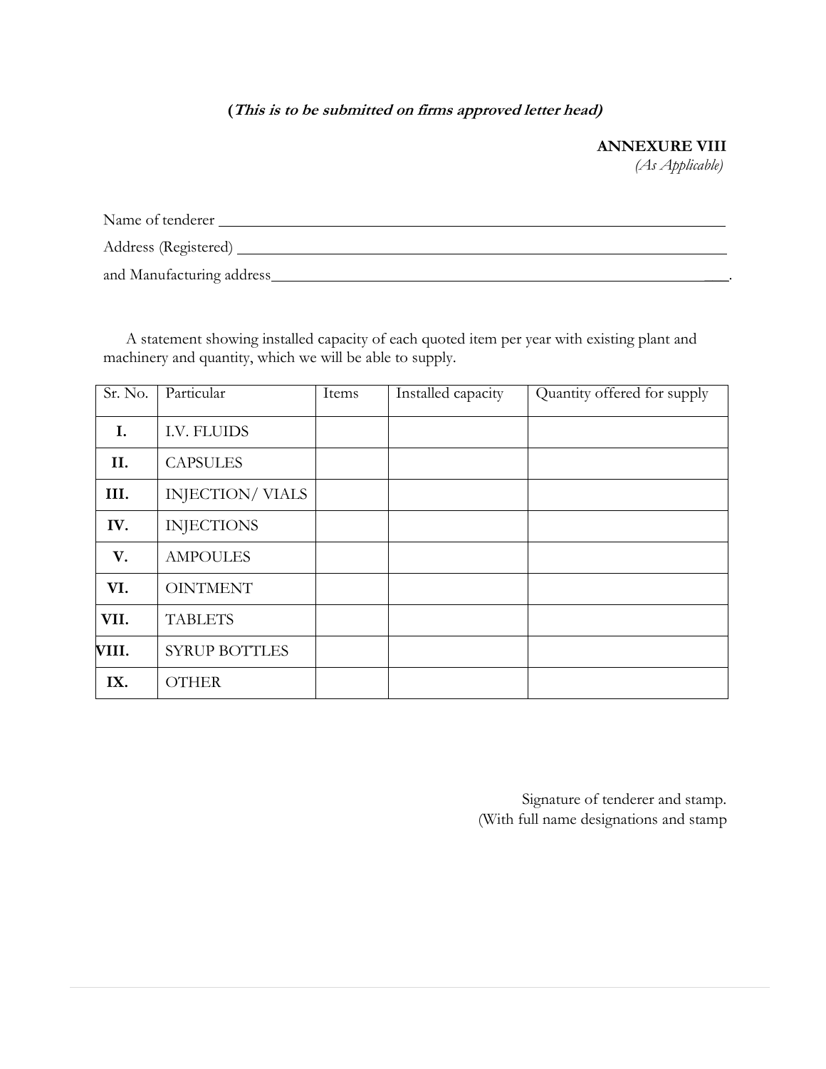**(*This is to be submitted on firms approved letter head)***

**ANNEXURE VIII**
*(As Applicable)*

Name of tenderer ______________________________________________

Address (Registered) ___________________________________________

and Manufacturing address______________________________________.

A statement showing installed capacity of each quoted item per year with existing plant and machinery and quantity, which we will be able to supply.

| Sr. No. | Particular | Items | Installed capacity | Quantity offered for supply |
|---|---|---|---|---|
| **I.** | I.V. FLUIDS | | | |
| **II.** | CAPSULES | | | |
| **III.** | INJECTION/ VIALS | | | |
| **IV.** | INJECTIONS | | | |
| **V.** | AMPOULES | | | |
| **VI.** | OINTMENT | | | |
| **VII.** | TABLETS | | | |
| **VIII.** | SYRUP BOTTLES | | | |
| **IX.** | OTHER | | | |

Signature of tenderer and stamp.
(With full name designations and stamp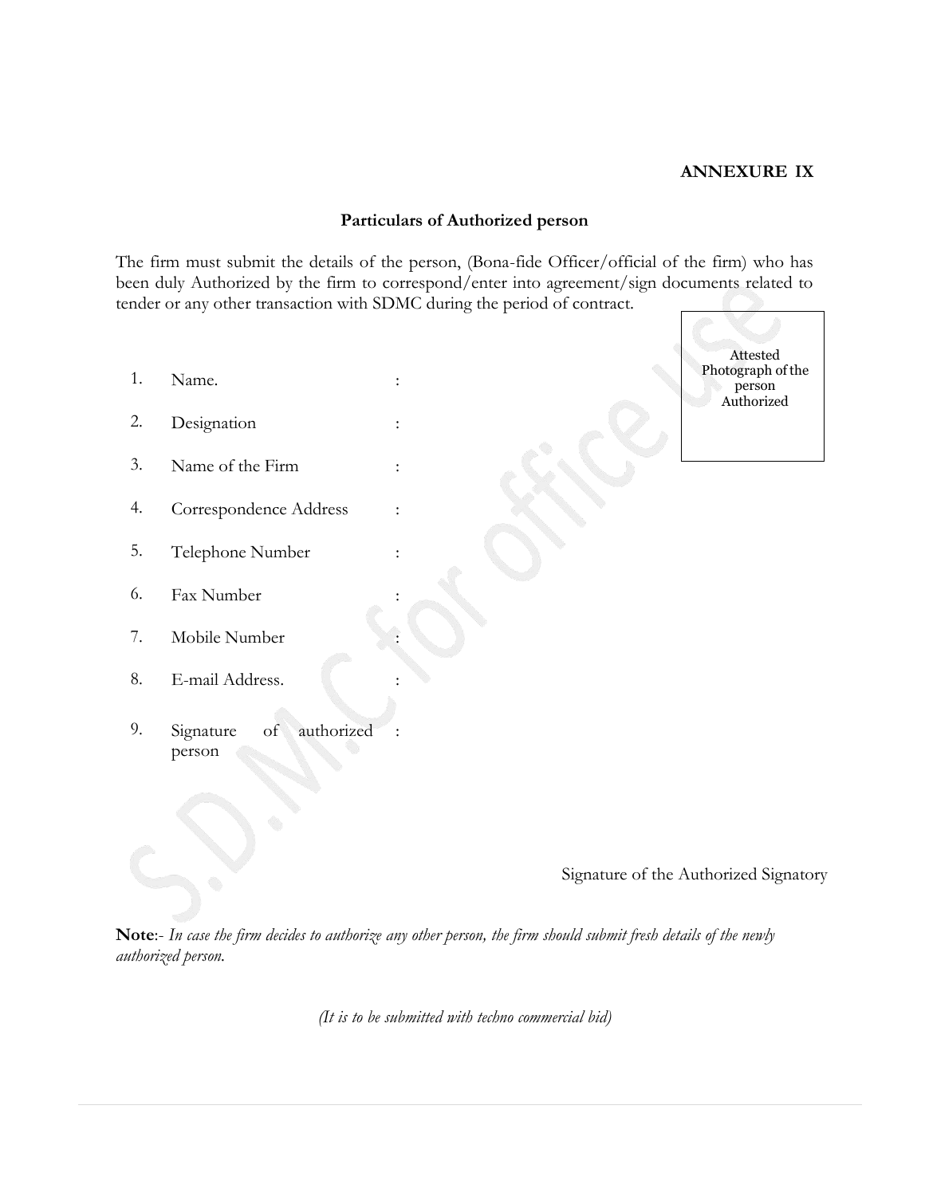**ANNEXURE IX**

## Particulars of Authorized person

The firm must submit the details of the person, (Bona-fide Officer/official of the firm) who has been duly Authorized by the firm to correspond/enter into agreement/sign documents related to tender or any other transaction with SDMC during the period of contract.

Attested Photograph of the person Authorized

1. Name. :
2. Designation :
3. Name of the Firm :
4. Correspondence Address :
5. Telephone Number :
6. Fax Number :
7. Mobile Number :
8. E-mail Address. :
9. Signature of authorized person :

Signature of the Authorized Signatory

**Note**:- *In case the firm decides to authorize any other person, the firm should submit fresh details of the newly authorized person.*

*(It is to be submitted with techno commercial bid)*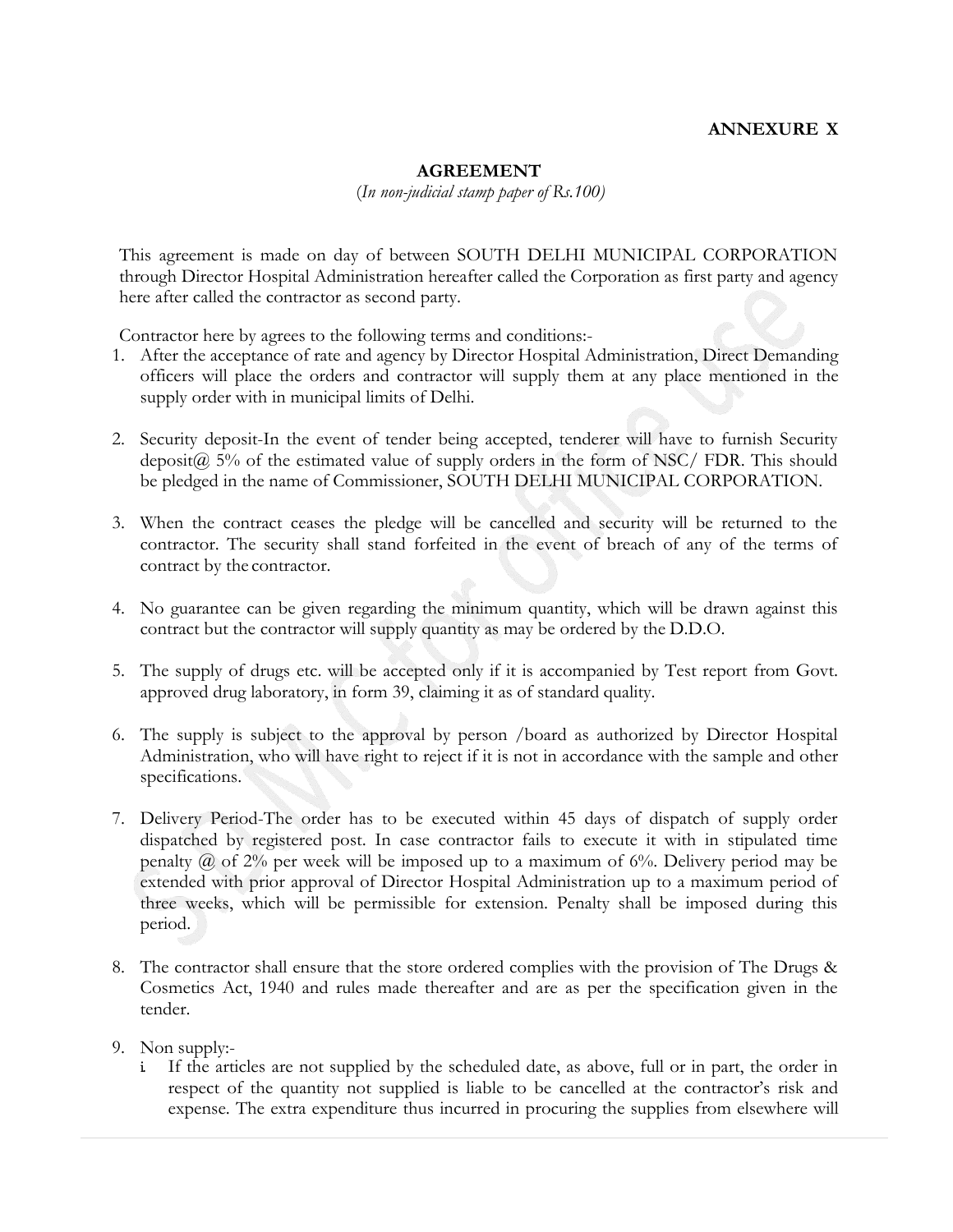**ANNEXURE X**

**AGREEMENT**

*(In non-judicial stamp paper of Rs.100)*

This agreement is made on day of between SOUTH DELHI MUNICIPAL CORPORATION through Director Hospital Administration hereafter called the Corporation as first party and agency here after called the contractor as second party.

Contractor here by agrees to the following terms and conditions:-

1. After the acceptance of rate and agency by Director Hospital Administration, Direct Demanding officers will place the orders and contractor will supply them at any place mentioned in the supply order with in municipal limits of Delhi.

2. Security deposit-In the event of tender being accepted, tenderer will have to furnish Security deposit@ 5% of the estimated value of supply orders in the form of NSC/ FDR. This should be pledged in the name of Commissioner, SOUTH DELHI MUNICIPAL CORPORATION.

3. When the contract ceases the pledge will be cancelled and security will be returned to the contractor. The security shall stand forfeited in the event of breach of any of the terms of contract by the contractor.

4. No guarantee can be given regarding the minimum quantity, which will be drawn against this contract but the contractor will supply quantity as may be ordered by the D.D.O.

5. The supply of drugs etc. will be accepted only if it is accompanied by Test report from Govt. approved drug laboratory, in form 39, claiming it as of standard quality.

6. The supply is subject to the approval by person /board as authorized by Director Hospital Administration, who will have right to reject if it is not in accordance with the sample and other specifications.

7. Delivery Period-The order has to be executed within 45 days of dispatch of supply order dispatched by registered post. In case contractor fails to execute it with in stipulated time penalty @ of 2% per week will be imposed up to a maximum of 6%. Delivery period may be extended with prior approval of Director Hospital Administration up to a maximum period of three weeks, which will be permissible for extension. Penalty shall be imposed during this period.

8. The contractor shall ensure that the store ordered complies with the provision of The Drugs & Cosmetics Act, 1940 and rules made thereafter and are as per the specification given in the tender.

9. Non supply:-
   i. If the articles are not supplied by the scheduled date, as above, full or in part, the order in respect of the quantity not supplied is liable to be cancelled at the contractor's risk and expense. The extra expenditure thus incurred in procuring the supplies from elsewhere will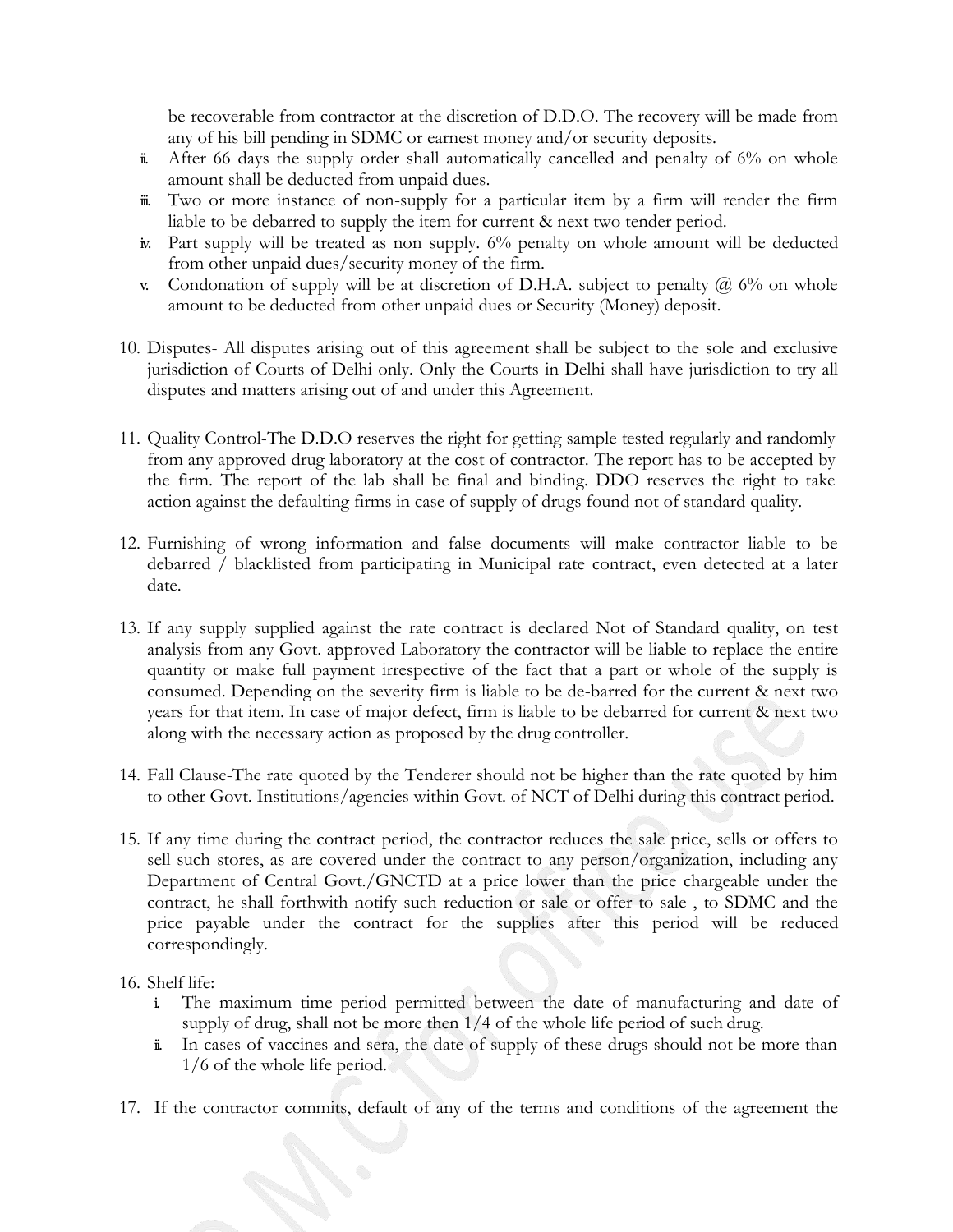be recoverable from contractor at the discretion of D.D.O. The recovery will be made from any of his bill pending in SDMC or earnest money and/or security deposits.

ii. After 66 days the supply order shall automatically cancelled and penalty of 6% on whole amount shall be deducted from unpaid dues.

iii. Two or more instance of non-supply for a particular item by a firm will render the firm liable to be debarred to supply the item for current & next two tender period.

iv. Part supply will be treated as non supply. 6% penalty on whole amount will be deducted from other unpaid dues/security money of the firm.

v. Condonation of supply will be at discretion of D.H.A. subject to penalty @ 6% on whole amount to be deducted from other unpaid dues or Security (Money) deposit.

10. Disputes- All disputes arising out of this agreement shall be subject to the sole and exclusive jurisdiction of Courts of Delhi only. Only the Courts in Delhi shall have jurisdiction to try all disputes and matters arising out of and under this Agreement.

11. Quality Control-The D.D.O reserves the right for getting sample tested regularly and randomly from any approved drug laboratory at the cost of contractor. The report has to be accepted by the firm. The report of the lab shall be final and binding. DDO reserves the right to take action against the defaulting firms in case of supply of drugs found not of standard quality.

12. Furnishing of wrong information and false documents will make contractor liable to be debarred / blacklisted from participating in Municipal rate contract, even detected at a later date.

13. If any supply supplied against the rate contract is declared Not of Standard quality, on test analysis from any Govt. approved Laboratory the contractor will be liable to replace the entire quantity or make full payment irrespective of the fact that a part or whole of the supply is consumed. Depending on the severity firm is liable to be de-barred for the current & next two years for that item. In case of major defect, firm is liable to be debarred for current & next two along with the necessary action as proposed by the drug controller.

14. Fall Clause-The rate quoted by the Tenderer should not be higher than the rate quoted by him to other Govt. Institutions/agencies within Govt. of NCT of Delhi during this contract period.

15. If any time during the contract period, the contractor reduces the sale price, sells or offers to sell such stores, as are covered under the contract to any person/organization, including any Department of Central Govt./GNCTD at a price lower than the price chargeable under the contract, he shall forthwith notify such reduction or sale or offer to sale , to SDMC and the price payable under the contract for the supplies after this period will be reduced correspondingly.

16. Shelf life:
    i. The maximum time period permitted between the date of manufacturing and date of supply of drug, shall not be more then 1/4 of the whole life period of such drug.
    ii. In cases of vaccines and sera, the date of supply of these drugs should not be more than 1/6 of the whole life period.

17. If the contractor commits, default of any of the terms and conditions of the agreement the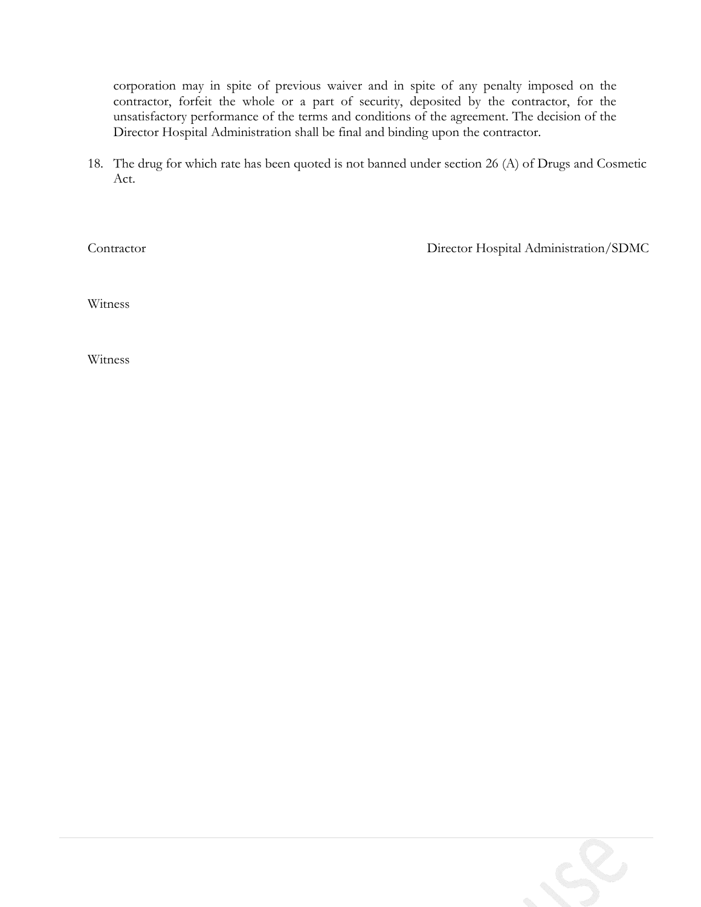corporation may in spite of previous waiver and in spite of any penalty imposed on the contractor, forfeit the whole or a part of security, deposited by the contractor, for the unsatisfactory performance of the terms and conditions of the agreement. The decision of the Director Hospital Administration shall be final and binding upon the contractor.

18. The drug for which rate has been quoted is not banned under section 26 (A) of Drugs and Cosmetic Act.

Contractor                                                                                    Director Hospital Administration/SDMC

Witness

Witness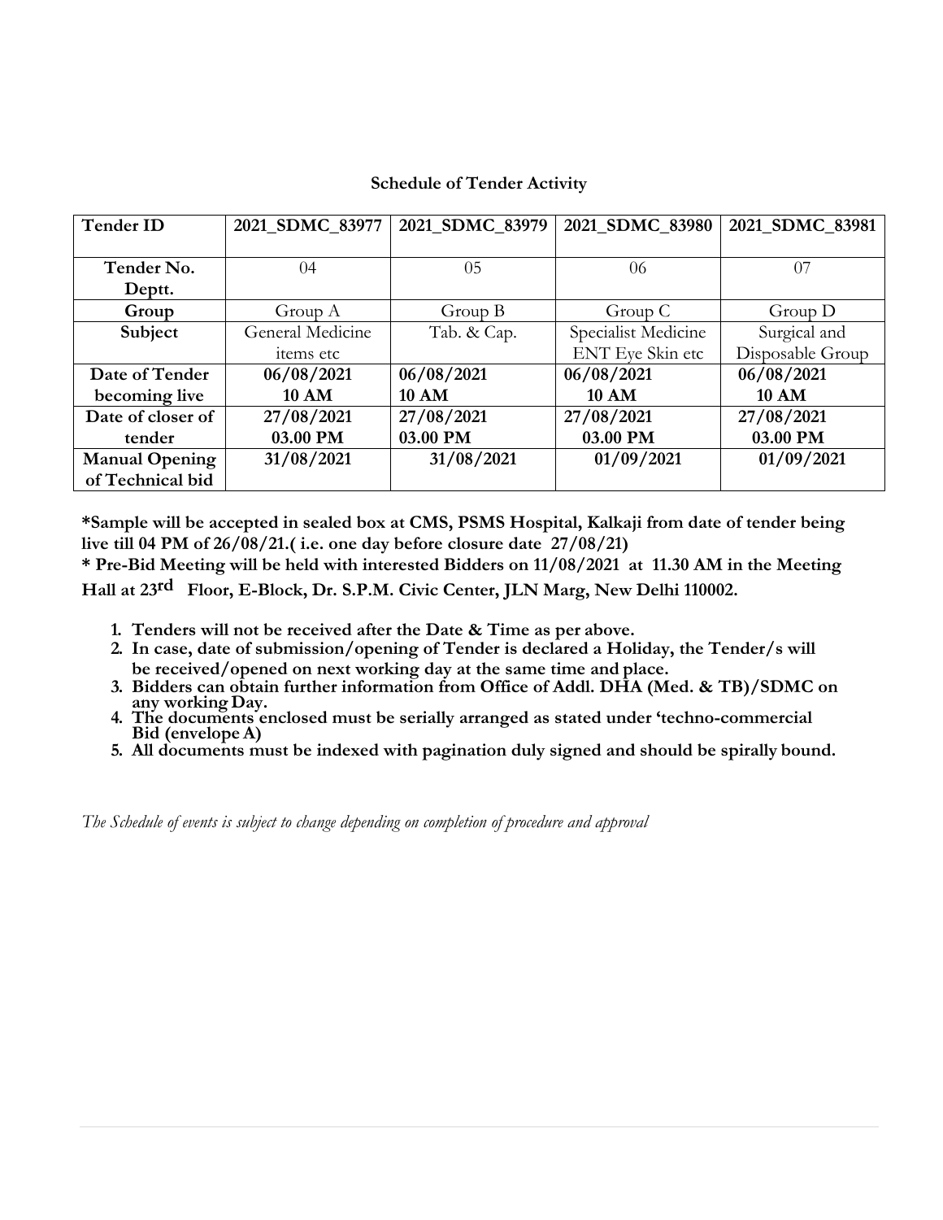**Schedule of Tender Activity**

| **Tender ID** | **2021_SDMC_83977** | **2021_SDMC_83979** | **2021_SDMC_83980** | **2021_SDMC_83981** |
|---|---|---|---|---|
| **Tender No. Deptt.** | 04 | 05 | 06 | 07 |
| **Group** | Group A | Group B | Group C | Group D |
| **Subject** | General Medicine items etc | Tab. & Cap. | Specialist Medicine ENT Eye Skin etc | Surgical and Disposable Group |
| **Date of Tender becoming live** | **06/08/2021 10 AM** | **06/08/2021 10 AM** | **06/08/2021 10 AM** | **06/08/2021 10 AM** |
| **Date of closer of tender** | **27/08/2021 03.00 PM** | **27/08/2021 03.00 PM** | **27/08/2021 03.00 PM** | **27/08/2021 03.00 PM** |
| **Manual Opening of Technical bid** | **31/08/2021** | **31/08/2021** | **01/09/2021** | **01/09/2021** |

**\*Sample will be accepted in sealed box at CMS, PSMS Hospital, Kalkaji from date of tender being live till 04 PM of 26/08/21.( i.e. one day before closure date 27/08/21)**

**\* Pre-Bid Meeting will be held with interested Bidders on 11/08/2021 at 11.30 AM in the Meeting Hall at 23rd Floor, E-Block, Dr. S.P.M. Civic Center, JLN Marg, New Delhi 110002.**

1. **Tenders will not be received after the Date & Time as per above.**
2. **In case, date of submission/opening of Tender is declared a Holiday, the Tender/s will be received/opened on next working day at the same time and place.**
3. **Bidders can obtain further information from Office of Addl. DHA (Med. & TB)/SDMC on any working Day.**
4. **The documents enclosed must be serially arranged as stated under 'techno-commercial Bid (envelope A)**
5. **All documents must be indexed with pagination duly signed and should be spirally bound.**

*The Schedule of events is subject to change depending on completion of procedure and approval*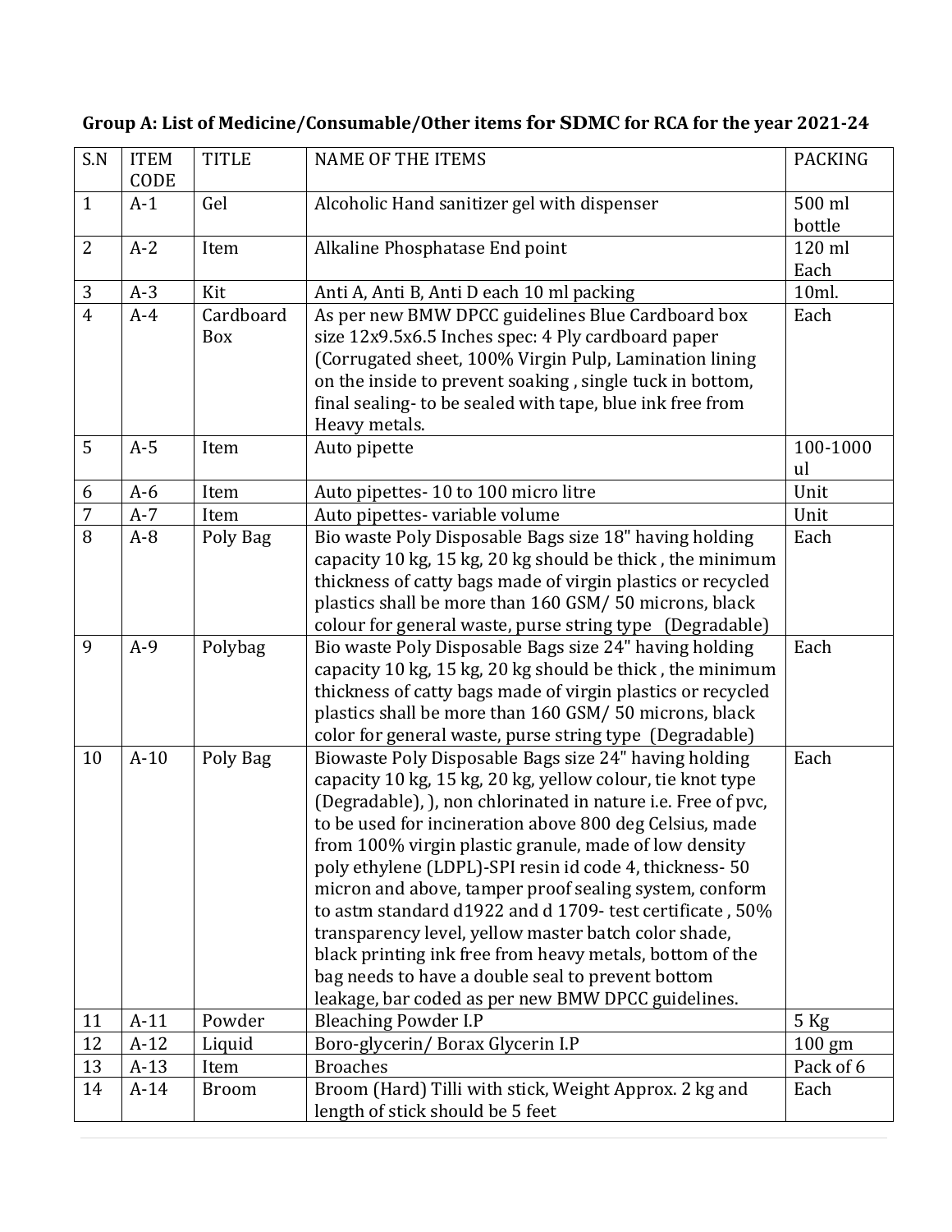**Group A: List of Medicine/Consumable/Other items for SDMC for RCA for the year 2021-24**

| S.N | ITEM CODE | TITLE | NAME OF THE ITEMS | PACKING |
|---|---|---|---|---|
| 1 | A-1 | Gel | Alcoholic Hand sanitizer gel with dispenser | 500 ml bottle |
| 2 | A-2 | Item | Alkaline Phosphatase End point | 120 ml Each |
| 3 | A-3 | Kit | Anti A, Anti B, Anti D each 10 ml packing | 10ml. |
| 4 | A-4 | Cardboard Box | As per new BMW DPCC guidelines Blue Cardboard box size 12x9.5x6.5 Inches spec: 4 Ply cardboard paper (Corrugated sheet, 100% Virgin Pulp, Lamination lining on the inside to prevent soaking , single tuck in bottom, final sealing- to be sealed with tape, blue ink free from Heavy metals. | Each |
| 5 | A-5 | Item | Auto pipette | 100-1000 ul |
| 6 | A-6 | Item | Auto pipettes- 10 to 100 micro litre | Unit |
| 7 | A-7 | Item | Auto pipettes- variable volume | Unit |
| 8 | A-8 | Poly Bag | Bio waste Poly Disposable Bags size 18" having holding capacity 10 kg, 15 kg, 20 kg should be thick , the minimum thickness of catty bags made of virgin plastics or recycled plastics shall be more than 160 GSM/ 50 microns, black colour for general waste, purse string type (Degradable) | Each |
| 9 | A-9 | Polybag | Bio waste Poly Disposable Bags size 24" having holding capacity 10 kg, 15 kg, 20 kg should be thick , the minimum thickness of catty bags made of virgin plastics or recycled plastics shall be more than 160 GSM/ 50 microns, black color for general waste, purse string type (Degradable) | Each |
| 10 | A-10 | Poly Bag | Biowaste Poly Disposable Bags size 24" having holding capacity 10 kg, 15 kg, 20 kg, yellow colour, tie knot type (Degradable), ), non chlorinated in nature i.e. Free of pvc, to be used for incineration above 800 deg Celsius, made from 100% virgin plastic granule, made of low density poly ethylene (LDPL)-SPI resin id code 4, thickness- 50 micron and above, tamper proof sealing system, conform to astm standard d1922 and d 1709- test certificate , 50% transparency level, yellow master batch color shade, black printing ink free from heavy metals, bottom of the bag needs to have a double seal to prevent bottom leakage, bar coded as per new BMW DPCC guidelines. | Each |
| 11 | A-11 | Powder | Bleaching Powder I.P | 5 Kg |
| 12 | A-12 | Liquid | Boro-glycerin/ Borax Glycerin I.P | 100 gm |
| 13 | A-13 | Item | Broaches | Pack of 6 |
| 14 | A-14 | Broom | Broom (Hard) Tilli with stick, Weight Approx. 2 kg and length of stick should be 5 feet | Each |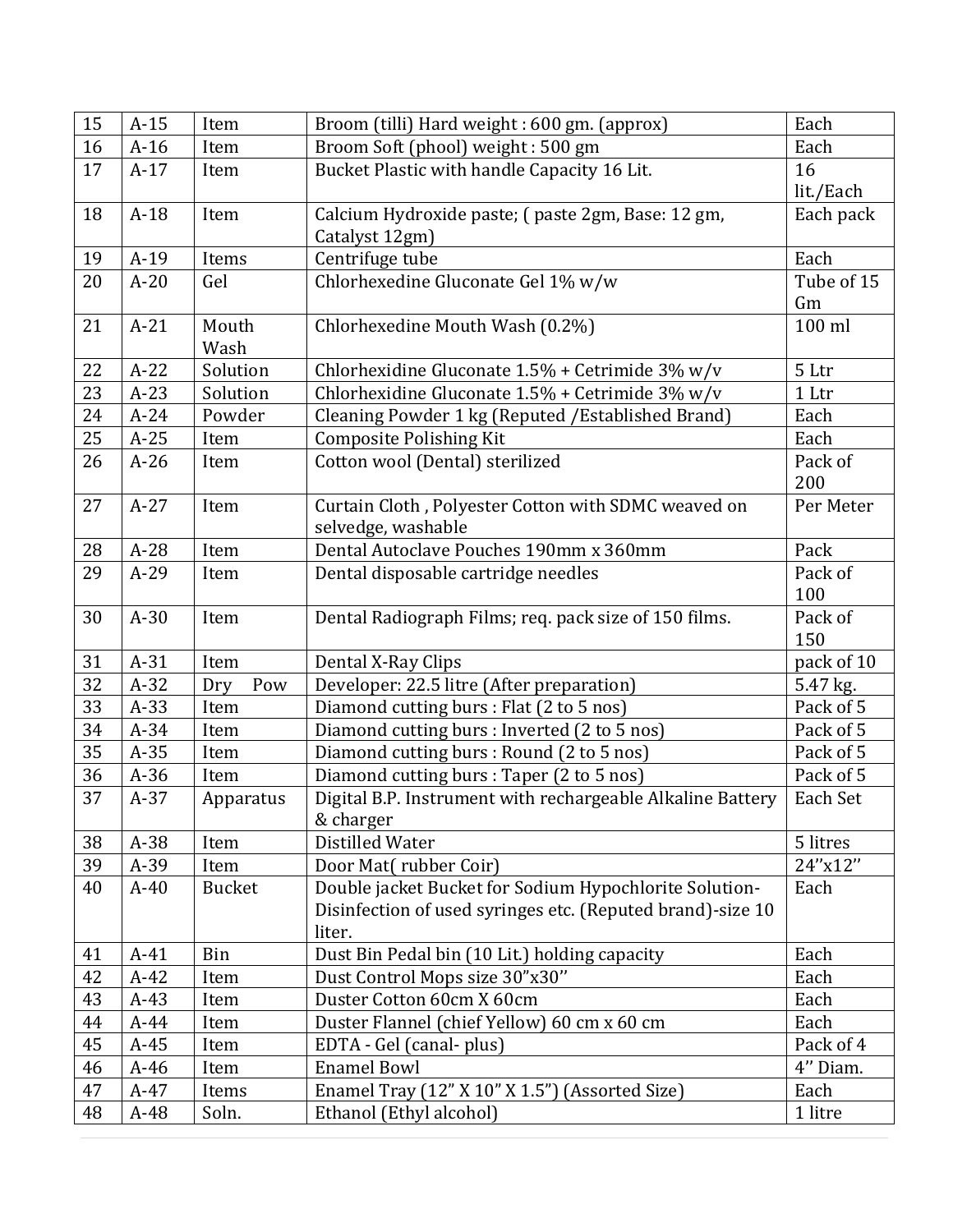| 15 | A-15 | Item | Broom (tilli) Hard weight : 600 gm. (approx) | Each |
|---|---|---|---|---|
| 16 | A-16 | Item | Broom Soft (phool) weight : 500 gm | Each |
| 17 | A-17 | Item | Bucket Plastic with handle Capacity 16 Lit. | 16 lit./Each |
| 18 | A-18 | Item | Calcium Hydroxide paste; ( paste 2gm, Base: 12 gm, Catalyst 12gm) | Each pack |
| 19 | A-19 | Items | Centrifuge tube | Each |
| 20 | A-20 | Gel | Chlorhexedine Gluconate Gel 1% w/w | Tube of 15 Gm |
| 21 | A-21 | Mouth Wash | Chlorhexedine Mouth Wash (0.2%) | 100 ml |
| 22 | A-22 | Solution | Chlorhexidine Gluconate 1.5% + Cetrimide 3% w/v | 5 Ltr |
| 23 | A-23 | Solution | Chlorhexidine Gluconate 1.5% + Cetrimide 3% w/v | 1 Ltr |
| 24 | A-24 | Powder | Cleaning Powder 1 kg (Reputed /Established Brand) | Each |
| 25 | A-25 | Item | Composite Polishing Kit | Each |
| 26 | A-26 | Item | Cotton wool (Dental) sterilized | Pack of 200 |
| 27 | A-27 | Item | Curtain Cloth , Polyester Cotton with SDMC weaved on selvedge, washable | Per Meter |
| 28 | A-28 | Item | Dental Autoclave Pouches 190mm x 360mm | Pack |
| 29 | A-29 | Item | Dental disposable cartridge needles | Pack of 100 |
| 30 | A-30 | Item | Dental Radiograph Films; req. pack size of 150 films. | Pack of 150 |
| 31 | A-31 | Item | Dental X-Ray Clips | pack of 10 |
| 32 | A-32 | Dry Pow | Developer: 22.5 litre (After preparation) | 5.47 kg. |
| 33 | A-33 | Item | Diamond cutting burs : Flat (2 to 5 nos) | Pack of 5 |
| 34 | A-34 | Item | Diamond cutting burs : Inverted (2 to 5 nos) | Pack of 5 |
| 35 | A-35 | Item | Diamond cutting burs : Round (2 to 5 nos) | Pack of 5 |
| 36 | A-36 | Item | Diamond cutting burs : Taper (2 to 5 nos) | Pack of 5 |
| 37 | A-37 | Apparatus | Digital B.P. Instrument with rechargeable Alkaline Battery & charger | Each Set |
| 38 | A-38 | Item | Distilled Water | 5 litres |
| 39 | A-39 | Item | Door Mat( rubber Coir) | 24''x12'' |
| 40 | A-40 | Bucket | Double jacket Bucket for Sodium Hypochlorite Solution-Disinfection of used syringes etc. (Reputed brand)-size 10 liter. | Each |
| 41 | A-41 | Bin | Dust Bin Pedal bin (10 Lit.) holding capacity | Each |
| 42 | A-42 | Item | Dust Control Mops size 30"x30'' | Each |
| 43 | A-43 | Item | Duster Cotton 60cm X 60cm | Each |
| 44 | A-44 | Item | Duster Flannel (chief Yellow) 60 cm x 60 cm | Each |
| 45 | A-45 | Item | EDTA - Gel (canal- plus) | Pack of 4 |
| 46 | A-46 | Item | Enamel Bowl | 4'' Diam. |
| 47 | A-47 | Items | Enamel Tray (12" X 10" X 1.5") (Assorted Size) | Each |
| 48 | A-48 | Soln. | Ethanol (Ethyl alcohol) | 1 litre |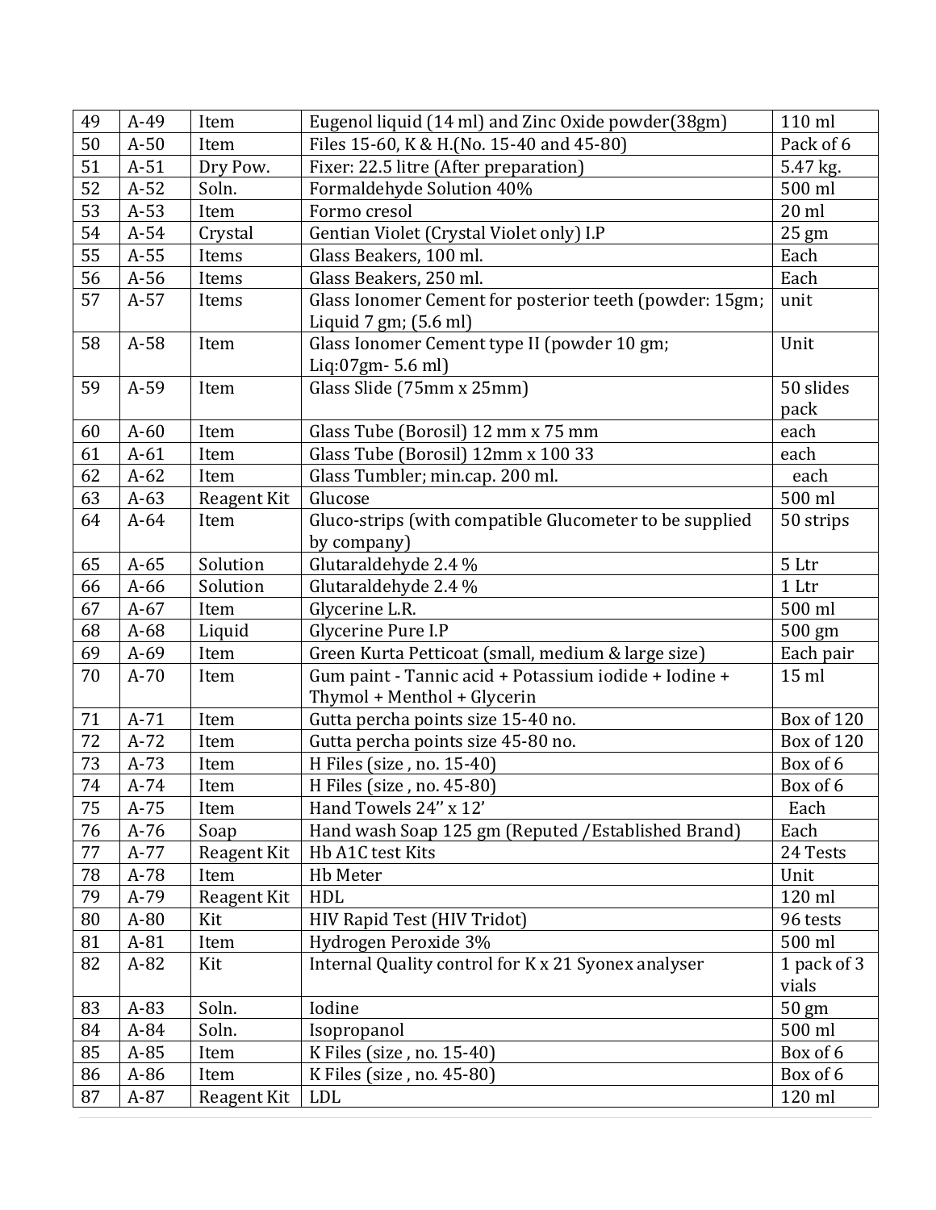| 49 | A-49 | Item | Eugenol liquid (14 ml) and Zinc Oxide powder(38gm) | 110 ml |
|---|---|---|---|---|
| 50 | A-50 | Item | Files 15-60, K & H.(No. 15-40 and 45-80) | Pack of 6 |
| 51 | A-51 | Dry Pow. | Fixer: 22.5 litre (After preparation) | 5.47 kg. |
| 52 | A-52 | Soln. | Formaldehyde Solution 40% | 500 ml |
| 53 | A-53 | Item | Formo cresol | 20 ml |
| 54 | A-54 | Crystal | Gentian Violet (Crystal Violet only) I.P | 25 gm |
| 55 | A-55 | Items | Glass Beakers, 100 ml. | Each |
| 56 | A-56 | Items | Glass Beakers, 250 ml. | Each |
| 57 | A-57 | Items | Glass Ionomer Cement for posterior teeth (powder: 15gm; Liquid 7 gm; (5.6 ml) | unit |
| 58 | A-58 | Item | Glass Ionomer Cement type II (powder 10 gm; Liq:07gm- 5.6 ml) | Unit |
| 59 | A-59 | Item | Glass Slide (75mm x 25mm) | 50 slides pack |
| 60 | A-60 | Item | Glass Tube (Borosil) 12 mm x 75 mm | each |
| 61 | A-61 | Item | Glass Tube (Borosil) 12mm x 100 33 | each |
| 62 | A-62 | Item | Glass Tumbler; min.cap. 200 ml. | each |
| 63 | A-63 | Reagent Kit | Glucose | 500 ml |
| 64 | A-64 | Item | Gluco-strips (with compatible Glucometer to be supplied by company) | 50 strips |
| 65 | A-65 | Solution | Glutaraldehyde 2.4 % | 5 Ltr |
| 66 | A-66 | Solution | Glutaraldehyde 2.4 % | 1 Ltr |
| 67 | A-67 | Item | Glycerine L.R. | 500 ml |
| 68 | A-68 | Liquid | Glycerine Pure I.P | 500 gm |
| 69 | A-69 | Item | Green Kurta Petticoat (small, medium & large size) | Each pair |
| 70 | A-70 | Item | Gum paint - Tannic acid + Potassium iodide + Iodine + Thymol + Menthol + Glycerin | 15 ml |
| 71 | A-71 | Item | Gutta percha points size 15-40 no. | Box of 120 |
| 72 | A-72 | Item | Gutta percha points size 45-80 no. | Box of 120 |
| 73 | A-73 | Item | H Files (size , no. 15-40) | Box of 6 |
| 74 | A-74 | Item | H Files (size , no. 45-80) | Box of 6 |
| 75 | A-75 | Item | Hand Towels 24'' x 12' | Each |
| 76 | A-76 | Soap | Hand wash Soap 125 gm (Reputed /Established Brand) | Each |
| 77 | A-77 | Reagent Kit | Hb A1C test Kits | 24 Tests |
| 78 | A-78 | Item | Hb Meter | Unit |
| 79 | A-79 | Reagent Kit | HDL | 120 ml |
| 80 | A-80 | Kit | HIV Rapid Test (HIV Tridot) | 96 tests |
| 81 | A-81 | Item | Hydrogen Peroxide 3% | 500 ml |
| 82 | A-82 | Kit | Internal Quality control for K x 21 Syonex analyser | 1 pack of 3 vials |
| 83 | A-83 | Soln. | Iodine | 50 gm |
| 84 | A-84 | Soln. | Isopropanol | 500 ml |
| 85 | A-85 | Item | K Files (size , no. 15-40) | Box of 6 |
| 86 | A-86 | Item | K Files (size , no. 45-80) | Box of 6 |
| 87 | A-87 | Reagent Kit | LDL | 120 ml |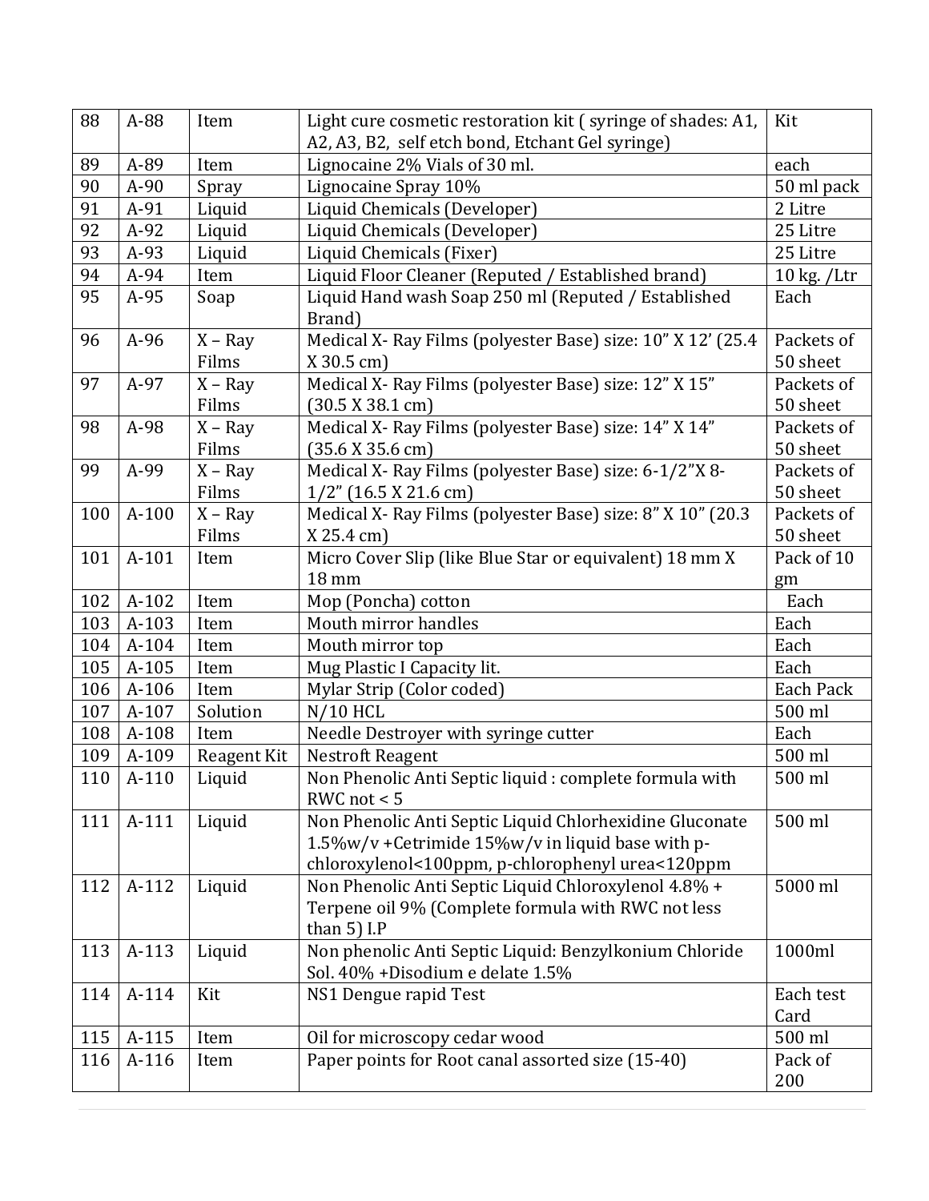| 88 | A-88 | Item | Light cure cosmetic restoration kit ( syringe of shades: A1, A2, A3, B2, self etch bond, Etchant Gel syringe) | Kit |
|---|---|---|---|---|
| 89 | A-89 | Item | Lignocaine 2% Vials of 30 ml. | each |
| 90 | A-90 | Spray | Lignocaine Spray 10% | 50 ml pack |
| 91 | A-91 | Liquid | Liquid Chemicals (Developer) | 2 Litre |
| 92 | A-92 | Liquid | Liquid Chemicals (Developer) | 25 Litre |
| 93 | A-93 | Liquid | Liquid Chemicals (Fixer) | 25 Litre |
| 94 | A-94 | Item | Liquid Floor Cleaner (Reputed / Established brand) | 10 kg. /Ltr |
| 95 | A-95 | Soap | Liquid Hand wash Soap 250 ml (Reputed / Established Brand) | Each |
| 96 | A-96 | X – Ray Films | Medical X- Ray Films (polyester Base) size: 10" X 12' (25.4 X 30.5 cm) | Packets of 50 sheet |
| 97 | A-97 | X – Ray Films | Medical X- Ray Films (polyester Base) size: 12" X 15" (30.5 X 38.1 cm) | Packets of 50 sheet |
| 98 | A-98 | X – Ray Films | Medical X- Ray Films (polyester Base) size: 14" X 14" (35.6 X 35.6 cm) | Packets of 50 sheet |
| 99 | A-99 | X – Ray Films | Medical X- Ray Films (polyester Base) size: 6-1/2"X 8-1/2" (16.5 X 21.6 cm) | Packets of 50 sheet |
| 100 | A-100 | X – Ray Films | Medical X- Ray Films (polyester Base) size: 8" X 10" (20.3 X 25.4 cm) | Packets of 50 sheet |
| 101 | A-101 | Item | Micro Cover Slip (like Blue Star or equivalent) 18 mm X 18 mm | Pack of 10 gm |
| 102 | A-102 | Item | Mop (Poncha) cotton | Each |
| 103 | A-103 | Item | Mouth mirror handles | Each |
| 104 | A-104 | Item | Mouth mirror top | Each |
| 105 | A-105 | Item | Mug Plastic I Capacity lit. | Each |
| 106 | A-106 | Item | Mylar Strip (Color coded) | Each Pack |
| 107 | A-107 | Solution | N/10 HCL | 500 ml |
| 108 | A-108 | Item | Needle Destroyer with syringe cutter | Each |
| 109 | A-109 | Reagent Kit | Nestroft Reagent | 500 ml |
| 110 | A-110 | Liquid | Non Phenolic Anti Septic liquid : complete formula with RWC not < 5 | 500 ml |
| 111 | A-111 | Liquid | Non Phenolic Anti Septic Liquid Chlorhexidine Gluconate 1.5%w/v +Cetrimide 15%w/v in liquid base with p-chloroxylenol<100ppm, p-chlorophenyl urea<120ppm | 500 ml |
| 112 | A-112 | Liquid | Non Phenolic Anti Septic Liquid Chloroxylenol 4.8% + Terpene oil 9% (Complete formula with RWC not less than 5) I.P | 5000 ml |
| 113 | A-113 | Liquid | Non phenolic Anti Septic Liquid: Benzylkonium Chloride Sol. 40% +Disodium e delate 1.5% | 1000ml |
| 114 | A-114 | Kit | NS1 Dengue rapid Test | Each test Card |
| 115 | A-115 | Item | Oil for microscopy cedar wood | 500 ml |
| 116 | A-116 | Item | Paper points for Root canal assorted size (15-40) | Pack of 200 |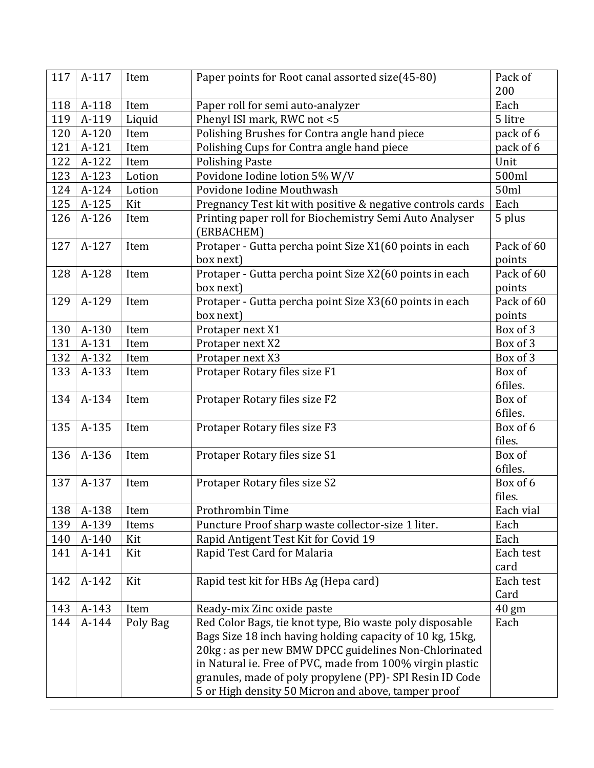| 117 | A-117 | Item | Paper points for Root canal assorted size(45-80) | Pack of 200 |
|---|---|---|---|---|
| 118 | A-118 | Item | Paper roll for semi auto-analyzer | Each |
| 119 | A-119 | Liquid | Phenyl ISI mark, RWC not <5 | 5 litre |
| 120 | A-120 | Item | Polishing Brushes for Contra angle hand piece | pack of 6 |
| 121 | A-121 | Item | Polishing Cups for Contra angle hand piece | pack of 6 |
| 122 | A-122 | Item | Polishing Paste | Unit |
| 123 | A-123 | Lotion | Povidone Iodine lotion 5% W/V | 500ml |
| 124 | A-124 | Lotion | Povidone Iodine Mouthwash | 50ml |
| 125 | A-125 | Kit | Pregnancy Test kit with positive & negative controls cards | Each |
| 126 | A-126 | Item | Printing paper roll for Biochemistry Semi Auto Analyser (ERBACHEM) | 5 plus |
| 127 | A-127 | Item | Protaper - Gutta percha point Size X1(60 points in each box next) | Pack of 60 points |
| 128 | A-128 | Item | Protaper - Gutta percha point Size X2(60 points in each box next) | Pack of 60 points |
| 129 | A-129 | Item | Protaper - Gutta percha point Size X3(60 points in each box next) | Pack of 60 points |
| 130 | A-130 | Item | Protaper next X1 | Box of 3 |
| 131 | A-131 | Item | Protaper next X2 | Box of 3 |
| 132 | A-132 | Item | Protaper next X3 | Box of 3 |
| 133 | A-133 | Item | Protaper Rotary files size F1 | Box of 6files. |
| 134 | A-134 | Item | Protaper Rotary files size F2 | Box of 6files. |
| 135 | A-135 | Item | Protaper Rotary files size F3 | Box of 6 files. |
| 136 | A-136 | Item | Protaper Rotary files size S1 | Box of 6files. |
| 137 | A-137 | Item | Protaper Rotary files size S2 | Box of 6 files. |
| 138 | A-138 | Item | Prothrombin Time | Each vial |
| 139 | A-139 | Items | Puncture Proof sharp waste collector-size 1 liter. | Each |
| 140 | A-140 | Kit | Rapid Antigent Test Kit for Covid 19 | Each |
| 141 | A-141 | Kit | Rapid Test Card for Malaria | Each test card |
| 142 | A-142 | Kit | Rapid test kit for HBs Ag (Hepa card) | Each test Card |
| 143 | A-143 | Item | Ready-mix Zinc oxide paste | 40 gm |
| 144 | A-144 | Poly Bag | Red Color Bags, tie knot type, Bio waste poly disposable Bags Size 18 inch having holding capacity of 10 kg, 15kg, 20kg : as per new BMW DPCC guidelines Non-Chlorinated in Natural ie. Free of PVC, made from 100% virgin plastic granules, made of poly propylene (PP)- SPI Resin ID Code 5 or High density 50 Micron and above, tamper proof | Each |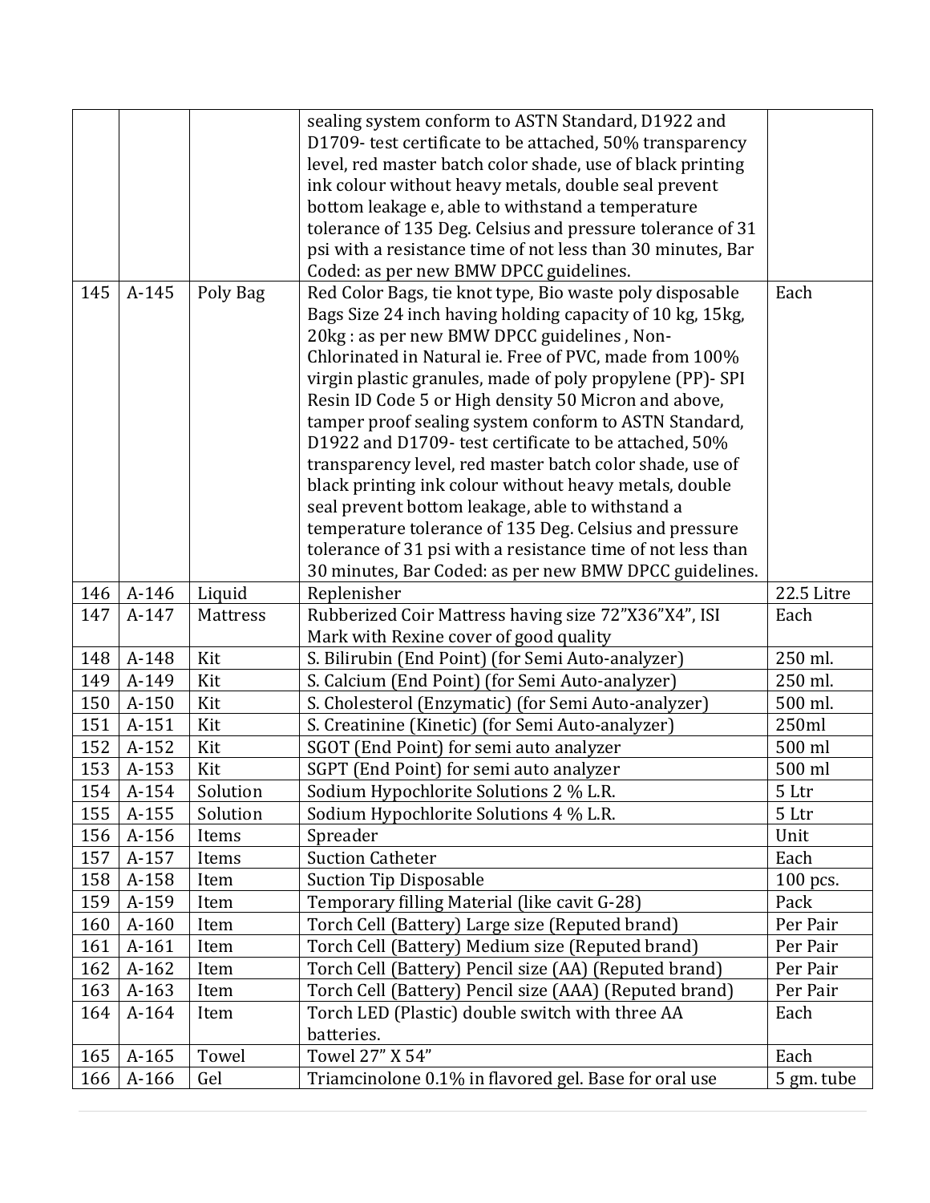| | | | | |
|---|---|---|---|---|
| | | | sealing system conform to ASTN Standard, D1922 and D1709- test certificate to be attached, 50% transparency level, red master batch color shade, use of black printing ink colour without heavy metals, double seal prevent bottom leakage e, able to withstand a temperature tolerance of 135 Deg. Celsius and pressure tolerance of 31 psi with a resistance time of not less than 30 minutes, Bar Coded: as per new BMW DPCC guidelines. | |
| 145 | A-145 | Poly Bag | Red Color Bags, tie knot type, Bio waste poly disposable Bags Size 24 inch having holding capacity of 10 kg, 15kg, 20kg : as per new BMW DPCC guidelines , Non-Chlorinated in Natural ie. Free of PVC, made from 100% virgin plastic granules, made of poly propylene (PP)- SPI Resin ID Code 5 or High density 50 Micron and above, tamper proof sealing system conform to ASTN Standard, D1922 and D1709- test certificate to be attached, 50% transparency level, red master batch color shade, use of black printing ink colour without heavy metals, double seal prevent bottom leakage, able to withstand a temperature tolerance of 135 Deg. Celsius and pressure tolerance of 31 psi with a resistance time of not less than 30 minutes, Bar Coded: as per new BMW DPCC guidelines. | Each |
| 146 | A-146 | Liquid | Replenisher | 22.5 Litre |
| 147 | A-147 | Mattress | Rubberized Coir Mattress having size 72"X36"X4", ISI Mark with Rexine cover of good quality | Each |
| 148 | A-148 | Kit | S. Bilirubin (End Point) (for Semi Auto-analyzer) | 250 ml. |
| 149 | A-149 | Kit | S. Calcium (End Point) (for Semi Auto-analyzer) | 250 ml. |
| 150 | A-150 | Kit | S. Cholesterol (Enzymatic) (for Semi Auto-analyzer) | 500 ml. |
| 151 | A-151 | Kit | S. Creatinine (Kinetic) (for Semi Auto-analyzer) | 250ml |
| 152 | A-152 | Kit | SGOT (End Point) for semi auto analyzer | 500 ml |
| 153 | A-153 | Kit | SGPT (End Point) for semi auto analyzer | 500 ml |
| 154 | A-154 | Solution | Sodium Hypochlorite Solutions 2 % L.R. | 5 Ltr |
| 155 | A-155 | Solution | Sodium Hypochlorite Solutions 4 % L.R. | 5 Ltr |
| 156 | A-156 | Items | Spreader | Unit |
| 157 | A-157 | Items | Suction Catheter | Each |
| 158 | A-158 | Item | Suction Tip Disposable | 100 pcs. |
| 159 | A-159 | Item | Temporary filling Material (like cavit G-28) | Pack |
| 160 | A-160 | Item | Torch Cell (Battery) Large size (Reputed brand) | Per Pair |
| 161 | A-161 | Item | Torch Cell (Battery) Medium size (Reputed brand) | Per Pair |
| 162 | A-162 | Item | Torch Cell (Battery) Pencil size (AA) (Reputed brand) | Per Pair |
| 163 | A-163 | Item | Torch Cell (Battery) Pencil size (AAA) (Reputed brand) | Per Pair |
| 164 | A-164 | Item | Torch LED (Plastic) double switch with three AA batteries. | Each |
| 165 | A-165 | Towel | Towel 27" X 54" | Each |
| 166 | A-166 | Gel | Triamcinolone 0.1% in flavored gel. Base for oral use | 5 gm. tube |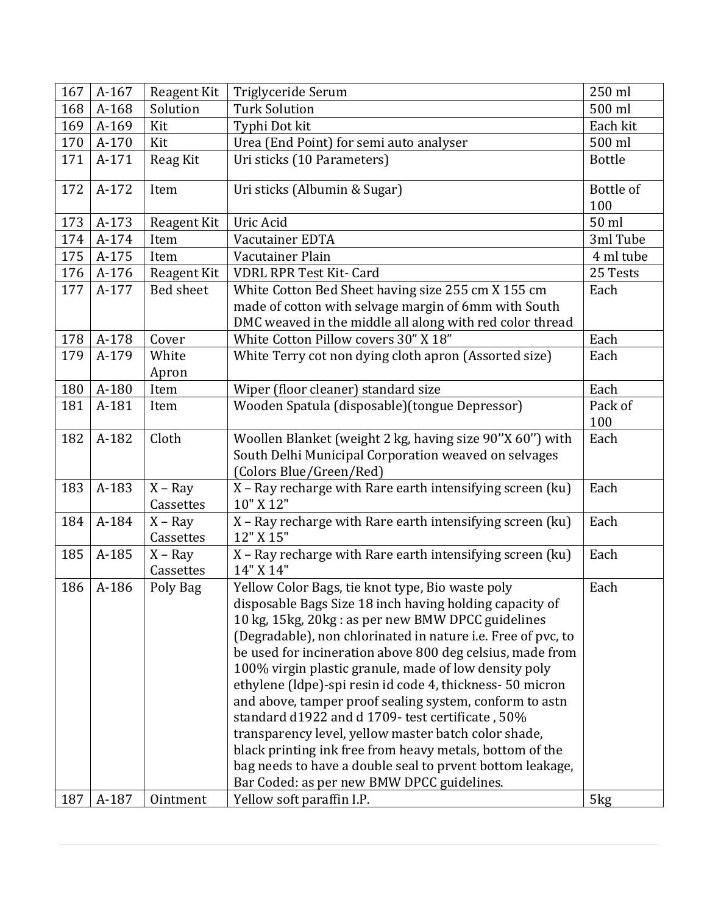| 167 | A-167 | Reagent Kit | Triglyceride Serum | 250 ml |
|---|---|---|---|---|
| 168 | A-168 | Solution | Turk Solution | 500 ml |
| 169 | A-169 | Kit | Typhi Dot kit | Each kit |
| 170 | A-170 | Kit | Urea (End Point) for semi auto analyser | 500 ml |
| 171 | A-171 | Reag Kit | Uri sticks (10 Parameters) | Bottle |
| 172 | A-172 | Item | Uri sticks (Albumin & Sugar) | Bottle of 100 |
| 173 | A-173 | Reagent Kit | Uric Acid | 50 ml |
| 174 | A-174 | Item | Vacutainer EDTA | 3ml Tube |
| 175 | A-175 | Item | Vacutainer Plain | 4 ml tube |
| 176 | A-176 | Reagent Kit | VDRL RPR Test Kit- Card | 25 Tests |
| 177 | A-177 | Bed sheet | White Cotton Bed Sheet having size 255 cm X 155 cm made of cotton with selvage margin of 6mm with South DMC weaved in the middle all along with red color thread | Each |
| 178 | A-178 | Cover | White Cotton Pillow covers 30" X 18" | Each |
| 179 | A-179 | White Apron | White Terry cot non dying cloth apron (Assorted size) | Each |
| 180 | A-180 | Item | Wiper (floor cleaner) standard size | Each |
| 181 | A-181 | Item | Wooden Spatula (disposable)(tongue Depressor) | Pack of 100 |
| 182 | A-182 | Cloth | Woollen Blanket (weight 2 kg, having size 90''X 60'') with South Delhi Municipal Corporation weaved on selvages (Colors Blue/Green/Red) | Each |
| 183 | A-183 | X – Ray Cassettes | X – Ray recharge with Rare earth intensifying screen (ku) 10" X 12" | Each |
| 184 | A-184 | X – Ray Cassettes | X – Ray recharge with Rare earth intensifying screen (ku) 12" X 15" | Each |
| 185 | A-185 | X – Ray Cassettes | X – Ray recharge with Rare earth intensifying screen (ku) 14" X 14" | Each |
| 186 | A-186 | Poly Bag | Yellow Color Bags, tie knot type, Bio waste poly disposable Bags Size 18 inch having holding capacity of 10 kg, 15kg, 20kg : as per new BMW DPCC guidelines (Degradable), non chlorinated in nature i.e. Free of pvc, to be used for incineration above 800 deg celsius, made from 100% virgin plastic granule, made of low density poly ethylene (ldpe)-spi resin id code 4, thickness- 50 micron and above, tamper proof sealing system, conform to astn standard d1922 and d 1709- test certificate , 50% transparency level, yellow master batch color shade, black printing ink free from heavy metals, bottom of the bag needs to have a double seal to prvent bottom leakage, Bar Coded: as per new BMW DPCC guidelines. | Each |
| 187 | A-187 | Ointment | Yellow soft paraffin I.P. | 5kg |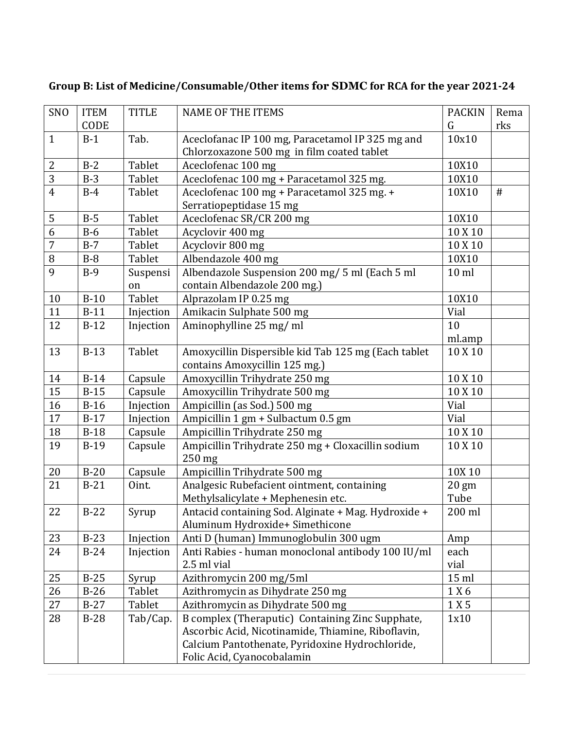**Group B: List of Medicine/Consumable/Other items for SDMC for RCA for the year 2021-24**

| SNO | ITEM CODE | TITLE | NAME OF THE ITEMS | PACKING | Remarks |
|---|---|---|---|---|---|
| 1 | B-1 | Tab. | Aceclofanac IP 100 mg, Paracetamol IP 325 mg and Chlorzoxazone 500 mg in film coated tablet | 10x10 | |
| 2 | B-2 | Tablet | Aceclofenac 100 mg | 10X10 | |
| 3 | B-3 | Tablet | Aceclofenac 100 mg + Paracetamol 325 mg. | 10X10 | |
| 4 | B-4 | Tablet | Aceclofenac 100 mg + Paracetamol 325 mg. + Serratiopeptidase 15 mg | 10X10 | # |
| 5 | B-5 | Tablet | Aceclofenac SR/CR 200 mg | 10X10 | |
| 6 | B-6 | Tablet | Acyclovir 400 mg | 10 X 10 | |
| 7 | B-7 | Tablet | Acyclovir 800 mg | 10 X 10 | |
| 8 | B-8 | Tablet | Albendazole 400 mg | 10X10 | |
| 9 | B-9 | Suspension | Albendazole Suspension 200 mg/ 5 ml (Each 5 ml contain Albendazole 200 mg.) | 10 ml | |
| 10 | B-10 | Tablet | Alprazolam IP 0.25 mg | 10X10 | |
| 11 | B-11 | Injection | Amikacin Sulphate 500 mg | Vial | |
| 12 | B-12 | Injection | Aminophylline 25 mg/ ml | 10 ml.amp | |
| 13 | B-13 | Tablet | Amoxycillin Dispersible kid Tab 125 mg (Each tablet contains Amoxycillin 125 mg.) | 10 X 10 | |
| 14 | B-14 | Capsule | Amoxycillin Trihydrate 250 mg | 10 X 10 | |
| 15 | B-15 | Capsule | Amoxycillin Trihydrate 500 mg | 10 X 10 | |
| 16 | B-16 | Injection | Ampicillin (as Sod.) 500 mg | Vial | |
| 17 | B-17 | Injection | Ampicillin 1 gm + Sulbactum 0.5 gm | Vial | |
| 18 | B-18 | Capsule | Ampicillin Trihydrate 250 mg | 10 X 10 | |
| 19 | B-19 | Capsule | Ampicillin Trihydrate 250 mg + Cloxacillin sodium 250 mg | 10 X 10 | |
| 20 | B-20 | Capsule | Ampicillin Trihydrate 500 mg | 10X 10 | |
| 21 | B-21 | Oint. | Analgesic Rubefacient ointment, containing Methylsalicylate + Mephenesin etc. | 20 gm Tube | |
| 22 | B-22 | Syrup | Antacid containing Sod. Alginate + Mag. Hydroxide + Aluminum Hydroxide+ Simethicone | 200 ml | |
| 23 | B-23 | Injection | Anti D (human) Immunoglobulin 300 ugm | Amp | |
| 24 | B-24 | Injection | Anti Rabies - human monoclonal antibody 100 IU/ml 2.5 ml vial | each vial | |
| 25 | B-25 | Syrup | Azithromycin 200 mg/5ml | 15 ml | |
| 26 | B-26 | Tablet | Azithromycin as Dihydrate 250 mg | 1 X 6 | |
| 27 | B-27 | Tablet | Azithromycin as Dihydrate 500 mg | 1 X 5 | |
| 28 | B-28 | Tab/Cap. | B complex (Theraputic) Containing Zinc Supphate, Ascorbic Acid, Nicotinamide, Thiamine, Riboflavin, Calcium Pantothenate, Pyridoxine Hydrochloride, Folic Acid, Cyanocobalamin | 1x10 | |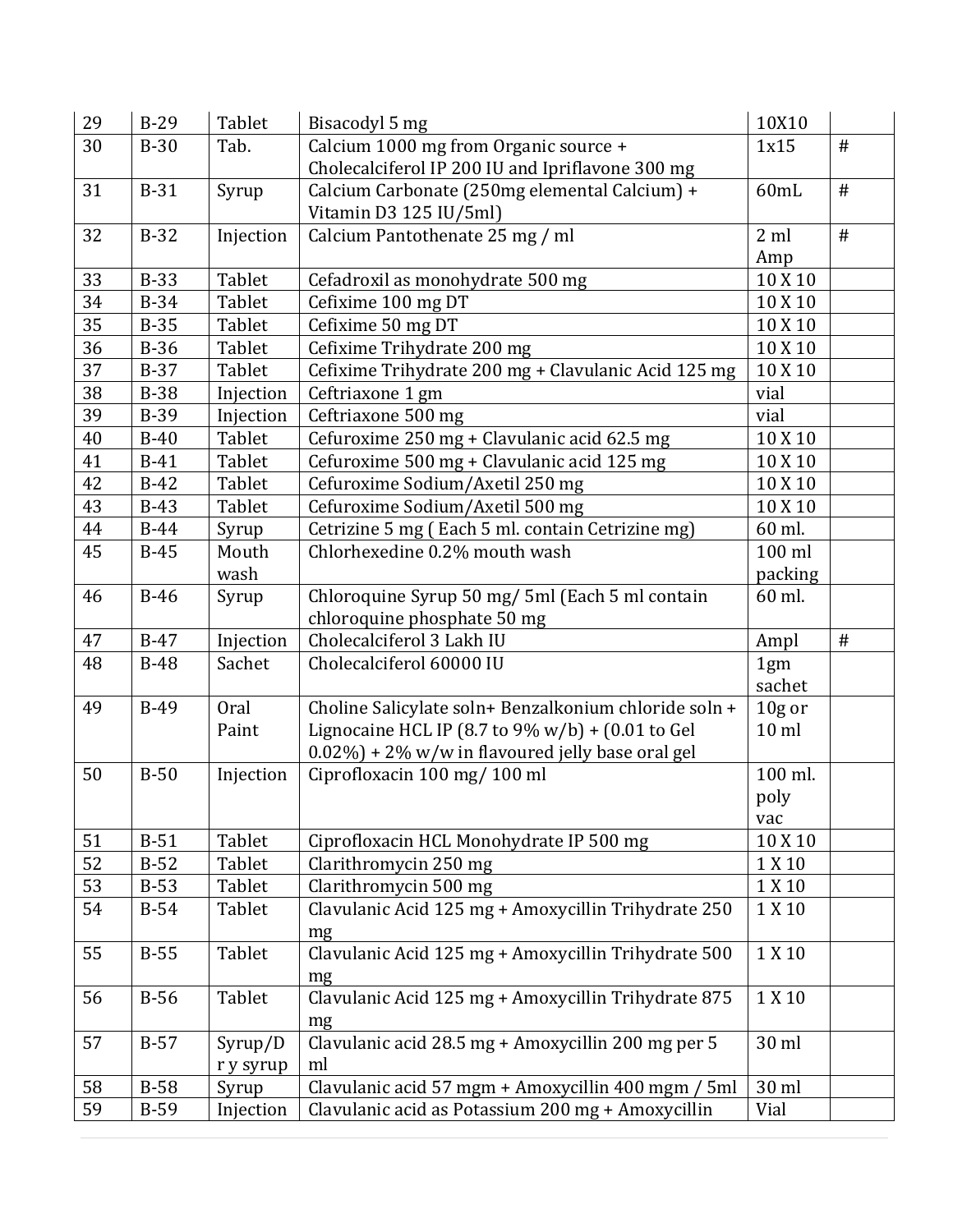| 29 | B-29 | Tablet | Bisacodyl 5 mg | 10X10 | |
|---|---|---|---|---|---|
| 30 | B-30 | Tab. | Calcium 1000 mg from Organic source + Cholecalciferol IP 200 IU and Ipriflavone 300 mg | 1x15 | # |
| 31 | B-31 | Syrup | Calcium Carbonate (250mg elemental Calcium) + Vitamin D3 125 IU/5ml) | 60mL | # |
| 32 | B-32 | Injection | Calcium Pantothenate 25 mg / ml | 2 ml Amp | # |
| 33 | B-33 | Tablet | Cefadroxil as monohydrate 500 mg | 10 X 10 | |
| 34 | B-34 | Tablet | Cefixime 100 mg DT | 10 X 10 | |
| 35 | B-35 | Tablet | Cefixime 50 mg DT | 10 X 10 | |
| 36 | B-36 | Tablet | Cefixime Trihydrate 200 mg | 10 X 10 | |
| 37 | B-37 | Tablet | Cefixime Trihydrate 200 mg + Clavulanic Acid 125 mg | 10 X 10 | |
| 38 | B-38 | Injection | Ceftriaxone 1 gm | vial | |
| 39 | B-39 | Injection | Ceftriaxone 500 mg | vial | |
| 40 | B-40 | Tablet | Cefuroxime 250 mg + Clavulanic acid 62.5 mg | 10 X 10 | |
| 41 | B-41 | Tablet | Cefuroxime 500 mg + Clavulanic acid 125 mg | 10 X 10 | |
| 42 | B-42 | Tablet | Cefuroxime Sodium/Axetil 250 mg | 10 X 10 | |
| 43 | B-43 | Tablet | Cefuroxime Sodium/Axetil 500 mg | 10 X 10 | |
| 44 | B-44 | Syrup | Cetrizine 5 mg ( Each 5 ml. contain Cetrizine mg) | 60 ml. | |
| 45 | B-45 | Mouth wash | Chlorhexedine 0.2% mouth wash | 100 ml packing | |
| 46 | B-46 | Syrup | Chloroquine Syrup 50 mg/ 5ml (Each 5 ml contain chloroquine phosphate 50 mg | 60 ml. | |
| 47 | B-47 | Injection | Cholecalciferol 3 Lakh IU | Ampl | # |
| 48 | B-48 | Sachet | Cholecalciferol 60000 IU | 1gm sachet | |
| 49 | B-49 | Oral Paint | Choline Salicylate soln+ Benzalkonium chloride soln + Lignocaine HCL IP (8.7 to 9% w/b) + (0.01 to Gel 0.02%) + 2% w/w in flavoured jelly base oral gel | 10g or 10 ml | |
| 50 | B-50 | Injection | Ciprofloxacin 100 mg/ 100 ml | 100 ml. poly vac | |
| 51 | B-51 | Tablet | Ciprofloxacin HCL Monohydrate IP 500 mg | 10 X 10 | |
| 52 | B-52 | Tablet | Clarithromycin 250 mg | 1 X 10 | |
| 53 | B-53 | Tablet | Clarithromycin 500 mg | 1 X 10 | |
| 54 | B-54 | Tablet | Clavulanic Acid 125 mg + Amoxycillin Trihydrate 250 mg | 1 X 10 | |
| 55 | B-55 | Tablet | Clavulanic Acid 125 mg + Amoxycillin Trihydrate 500 mg | 1 X 10 | |
| 56 | B-56 | Tablet | Clavulanic Acid 125 mg + Amoxycillin Trihydrate 875 mg | 1 X 10 | |
| 57 | B-57 | Syrup/Dry syrup | Clavulanic acid 28.5 mg + Amoxycillin 200 mg per 5 ml | 30 ml | |
| 58 | B-58 | Syrup | Clavulanic acid 57 mgm + Amoxycillin 400 mgm / 5ml | 30 ml | |
| 59 | B-59 | Injection | Clavulanic acid as Potassium 200 mg + Amoxycillin | Vial | |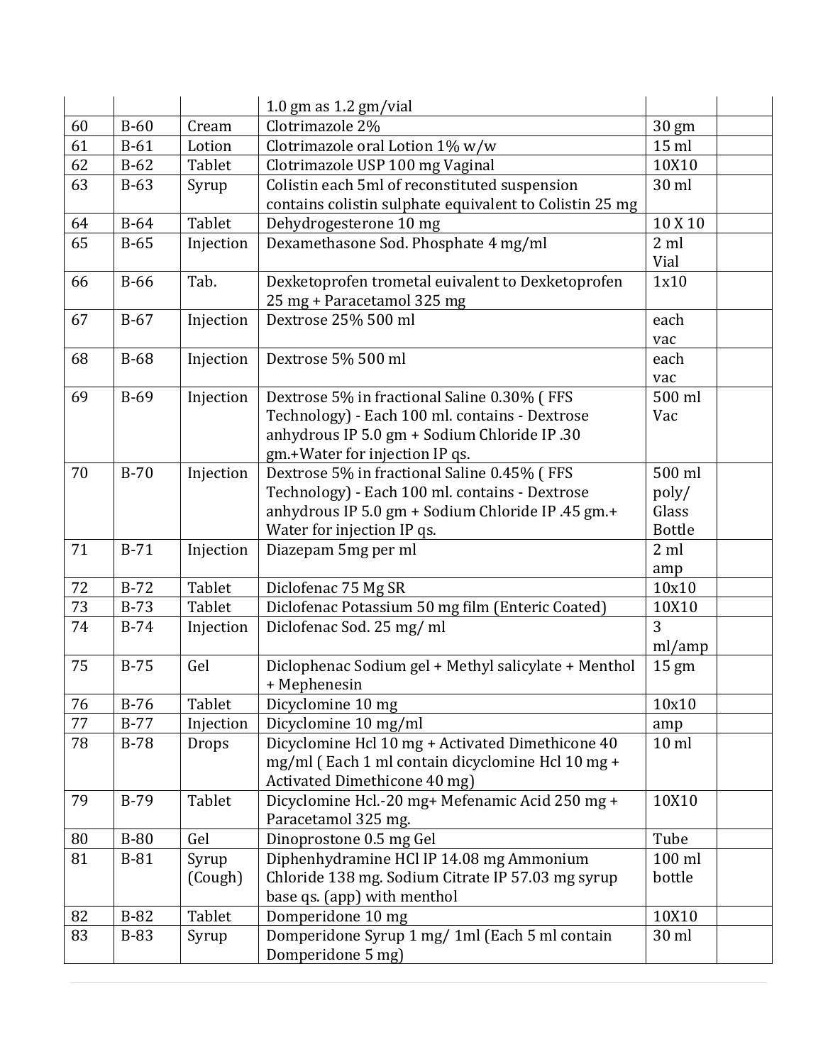| | | | | | |
|---|---|---|---|---|---|
| | | | 1.0 gm as 1.2 gm/vial | | |
| 60 | B-60 | Cream | Clotrimazole 2% | 30 gm | |
| 61 | B-61 | Lotion | Clotrimazole oral Lotion 1% w/w | 15 ml | |
| 62 | B-62 | Tablet | Clotrimazole USP 100 mg Vaginal | 10X10 | |
| 63 | B-63 | Syrup | Colistin each 5ml of reconstituted suspension contains colistin sulphate equivalent to Colistin 25 mg | 30 ml | |
| 64 | B-64 | Tablet | Dehydrogesterone 10 mg | 10 X 10 | |
| 65 | B-65 | Injection | Dexamethasone Sod. Phosphate 4 mg/ml | 2 ml Vial | |
| 66 | B-66 | Tab. | Dexketoprofen trometal euivalent to Dexketoprofen 25 mg + Paracetamol 325 mg | 1x10 | |
| 67 | B-67 | Injection | Dextrose 25% 500 ml | each vac | |
| 68 | B-68 | Injection | Dextrose 5% 500 ml | each vac | |
| 69 | B-69 | Injection | Dextrose 5% in fractional Saline 0.30% ( FFS Technology) - Each 100 ml. contains - Dextrose anhydrous IP 5.0 gm + Sodium Chloride IP .30 gm.+Water for injection IP qs. | 500 ml Vac | |
| 70 | B-70 | Injection | Dextrose 5% in fractional Saline 0.45% ( FFS Technology) - Each 100 ml. contains - Dextrose anhydrous IP 5.0 gm + Sodium Chloride IP .45 gm.+ Water for injection IP qs. | 500 ml poly/ Glass Bottle | |
| 71 | B-71 | Injection | Diazepam 5mg per ml | 2 ml amp | |
| 72 | B-72 | Tablet | Diclofenac 75 Mg SR | 10x10 | |
| 73 | B-73 | Tablet | Diclofenac Potassium 50 mg film (Enteric Coated) | 10X10 | |
| 74 | B-74 | Injection | Diclofenac Sod. 25 mg/ ml | 3 ml/amp | |
| 75 | B-75 | Gel | Diclophenac Sodium gel + Methyl salicylate + Menthol + Mephenesin | 15 gm | |
| 76 | B-76 | Tablet | Dicyclomine 10 mg | 10x10 | |
| 77 | B-77 | Injection | Dicyclomine 10 mg/ml | amp | |
| 78 | B-78 | Drops | Dicyclomine Hcl 10 mg + Activated Dimethicone 40 mg/ml ( Each 1 ml contain dicyclomine Hcl 10 mg + Activated Dimethicone 40 mg) | 10 ml | |
| 79 | B-79 | Tablet | Dicyclomine Hcl.-20 mg+ Mefenamic Acid 250 mg + Paracetamol 325 mg. | 10X10 | |
| 80 | B-80 | Gel | Dinoprostone 0.5 mg Gel | Tube | |
| 81 | B-81 | Syrup (Cough) | Diphenhydramine HCl IP 14.08 mg Ammonium Chloride 138 mg. Sodium Citrate IP 57.03 mg syrup base qs. (app) with menthol | 100 ml bottle | |
| 82 | B-82 | Tablet | Domperidone 10 mg | 10X10 | |
| 83 | B-83 | Syrup | Domperidone Syrup 1 mg/ 1ml (Each 5 ml contain Domperidone 5 mg) | 30 ml | |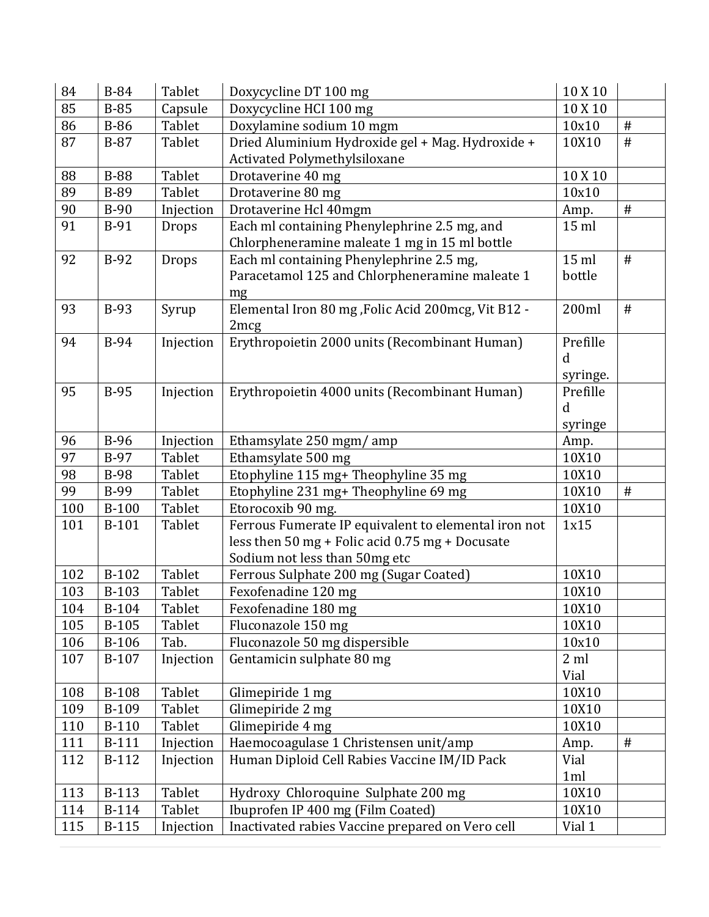| 84 | B-84 | Tablet | Doxycycline DT 100 mg | 10 X 10 | |
|---|---|---|---|---|---|
| 85 | B-85 | Capsule | Doxycycline HCI 100 mg | 10 X 10 | |
| 86 | B-86 | Tablet | Doxylamine sodium 10 mgm | 10x10 | # |
| 87 | B-87 | Tablet | Dried Aluminium Hydroxide gel + Mag. Hydroxide + Activated Polymethylsiloxane | 10X10 | # |
| 88 | B-88 | Tablet | Drotaverine 40 mg | 10 X 10 | |
| 89 | B-89 | Tablet | Drotaverine 80 mg | 10x10 | |
| 90 | B-90 | Injection | Drotaverine Hcl 40mgm | Amp. | # |
| 91 | B-91 | Drops | Each ml containing Phenylephrine 2.5 mg, and Chlorpheneramine maleate 1 mg in 15 ml bottle | 15 ml | |
| 92 | B-92 | Drops | Each ml containing Phenylephrine 2.5 mg, Paracetamol 125 and Chlorpheneramine maleate 1 mg | 15 ml bottle | # |
| 93 | B-93 | Syrup | Elemental Iron 80 mg ,Folic Acid 200mcg, Vit B12 - 2mcg | 200ml | # |
| 94 | B-94 | Injection | Erythropoietin 2000 units (Recombinant Human) | Prefilled syringe. | |
| 95 | B-95 | Injection | Erythropoietin 4000 units (Recombinant Human) | Prefilled syringe | |
| 96 | B-96 | Injection | Ethamsylate 250 mgm/ amp | Amp. | |
| 97 | B-97 | Tablet | Ethamsylate 500 mg | 10X10 | |
| 98 | B-98 | Tablet | Etophyline 115 mg+ Theophyline 35 mg | 10X10 | |
| 99 | B-99 | Tablet | Etophyline 231 mg+ Theophyline 69 mg | 10X10 | # |
| 100 | B-100 | Tablet | Etorocoxib 90 mg. | 10X10 | |
| 101 | B-101 | Tablet | Ferrous Fumerate IP equivalent to elemental iron not less then 50 mg + Folic acid 0.75 mg + Docusate Sodium not less than 50mg etc | 1x15 | |
| 102 | B-102 | Tablet | Ferrous Sulphate 200 mg (Sugar Coated) | 10X10 | |
| 103 | B-103 | Tablet | Fexofenadine 120 mg | 10X10 | |
| 104 | B-104 | Tablet | Fexofenadine 180 mg | 10X10 | |
| 105 | B-105 | Tablet | Fluconazole 150 mg | 10X10 | |
| 106 | B-106 | Tab. | Fluconazole 50 mg dispersible | 10x10 | |
| 107 | B-107 | Injection | Gentamicin sulphate 80 mg | 2 ml Vial | |
| 108 | B-108 | Tablet | Glimepiride 1 mg | 10X10 | |
| 109 | B-109 | Tablet | Glimepiride 2 mg | 10X10 | |
| 110 | B-110 | Tablet | Glimepiride 4 mg | 10X10 | |
| 111 | B-111 | Injection | Haemocoagulase 1 Christensen unit/amp | Amp. | # |
| 112 | B-112 | Injection | Human Diploid Cell Rabies Vaccine IM/ID Pack | Vial 1ml | |
| 113 | B-113 | Tablet | Hydroxy Chloroquine Sulphate 200 mg | 10X10 | |
| 114 | B-114 | Tablet | Ibuprofen IP 400 mg (Film Coated) | 10X10 | |
| 115 | B-115 | Injection | Inactivated rabies Vaccine prepared on Vero cell | Vial 1 | |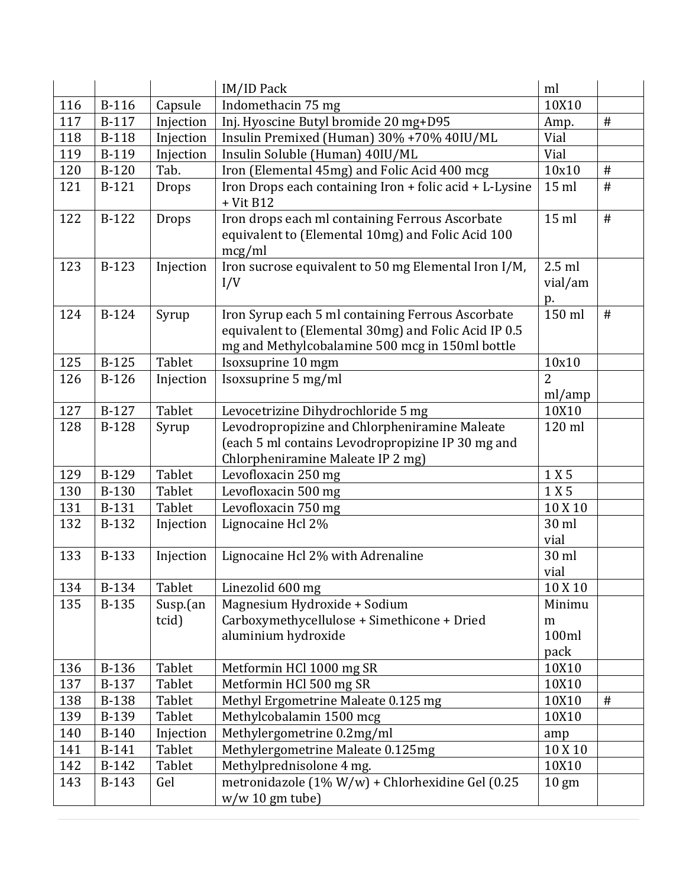| | | | IM/ID Pack | ml | |
|---|---|---|---|---|---|
| 116 | B-116 | Capsule | Indomethacin 75 mg | 10X10 | |
| 117 | B-117 | Injection | Inj. Hyoscine Butyl bromide 20 mg+D95 | Amp. | # |
| 118 | B-118 | Injection | Insulin Premixed (Human) 30% +70% 40IU/ML | Vial | |
| 119 | B-119 | Injection | Insulin Soluble (Human) 40IU/ML | Vial | |
| 120 | B-120 | Tab. | Iron (Elemental 45mg) and Folic Acid 400 mcg | 10x10 | # |
| 121 | B-121 | Drops | Iron Drops each containing Iron + folic acid + L-Lysine + Vit B12 | 15 ml | # |
| 122 | B-122 | Drops | Iron drops each ml containing Ferrous Ascorbate equivalent to (Elemental 10mg) and Folic Acid 100 mcg/ml | 15 ml | # |
| 123 | B-123 | Injection | Iron sucrose equivalent to 50 mg Elemental Iron I/M, I/V | 2.5 ml vial/amp. | |
| 124 | B-124 | Syrup | Iron Syrup each 5 ml containing Ferrous Ascorbate equivalent to (Elemental 30mg) and Folic Acid IP 0.5 mg and Methylcobalamine 500 mcg in 150ml bottle | 150 ml | # |
| 125 | B-125 | Tablet | Isoxsuprine 10 mgm | 10x10 | |
| 126 | B-126 | Injection | Isoxsuprine 5 mg/ml | 2 ml/amp | |
| 127 | B-127 | Tablet | Levocetrizine Dihydrochloride 5 mg | 10X10 | |
| 128 | B-128 | Syrup | Levodropropizine and Chlorpheniramine Maleate (each 5 ml contains Levodropropizine IP 30 mg and Chlorpheniramine Maleate IP 2 mg) | 120 ml | |
| 129 | B-129 | Tablet | Levofloxacin 250 mg | 1 X 5 | |
| 130 | B-130 | Tablet | Levofloxacin 500 mg | 1 X 5 | |
| 131 | B-131 | Tablet | Levofloxacin 750 mg | 10 X 10 | |
| 132 | B-132 | Injection | Lignocaine Hcl 2% | 30 ml vial | |
| 133 | B-133 | Injection | Lignocaine Hcl 2% with Adrenaline | 30 ml vial | |
| 134 | B-134 | Tablet | Linezolid 600 mg | 10 X 10 | |
| 135 | B-135 | Susp.(antcid) | Magnesium Hydroxide + Sodium Carboxymethycellulose + Simethicone + Dried aluminium hydroxide | Minimum 100ml pack | |
| 136 | B-136 | Tablet | Metformin HCl 1000 mg SR | 10X10 | |
| 137 | B-137 | Tablet | Metformin HCl 500 mg SR | 10X10 | |
| 138 | B-138 | Tablet | Methyl Ergometrine Maleate 0.125 mg | 10X10 | # |
| 139 | B-139 | Tablet | Methylcobalamin 1500 mcg | 10X10 | |
| 140 | B-140 | Injection | Methylergometrine 0.2mg/ml | amp | |
| 141 | B-141 | Tablet | Methylergometrine Maleate 0.125mg | 10 X 10 | |
| 142 | B-142 | Tablet | Methylprednisolone 4 mg. | 10X10 | |
| 143 | B-143 | Gel | metronidazole (1% W/w) + Chlorhexidine Gel (0.25 w/w 10 gm tube) | 10 gm | |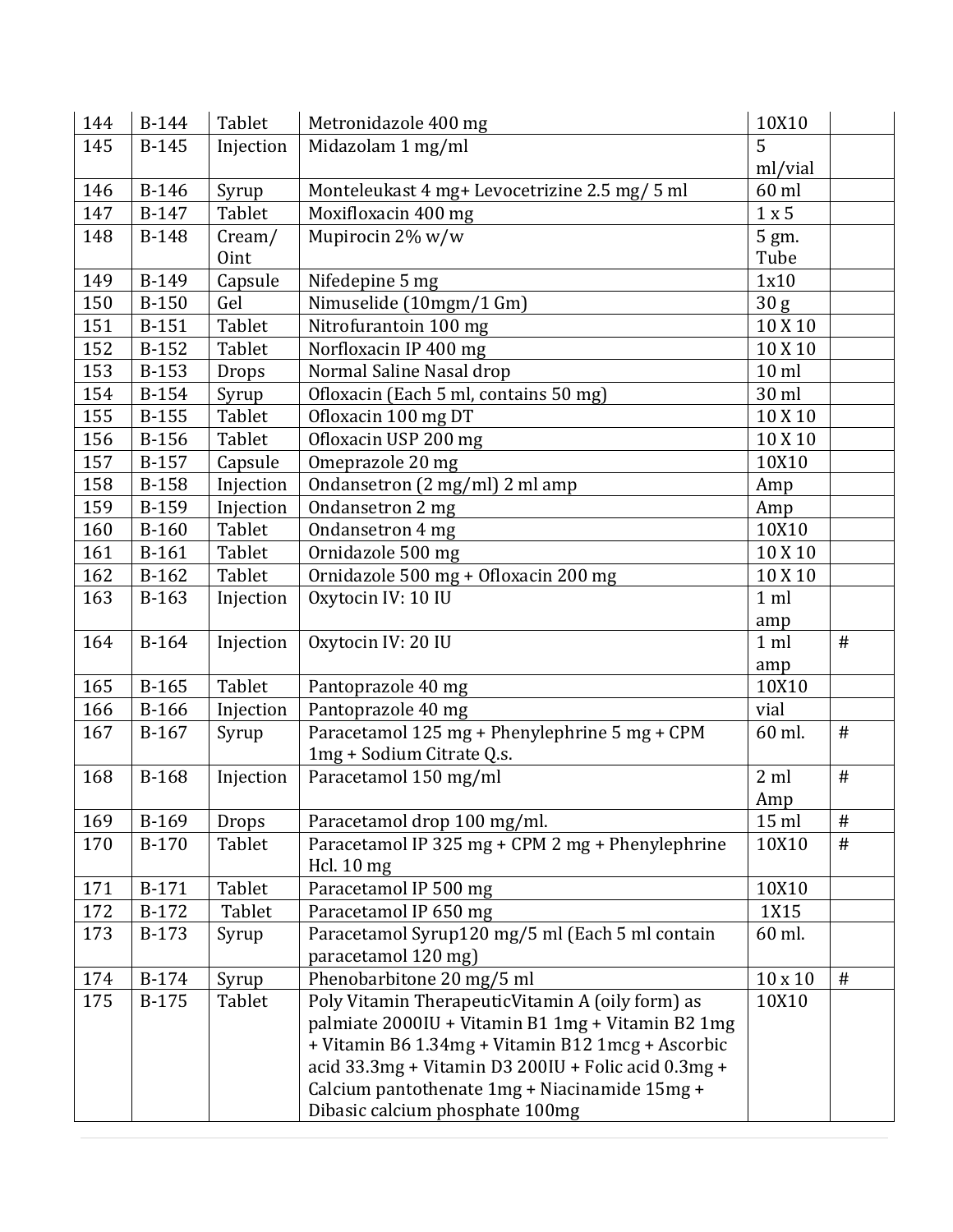| 144 | B-144 | Tablet | Metronidazole 400 mg | 10X10 | |
|---|---|---|---|---|---|
| 145 | B-145 | Injection | Midazolam 1 mg/ml | 5 ml/vial | |
| 146 | B-146 | Syrup | Monteleukast 4 mg+ Levocetrizine 2.5 mg/ 5 ml | 60 ml | |
| 147 | B-147 | Tablet | Moxifloxacin 400 mg | 1 x 5 | |
| 148 | B-148 | Cream/ Oint | Mupirocin 2% w/w | 5 gm. Tube | |
| 149 | B-149 | Capsule | Nifedepine 5 mg | 1x10 | |
| 150 | B-150 | Gel | Nimuselide (10mgm/1 Gm) | 30 g | |
| 151 | B-151 | Tablet | Nitrofurantoin 100 mg | 10 X 10 | |
| 152 | B-152 | Tablet | Norfloxacin IP 400 mg | 10 X 10 | |
| 153 | B-153 | Drops | Normal Saline Nasal drop | 10 ml | |
| 154 | B-154 | Syrup | Ofloxacin (Each 5 ml, contains 50 mg) | 30 ml | |
| 155 | B-155 | Tablet | Ofloxacin 100 mg DT | 10 X 10 | |
| 156 | B-156 | Tablet | Ofloxacin USP 200 mg | 10 X 10 | |
| 157 | B-157 | Capsule | Omeprazole 20 mg | 10X10 | |
| 158 | B-158 | Injection | Ondansetron (2 mg/ml) 2 ml amp | Amp | |
| 159 | B-159 | Injection | Ondansetron 2 mg | Amp | |
| 160 | B-160 | Tablet | Ondansetron 4 mg | 10X10 | |
| 161 | B-161 | Tablet | Ornidazole 500 mg | 10 X 10 | |
| 162 | B-162 | Tablet | Ornidazole 500 mg + Ofloxacin 200 mg | 10 X 10 | |
| 163 | B-163 | Injection | Oxytocin IV: 10 IU | 1 ml amp | |
| 164 | B-164 | Injection | Oxytocin IV: 20 IU | 1 ml amp | # |
| 165 | B-165 | Tablet | Pantoprazole 40 mg | 10X10 | |
| 166 | B-166 | Injection | Pantoprazole 40 mg | vial | |
| 167 | B-167 | Syrup | Paracetamol 125 mg + Phenylephrine 5 mg + CPM 1mg + Sodium Citrate Q.s. | 60 ml. | # |
| 168 | B-168 | Injection | Paracetamol 150 mg/ml | 2 ml Amp | # |
| 169 | B-169 | Drops | Paracetamol drop 100 mg/ml. | 15 ml | # |
| 170 | B-170 | Tablet | Paracetamol IP 325 mg + CPM 2 mg + Phenylephrine Hcl. 10 mg | 10X10 | # |
| 171 | B-171 | Tablet | Paracetamol IP 500 mg | 10X10 | |
| 172 | B-172 | Tablet | Paracetamol IP 650 mg | 1X15 | |
| 173 | B-173 | Syrup | Paracetamol Syrup120 mg/5 ml (Each 5 ml contain paracetamol 120 mg) | 60 ml. | |
| 174 | B-174 | Syrup | Phenobarbitone 20 mg/5 ml | 10 x 10 | # |
| 175 | B-175 | Tablet | Poly Vitamin TherapeuticVitamin A (oily form) as palmiate 2000IU + Vitamin B1 1mg + Vitamin B2 1mg + Vitamin B6 1.34mg + Vitamin B12 1mcg + Ascorbic acid 33.3mg + Vitamin D3 200IU + Folic acid 0.3mg + Calcium pantothenate 1mg + Niacinamide 15mg + Dibasic calcium phosphate 100mg | 10X10 | |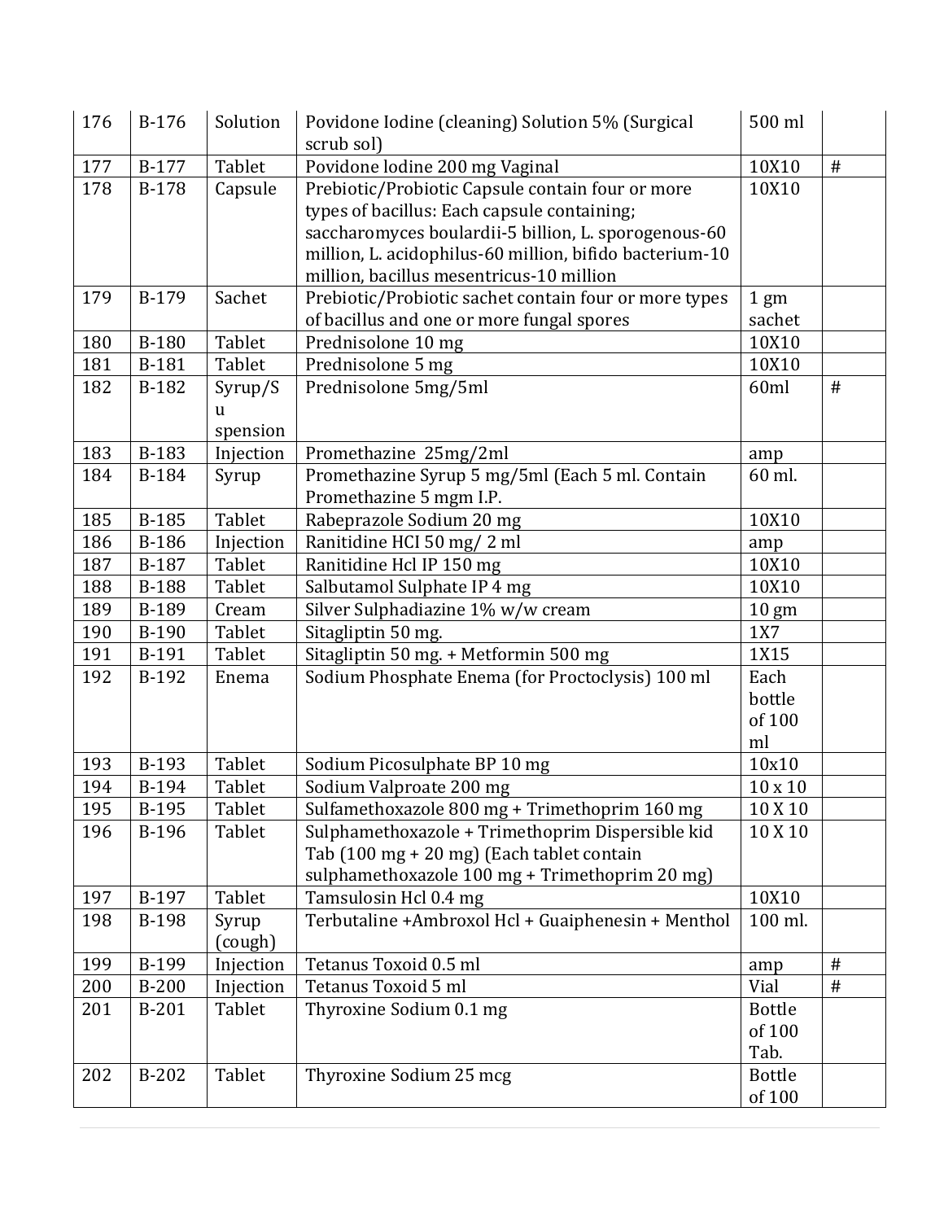| 176 | B-176 | Solution | Povidone Iodine (cleaning) Solution 5% (Surgical scrub sol) | 500 ml | |
|---|---|---|---|---|---|
| 177 | B-177 | Tablet | Povidone Iodine 200 mg Vaginal | 10X10 | # |
| 178 | B-178 | Capsule | Prebiotic/Probiotic Capsule contain four or more types of bacillus: Each capsule containing; saccharomyces boulardii-5 billion, L. sporogenous-60 million, L. acidophilus-60 million, bifido bacterium-10 million, bacillus mesentricus-10 million | 10X10 | |
| 179 | B-179 | Sachet | Prebiotic/Probiotic sachet contain four or more types of bacillus and one or more fungal spores | 1 gm sachet | |
| 180 | B-180 | Tablet | Prednisolone 10 mg | 10X10 | |
| 181 | B-181 | Tablet | Prednisolone 5 mg | 10X10 | |
| 182 | B-182 | Syrup/Suspension | Prednisolone 5mg/5ml | 60ml | # |
| 183 | B-183 | Injection | Promethazine 25mg/2ml | amp | |
| 184 | B-184 | Syrup | Promethazine Syrup 5 mg/5ml (Each 5 ml. Contain Promethazine 5 mgm I.P. | 60 ml. | |
| 185 | B-185 | Tablet | Rabeprazole Sodium 20 mg | 10X10 | |
| 186 | B-186 | Injection | Ranitidine HCI 50 mg/ 2 ml | amp | |
| 187 | B-187 | Tablet | Ranitidine Hcl IP 150 mg | 10X10 | |
| 188 | B-188 | Tablet | Salbutamol Sulphate IP 4 mg | 10X10 | |
| 189 | B-189 | Cream | Silver Sulphadiazine 1% w/w cream | 10 gm | |
| 190 | B-190 | Tablet | Sitagliptin 50 mg. | 1X7 | |
| 191 | B-191 | Tablet | Sitagliptin 50 mg. + Metformin 500 mg | 1X15 | |
| 192 | B-192 | Enema | Sodium Phosphate Enema (for Proctoclysis) 100 ml | Each bottle of 100 ml | |
| 193 | B-193 | Tablet | Sodium Picosulphate BP 10 mg | 10x10 | |
| 194 | B-194 | Tablet | Sodium Valproate 200 mg | 10 x 10 | |
| 195 | B-195 | Tablet | Sulfamethoxazole 800 mg + Trimethoprim 160 mg | 10 X 10 | |
| 196 | B-196 | Tablet | Sulphamethoxazole + Trimethoprim Dispersible kid Tab (100 mg + 20 mg) (Each tablet contain sulphamethoxazole 100 mg + Trimethoprim 20 mg) | 10 X 10 | |
| 197 | B-197 | Tablet | Tamsulosin Hcl 0.4 mg | 10X10 | |
| 198 | B-198 | Syrup (cough) | Terbutaline +Ambroxol Hcl + Guaiphenesin + Menthol | 100 ml. | |
| 199 | B-199 | Injection | Tetanus Toxoid 0.5 ml | amp | # |
| 200 | B-200 | Injection | Tetanus Toxoid 5 ml | Vial | # |
| 201 | B-201 | Tablet | Thyroxine Sodium 0.1 mg | Bottle of 100 Tab. | |
| 202 | B-202 | Tablet | Thyroxine Sodium 25 mcg | Bottle of 100 | |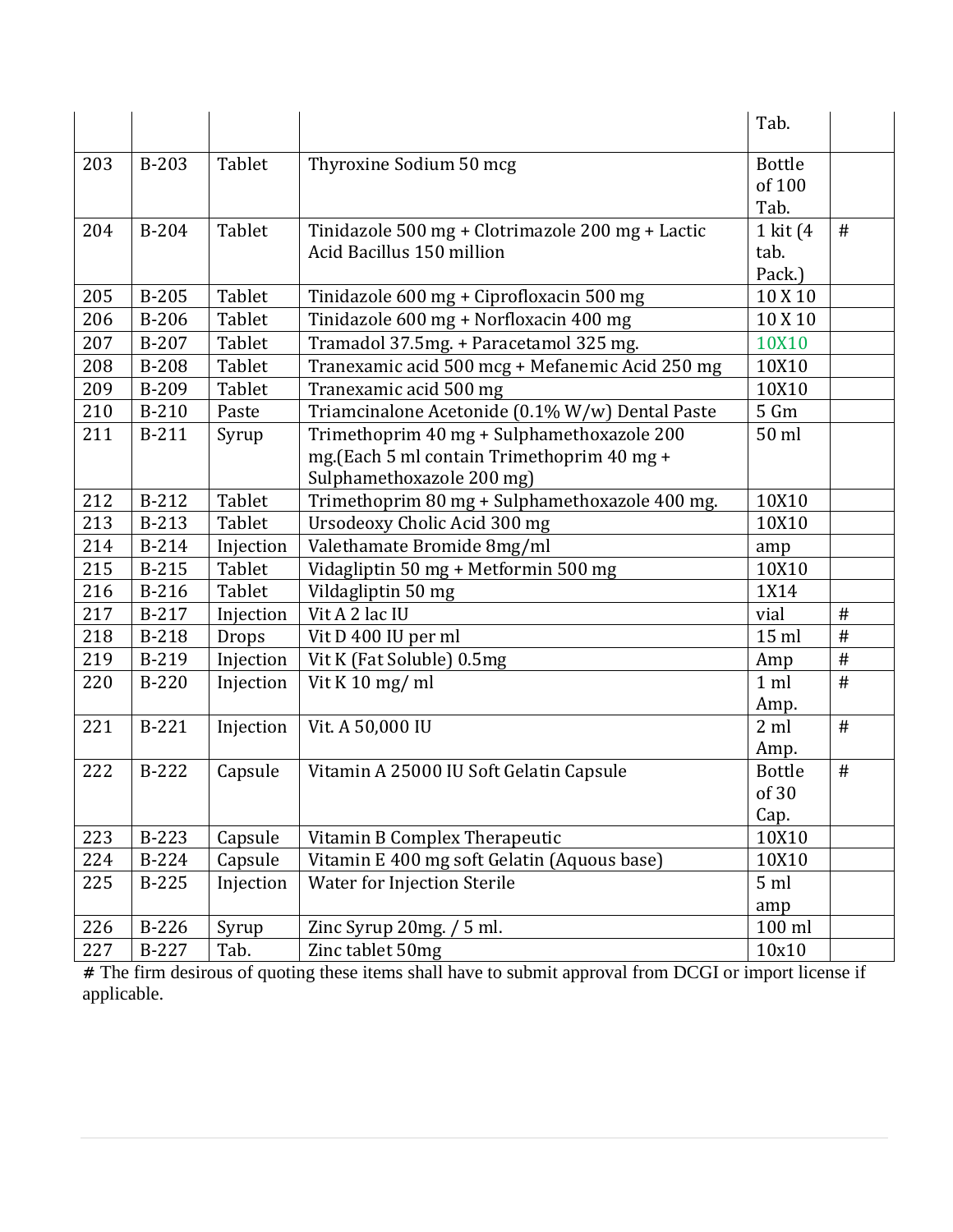| | | | | Tab. | |
|---|---|---|---|---|---|
| 203 | B-203 | Tablet | Thyroxine Sodium 50 mcg | Bottle of 100 Tab. | |
| 204 | B-204 | Tablet | Tinidazole 500 mg + Clotrimazole 200 mg + Lactic Acid Bacillus 150 million | 1 kit (4 tab. Pack.) | # |
| 205 | B-205 | Tablet | Tinidazole 600 mg + Ciprofloxacin 500 mg | 10 X 10 | |
| 206 | B-206 | Tablet | Tinidazole 600 mg + Norfloxacin 400 mg | 10 X 10 | |
| 207 | B-207 | Tablet | Tramadol 37.5mg. + Paracetamol 325 mg. | 10X10 | |
| 208 | B-208 | Tablet | Tranexamic acid 500 mcg + Mefanemic Acid 250 mg | 10X10 | |
| 209 | B-209 | Tablet | Tranexamic acid 500 mg | 10X10 | |
| 210 | B-210 | Paste | Triamcinalone Acetonide (0.1% W/w) Dental Paste | 5 Gm | |
| 211 | B-211 | Syrup | Trimethoprim 40 mg + Sulphamethoxazole 200 mg.(Each 5 ml contain Trimethoprim 40 mg + Sulphamethoxazole 200 mg) | 50 ml | |
| 212 | B-212 | Tablet | Trimethoprim 80 mg + Sulphamethoxazole 400 mg. | 10X10 | |
| 213 | B-213 | Tablet | Ursodeoxy Cholic Acid 300 mg | 10X10 | |
| 214 | B-214 | Injection | Valethamate Bromide 8mg/ml | amp | |
| 215 | B-215 | Tablet | Vidagliptin 50 mg + Metformin 500 mg | 10X10 | |
| 216 | B-216 | Tablet | Vildagliptin 50 mg | 1X14 | |
| 217 | B-217 | Injection | Vit A 2 lac IU | vial | # |
| 218 | B-218 | Drops | Vit D 400 IU per ml | 15 ml | # |
| 219 | B-219 | Injection | Vit K (Fat Soluble) 0.5mg | Amp | # |
| 220 | B-220 | Injection | Vit K 10 mg/ ml | 1 ml Amp. | # |
| 221 | B-221 | Injection | Vit. A 50,000 IU | 2 ml Amp. | # |
| 222 | B-222 | Capsule | Vitamin A 25000 IU Soft Gelatin Capsule | Bottle of 30 Cap. | # |
| 223 | B-223 | Capsule | Vitamin B Complex Therapeutic | 10X10 | |
| 224 | B-224 | Capsule | Vitamin E 400 mg soft Gelatin (Aquous base) | 10X10 | |
| 225 | B-225 | Injection | Water for Injection Sterile | 5 ml amp | |
| 226 | B-226 | Syrup | Zinc Syrup 20mg. / 5 ml. | 100 ml | |
| 227 | B-227 | Tab. | Zinc tablet 50mg | 10x10 | |

**#** The firm desirous of quoting these items shall have to submit approval from DCGI or import license if applicable.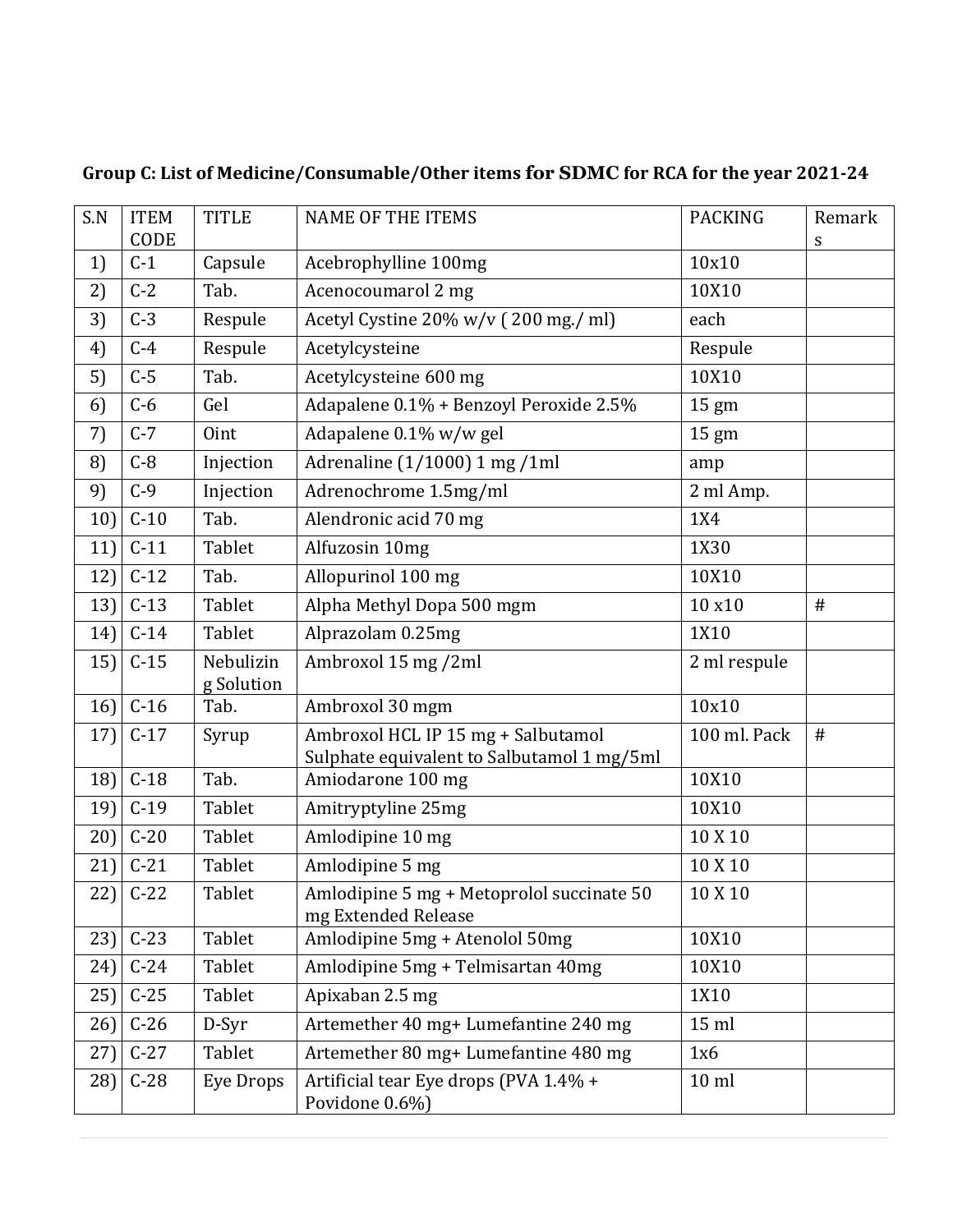**Group C: List of Medicine/Consumable/Other items for SDMC for RCA for the year 2021-24**

| S.N | ITEM CODE | TITLE | NAME OF THE ITEMS | PACKING | Remarks |
|---|---|---|---|---|---|
| 1) | C-1 | Capsule | Acebrophylline 100mg | 10x10 | |
| 2) | C-2 | Tab. | Acenocoumarol 2 mg | 10X10 | |
| 3) | C-3 | Respule | Acetyl Cystine 20% w/v ( 200 mg./ ml) | each | |
| 4) | C-4 | Respule | Acetylcysteine | Respule | |
| 5) | C-5 | Tab. | Acetylcysteine 600 mg | 10X10 | |
| 6) | C-6 | Gel | Adapalene 0.1% + Benzoyl Peroxide 2.5% | 15 gm | |
| 7) | C-7 | Oint | Adapalene 0.1% w/w gel | 15 gm | |
| 8) | C-8 | Injection | Adrenaline (1/1000) 1 mg /1ml | amp | |
| 9) | C-9 | Injection | Adrenochrome 1.5mg/ml | 2 ml Amp. | |
| 10) | C-10 | Tab. | Alendronic acid 70 mg | 1X4 | |
| 11) | C-11 | Tablet | Alfuzosin 10mg | 1X30 | |
| 12) | C-12 | Tab. | Allopurinol 100 mg | 10X10 | |
| 13) | C-13 | Tablet | Alpha Methyl Dopa 500 mgm | 10 x10 | # |
| 14) | C-14 | Tablet | Alprazolam 0.25mg | 1X10 | |
| 15) | C-15 | Nebulizing Solution | Ambroxol 15 mg /2ml | 2 ml respule | |
| 16) | C-16 | Tab. | Ambroxol 30 mgm | 10x10 | |
| 17) | C-17 | Syrup | Ambroxol HCL IP 15 mg + Salbutamol Sulphate equivalent to Salbutamol 1 mg/5ml | 100 ml. Pack | # |
| 18) | C-18 | Tab. | Amiodarone 100 mg | 10X10 | |
| 19) | C-19 | Tablet | Amitryptyline 25mg | 10X10 | |
| 20) | C-20 | Tablet | Amlodipine 10 mg | 10 X 10 | |
| 21) | C-21 | Tablet | Amlodipine 5 mg | 10 X 10 | |
| 22) | C-22 | Tablet | Amlodipine 5 mg + Metoprolol succinate 50 mg Extended Release | 10 X 10 | |
| 23) | C-23 | Tablet | Amlodipine 5mg + Atenolol 50mg | 10X10 | |
| 24) | C-24 | Tablet | Amlodipine 5mg + Telmisartan 40mg | 10X10 | |
| 25) | C-25 | Tablet | Apixaban 2.5 mg | 1X10 | |
| 26) | C-26 | D-Syr | Artemether 40 mg+ Lumefantine 240 mg | 15 ml | |
| 27) | C-27 | Tablet | Artemether 80 mg+ Lumefantine 480 mg | 1x6 | |
| 28) | C-28 | Eye Drops | Artificial tear Eye drops (PVA 1.4% + Povidone 0.6%) | 10 ml | |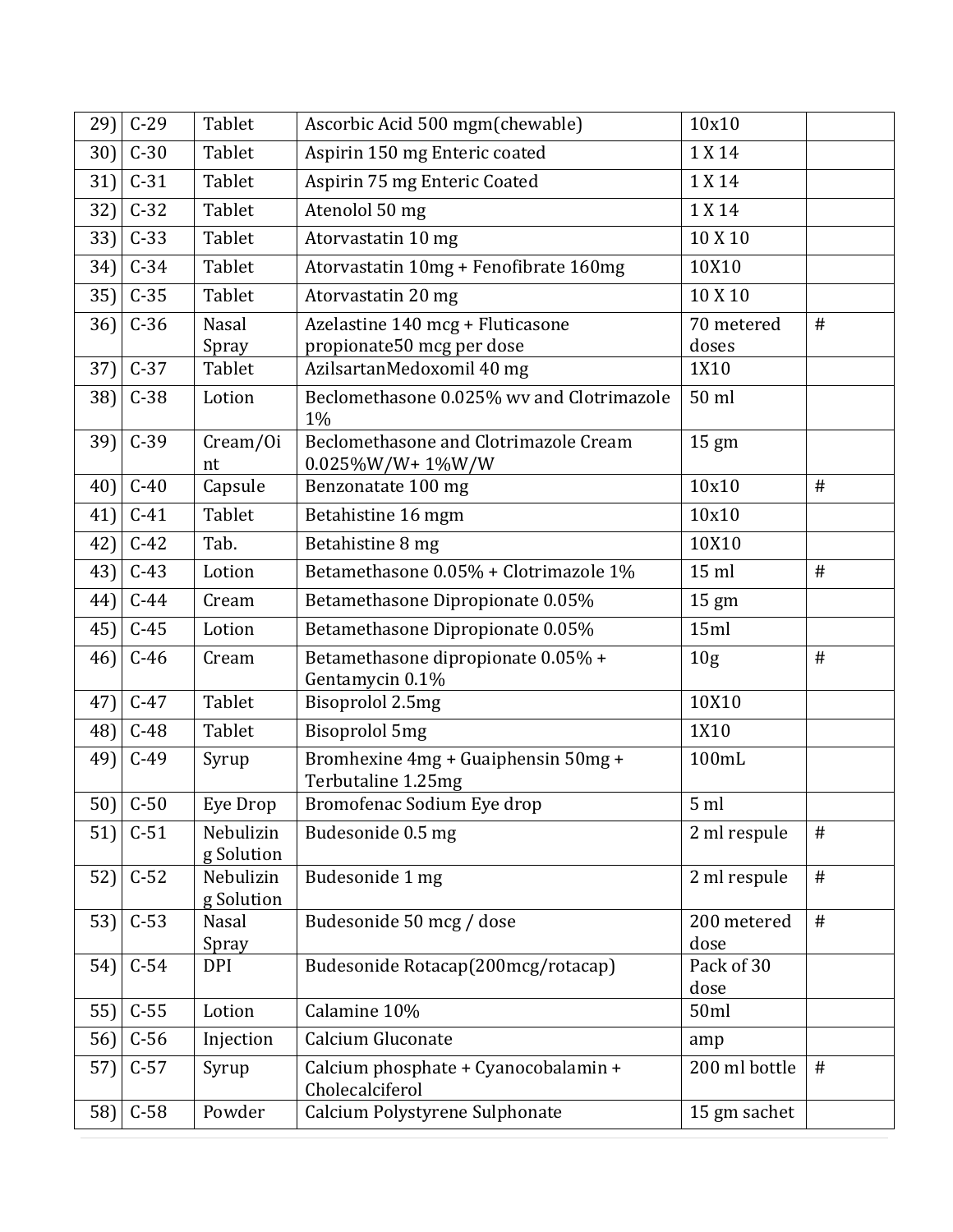| 29) | C-29 | Tablet | Ascorbic Acid 500 mgm(chewable) | 10x10 | |
|---|---|---|---|---|---|
| 30) | C-30 | Tablet | Aspirin 150 mg Enteric coated | 1 X 14 | |
| 31) | C-31 | Tablet | Aspirin 75 mg Enteric Coated | 1 X 14 | |
| 32) | C-32 | Tablet | Atenolol 50 mg | 1 X 14 | |
| 33) | C-33 | Tablet | Atorvastatin 10 mg | 10 X 10 | |
| 34) | C-34 | Tablet | Atorvastatin 10mg + Fenofibrate 160mg | 10X10 | |
| 35) | C-35 | Tablet | Atorvastatin 20 mg | 10 X 10 | |
| 36) | C-36 | Nasal Spray | Azelastine 140 mcg + Fluticasone propionate50 mcg per dose | 70 metered doses | # |
| 37) | C-37 | Tablet | AzilsartanMedoxomil 40 mg | 1X10 | |
| 38) | C-38 | Lotion | Beclomethasone 0.025% wv and Clotrimazole 1% | 50 ml | |
| 39) | C-39 | Cream/Oint | Beclomethasone and Clotrimazole Cream 0.025%W/W+ 1%W/W | 15 gm | |
| 40) | C-40 | Capsule | Benzonatate 100 mg | 10x10 | # |
| 41) | C-41 | Tablet | Betahistine 16 mgm | 10x10 | |
| 42) | C-42 | Tab. | Betahistine 8 mg | 10X10 | |
| 43) | C-43 | Lotion | Betamethasone 0.05% + Clotrimazole 1% | 15 ml | # |
| 44) | C-44 | Cream | Betamethasone Dipropionate 0.05% | 15 gm | |
| 45) | C-45 | Lotion | Betamethasone Dipropionate 0.05% | 15ml | |
| 46) | C-46 | Cream | Betamethasone dipropionate 0.05% + Gentamycin 0.1% | 10g | # |
| 47) | C-47 | Tablet | Bisoprolol 2.5mg | 10X10 | |
| 48) | C-48 | Tablet | Bisoprolol 5mg | 1X10 | |
| 49) | C-49 | Syrup | Bromhexine 4mg + Guaiphensin 50mg + Terbutaline 1.25mg | 100mL | |
| 50) | C-50 | Eye Drop | Bromofenac Sodium Eye drop | 5 ml | |
| 51) | C-51 | Nebulizing Solution | Budesonide 0.5 mg | 2 ml respule | # |
| 52) | C-52 | Nebulizing Solution | Budesonide 1 mg | 2 ml respule | # |
| 53) | C-53 | Nasal Spray | Budesonide 50 mcg / dose | 200 metered dose | # |
| 54) | C-54 | DPI | Budesonide Rotacap(200mcg/rotacap) | Pack of 30 dose | |
| 55) | C-55 | Lotion | Calamine 10% | 50ml | |
| 56) | C-56 | Injection | Calcium Gluconate | amp | |
| 57) | C-57 | Syrup | Calcium phosphate + Cyanocobalamin + Cholecalciferol | 200 ml bottle | # |
| 58) | C-58 | Powder | Calcium Polystyrene Sulphonate | 15 gm sachet | |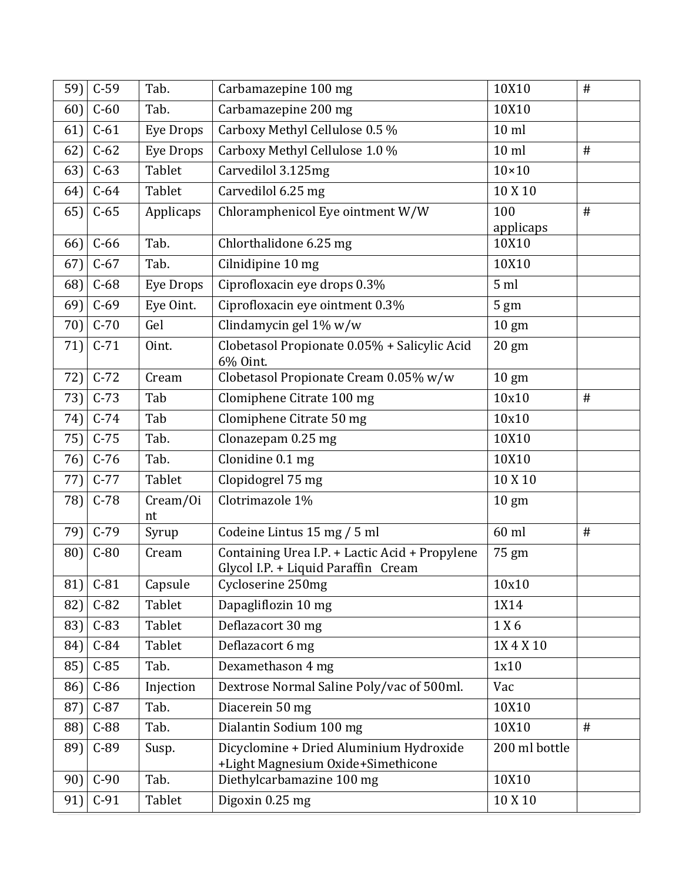| 59) | C-59 | Tab. | Carbamazepine 100 mg | 10X10 | # |
|---|---|---|---|---|---|
| 60) | C-60 | Tab. | Carbamazepine 200 mg | 10X10 | |
| 61) | C-61 | Eye Drops | Carboxy Methyl Cellulose 0.5 % | 10 ml | |
| 62) | C-62 | Eye Drops | Carboxy Methyl Cellulose 1.0 % | 10 ml | # |
| 63) | C-63 | Tablet | Carvedilol 3.125mg | 10×10 | |
| 64) | C-64 | Tablet | Carvedilol 6.25 mg | 10 X 10 | |
| 65) | C-65 | Applicaps | Chloramphenicol Eye ointment W/W | 100 applicaps | # |
| 66) | C-66 | Tab. | Chlorthalidone 6.25 mg | 10X10 | |
| 67) | C-67 | Tab. | Cilnidipine 10 mg | 10X10 | |
| 68) | C-68 | Eye Drops | Ciprofloxacin eye drops 0.3% | 5 ml | |
| 69) | C-69 | Eye Oint. | Ciprofloxacin eye ointment 0.3% | 5 gm | |
| 70) | C-70 | Gel | Clindamycin gel 1% w/w | 10 gm | |
| 71) | C-71 | Oint. | Clobetasol Propionate 0.05% + Salicylic Acid 6% Oint. | 20 gm | |
| 72) | C-72 | Cream | Clobetasol Propionate Cream 0.05% w/w | 10 gm | |
| 73) | C-73 | Tab | Clomiphene Citrate 100 mg | 10x10 | # |
| 74) | C-74 | Tab | Clomiphene Citrate 50 mg | 10x10 | |
| 75) | C-75 | Tab. | Clonazepam 0.25 mg | 10X10 | |
| 76) | C-76 | Tab. | Clonidine 0.1 mg | 10X10 | |
| 77) | C-77 | Tablet | Clopidogrel 75 mg | 10 X 10 | |
| 78) | C-78 | Cream/Oint | Clotrimazole 1% | 10 gm | |
| 79) | C-79 | Syrup | Codeine Lintus 15 mg / 5 ml | 60 ml | # |
| 80) | C-80 | Cream | Containing Urea I.P. + Lactic Acid + Propylene Glycol I.P. + Liquid Paraffin Cream | 75 gm | |
| 81) | C-81 | Capsule | Cycloserine 250mg | 10x10 | |
| 82) | C-82 | Tablet | Dapagliflozin 10 mg | 1X14 | |
| 83) | C-83 | Tablet | Deflazacort 30 mg | 1 X 6 | |
| 84) | C-84 | Tablet | Deflazacort 6 mg | 1X 4 X 10 | |
| 85) | C-85 | Tab. | Dexamethason 4 mg | 1x10 | |
| 86) | C-86 | Injection | Dextrose Normal Saline Poly/vac of 500ml. | Vac | |
| 87) | C-87 | Tab. | Diacerein 50 mg | 10X10 | |
| 88) | C-88 | Tab. | Dialantin Sodium 100 mg | 10X10 | # |
| 89) | C-89 | Susp. | Dicyclomine + Dried Aluminium Hydroxide +Light Magnesium Oxide+Simethicone | 200 ml bottle | |
| 90) | C-90 | Tab. | Diethylcarbamazine 100 mg | 10X10 | |
| 91) | C-91 | Tablet | Digoxin 0.25 mg | 10 X 10 | |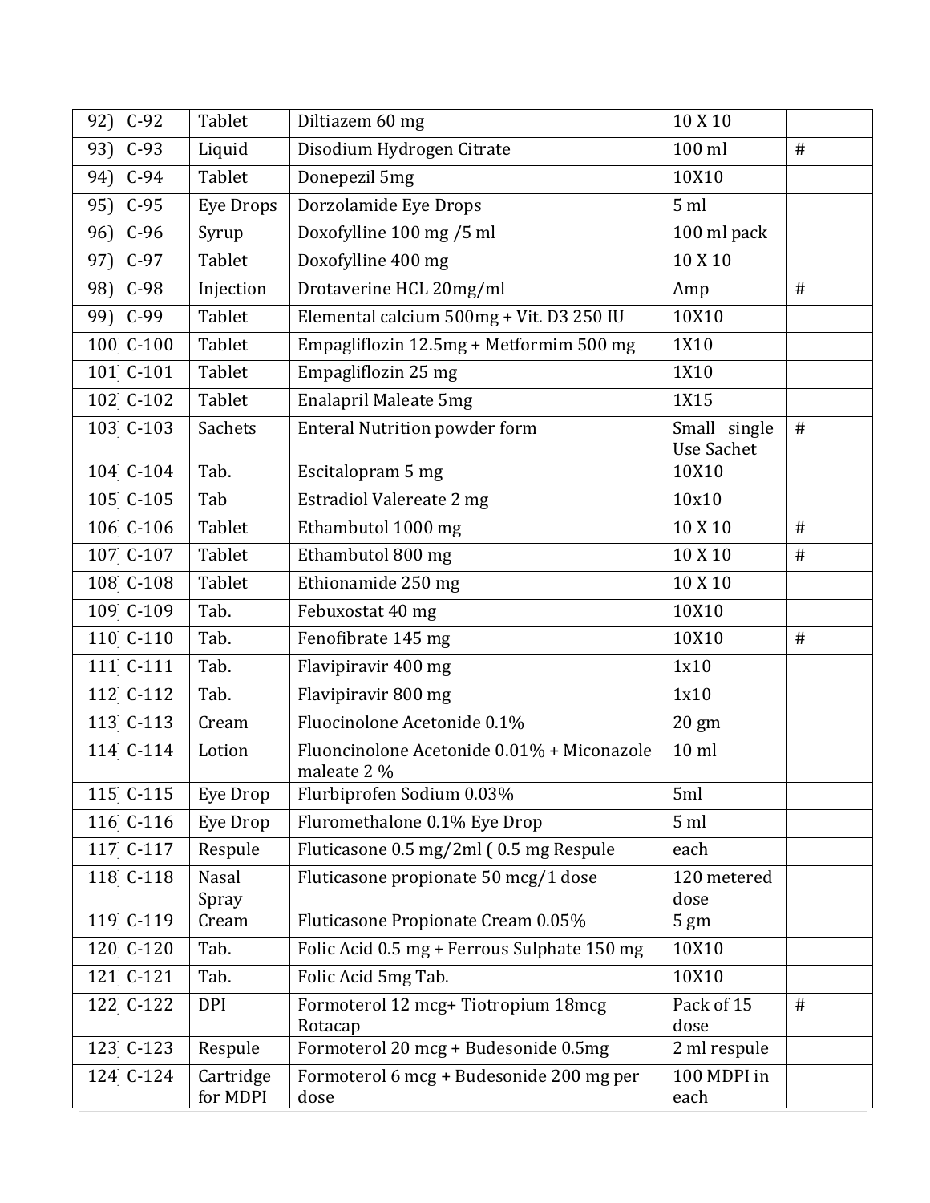| 92) | C-92 | Tablet | Diltiazem 60 mg | 10 X 10 | |
|---|---|---|---|---|---|
| 93) | C-93 | Liquid | Disodium Hydrogen Citrate | 100 ml | # |
| 94) | C-94 | Tablet | Donepezil 5mg | 10X10 | |
| 95) | C-95 | Eye Drops | Dorzolamide Eye Drops | 5 ml | |
| 96) | C-96 | Syrup | Doxofylline 100 mg /5 ml | 100 ml pack | |
| 97) | C-97 | Tablet | Doxofylline 400 mg | 10 X 10 | |
| 98) | C-98 | Injection | Drotaverine HCL 20mg/ml | Amp | # |
| 99) | C-99 | Tablet | Elemental calcium 500mg + Vit. D3 250 IU | 10X10 | |
| 100 | C-100 | Tablet | Empagliflozin 12.5mg + Metformim 500 mg | 1X10 | |
| 101 | C-101 | Tablet | Empagliflozin 25 mg | 1X10 | |
| 102 | C-102 | Tablet | Enalapril Maleate 5mg | 1X15 | |
| 103 | C-103 | Sachets | Enteral Nutrition powder form | Small single Use Sachet | # |
| 104 | C-104 | Tab. | Escitalopram 5 mg | 10X10 | |
| 105 | C-105 | Tab | Estradiol Valereate 2 mg | 10x10 | |
| 106 | C-106 | Tablet | Ethambutol 1000 mg | 10 X 10 | # |
| 107 | C-107 | Tablet | Ethambutol 800 mg | 10 X 10 | # |
| 108 | C-108 | Tablet | Ethionamide 250 mg | 10 X 10 | |
| 109 | C-109 | Tab. | Febuxostat 40 mg | 10X10 | |
| 110 | C-110 | Tab. | Fenofibrate 145 mg | 10X10 | # |
| 111 | C-111 | Tab. | Flavipiravir 400 mg | 1x10 | |
| 112 | C-112 | Tab. | Flavipiravir 800 mg | 1x10 | |
| 113 | C-113 | Cream | Fluocinolone Acetonide 0.1% | 20 gm | |
| 114 | C-114 | Lotion | Fluoncinolone Acetonide 0.01% + Miconazole maleate 2 % | 10 ml | |
| 115 | C-115 | Eye Drop | Flurbiprofen Sodium 0.03% | 5ml | |
| 116 | C-116 | Eye Drop | Fluromethalone 0.1% Eye Drop | 5 ml | |
| 117 | C-117 | Respule | Fluticasone 0.5 mg/2ml ( 0.5 mg Respule | each | |
| 118 | C-118 | Nasal Spray | Fluticasone propionate 50 mcg/1 dose | 120 metered dose | |
| 119 | C-119 | Cream | Fluticasone Propionate Cream 0.05% | 5 gm | |
| 120 | C-120 | Tab. | Folic Acid 0.5 mg + Ferrous Sulphate 150 mg | 10X10 | |
| 121 | C-121 | Tab. | Folic Acid 5mg Tab. | 10X10 | |
| 122 | C-122 | DPI | Formoterol 12 mcg+ Tiotropium 18mcg Rotacap | Pack of 15 dose | # |
| 123 | C-123 | Respule | Formoterol 20 mcg + Budesonide 0.5mg | 2 ml respule | |
| 124 | C-124 | Cartridge for MDPI | Formoterol 6 mcg + Budesonide 200 mg per dose | 100 MDPI in each | |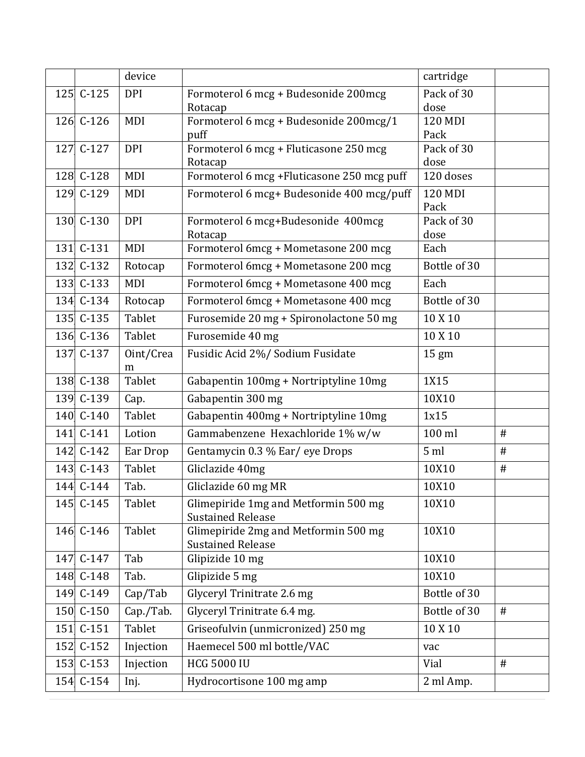|  |  |  |  |  |  |
|---|---|---|---|---|---|
|  |  | device |  | cartridge |  |
| 125 | C-125 | DPI | Formoterol 6 mcg + Budesonide 200mcg Rotacap | Pack of 30 dose |  |
| 126 | C-126 | MDI | Formoterol 6 mcg + Budesonide 200mcg/1 puff | 120 MDI Pack |  |
| 127 | C-127 | DPI | Formoterol 6 mcg + Fluticasone 250 mcg Rotacap | Pack of 30 dose |  |
| 128 | C-128 | MDI | Formoterol 6 mcg +Fluticasone 250 mcg puff | 120 doses |  |
| 129 | C-129 | MDI | Formoterol 6 mcg+ Budesonide 400 mcg/puff | 120 MDI Pack |  |
| 130 | C-130 | DPI | Formoterol 6 mcg+Budesonide 400mcg Rotacap | Pack of 30 dose |  |
| 131 | C-131 | MDI | Formoterol 6mcg + Mometasone 200 mcg | Each |  |
| 132 | C-132 | Rotocap | Formoterol 6mcg + Mometasone 200 mcg | Bottle of 30 |  |
| 133 | C-133 | MDI | Formoterol 6mcg + Mometasone 400 mcg | Each |  |
| 134 | C-134 | Rotocap | Formoterol 6mcg + Mometasone 400 mcg | Bottle of 30 |  |
| 135 | C-135 | Tablet | Furosemide 20 mg + Spironolactone 50 mg | 10 X 10 |  |
| 136 | C-136 | Tablet | Furosemide 40 mg | 10 X 10 |  |
| 137 | C-137 | Oint/Cream | Fusidic Acid 2%/ Sodium Fusidate | 15 gm |  |
| 138 | C-138 | Tablet | Gabapentin 100mg + Nortriptyline 10mg | 1X15 |  |
| 139 | C-139 | Cap. | Gabapentin 300 mg | 10X10 |  |
| 140 | C-140 | Tablet | Gabapentin 400mg + Nortriptyline 10mg | 1x15 |  |
| 141 | C-141 | Lotion | Gammabenzene Hexachloride 1% w/w | 100 ml | # |
| 142 | C-142 | Ear Drop | Gentamycin 0.3 % Ear/ eye Drops | 5 ml | # |
| 143 | C-143 | Tablet | Gliclazide 40mg | 10X10 | # |
| 144 | C-144 | Tab. | Gliclazide 60 mg MR | 10X10 |  |
| 145 | C-145 | Tablet | Glimepiride 1mg and Metformin 500 mg Sustained Release | 10X10 |  |
| 146 | C-146 | Tablet | Glimepiride 2mg and Metformin 500 mg Sustained Release | 10X10 |  |
| 147 | C-147 | Tab | Glipizide 10 mg | 10X10 |  |
| 148 | C-148 | Tab. | Glipizide 5 mg | 10X10 |  |
| 149 | C-149 | Cap/Tab | Glyceryl Trinitrate 2.6 mg | Bottle of 30 |  |
| 150 | C-150 | Cap./Tab. | Glyceryl Trinitrate 6.4 mg. | Bottle of 30 | # |
| 151 | C-151 | Tablet | Griseofulvin (unmicronized) 250 mg | 10 X 10 |  |
| 152 | C-152 | Injection | Haemecel 500 ml bottle/VAC | vac |  |
| 153 | C-153 | Injection | HCG 5000 IU | Vial | # |
| 154 | C-154 | Inj. | Hydrocortisone 100 mg amp | 2 ml Amp. |  |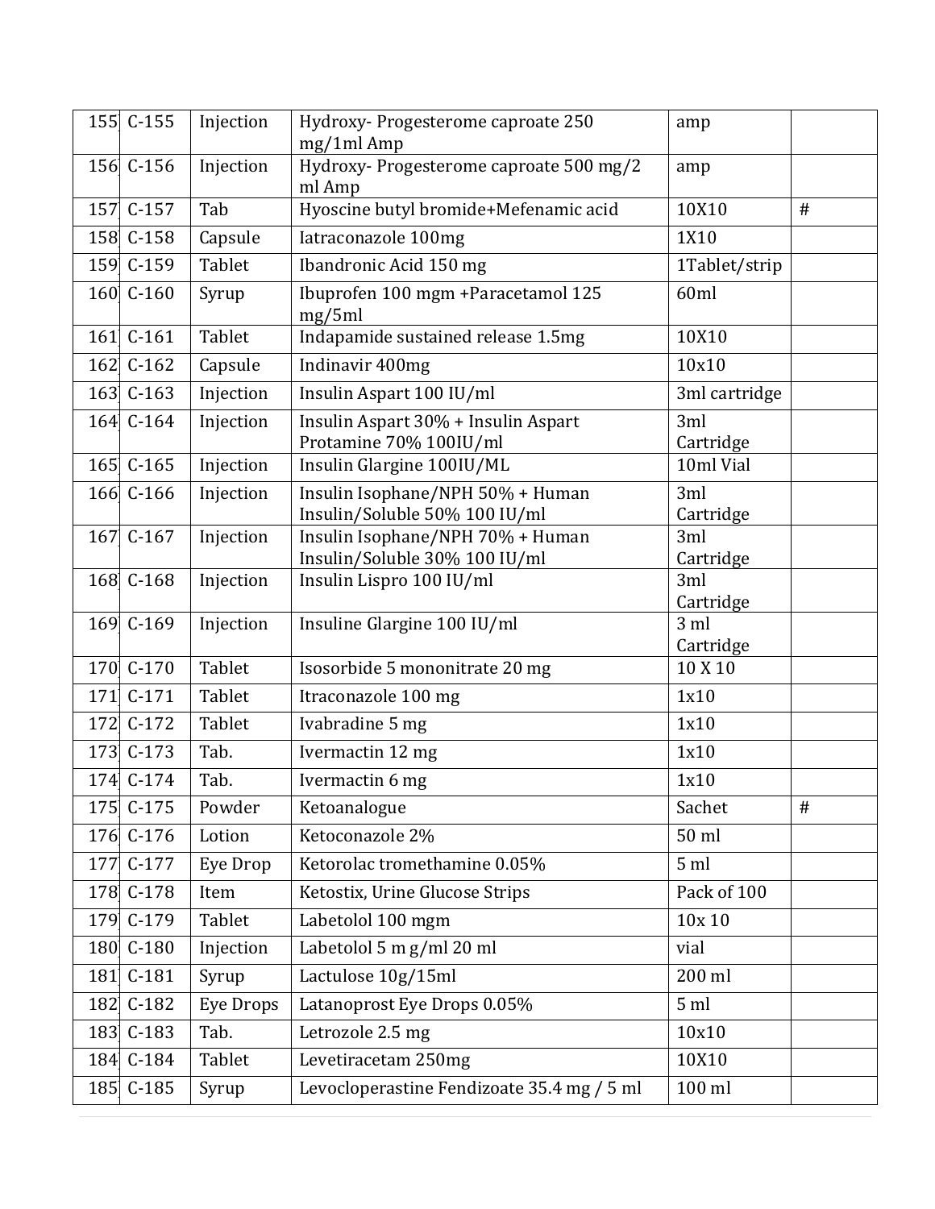| | | | | | |
|---|---|---|---|---|---|
| 155 | C-155 | Injection | Hydroxy- Progesterome caproate 250 mg/1ml Amp | amp | |
| 156 | C-156 | Injection | Hydroxy- Progesterome caproate 500 mg/2 ml Amp | amp | |
| 157 | C-157 | Tab | Hyoscine butyl bromide+Mefenamic acid | 10X10 | # |
| 158 | C-158 | Capsule | Iatraconazole 100mg | 1X10 | |
| 159 | C-159 | Tablet | Ibandronic Acid 150 mg | 1Tablet/strip | |
| 160 | C-160 | Syrup | Ibuprofen 100 mgm +Paracetamol 125 mg/5ml | 60ml | |
| 161 | C-161 | Tablet | Indapamide sustained release 1.5mg | 10X10 | |
| 162 | C-162 | Capsule | Indinavir 400mg | 10x10 | |
| 163 | C-163 | Injection | Insulin Aspart 100 IU/ml | 3ml cartridge | |
| 164 | C-164 | Injection | Insulin Aspart 30% + Insulin Aspart Protamine 70% 100IU/ml | 3ml Cartridge | |
| 165 | C-165 | Injection | Insulin Glargine 100IU/ML | 10ml Vial | |
| 166 | C-166 | Injection | Insulin Isophane/NPH 50% + Human Insulin/Soluble 50% 100 IU/ml | 3ml Cartridge | |
| 167 | C-167 | Injection | Insulin Isophane/NPH 70% + Human Insulin/Soluble 30% 100 IU/ml | 3ml Cartridge | |
| 168 | C-168 | Injection | Insulin Lispro 100 IU/ml | 3ml Cartridge | |
| 169 | C-169 | Injection | Insuline Glargine 100 IU/ml | 3 ml Cartridge | |
| 170 | C-170 | Tablet | Isosorbide 5 mononitrate 20 mg | 10 X 10 | |
| 171 | C-171 | Tablet | Itraconazole 100 mg | 1x10 | |
| 172 | C-172 | Tablet | Ivabradine 5 mg | 1x10 | |
| 173 | C-173 | Tab. | Ivermactin 12 mg | 1x10 | |
| 174 | C-174 | Tab. | Ivermactin 6 mg | 1x10 | |
| 175 | C-175 | Powder | Ketoanalogue | Sachet | # |
| 176 | C-176 | Lotion | Ketoconazole 2% | 50 ml | |
| 177 | C-177 | Eye Drop | Ketorolac tromethamine 0.05% | 5 ml | |
| 178 | C-178 | Item | Ketostix, Urine Glucose Strips | Pack of 100 | |
| 179 | C-179 | Tablet | Labetolol 100 mgm | 10x 10 | |
| 180 | C-180 | Injection | Labetolol 5 m g/ml 20 ml | vial | |
| 181 | C-181 | Syrup | Lactulose 10g/15ml | 200 ml | |
| 182 | C-182 | Eye Drops | Latanoprost Eye Drops 0.05% | 5 ml | |
| 183 | C-183 | Tab. | Letrozole 2.5 mg | 10x10 | |
| 184 | C-184 | Tablet | Levetiracetam 250mg | 10X10 | |
| 185 | C-185 | Syrup | Levocloperastine Fendizoate 35.4 mg / 5 ml | 100 ml | |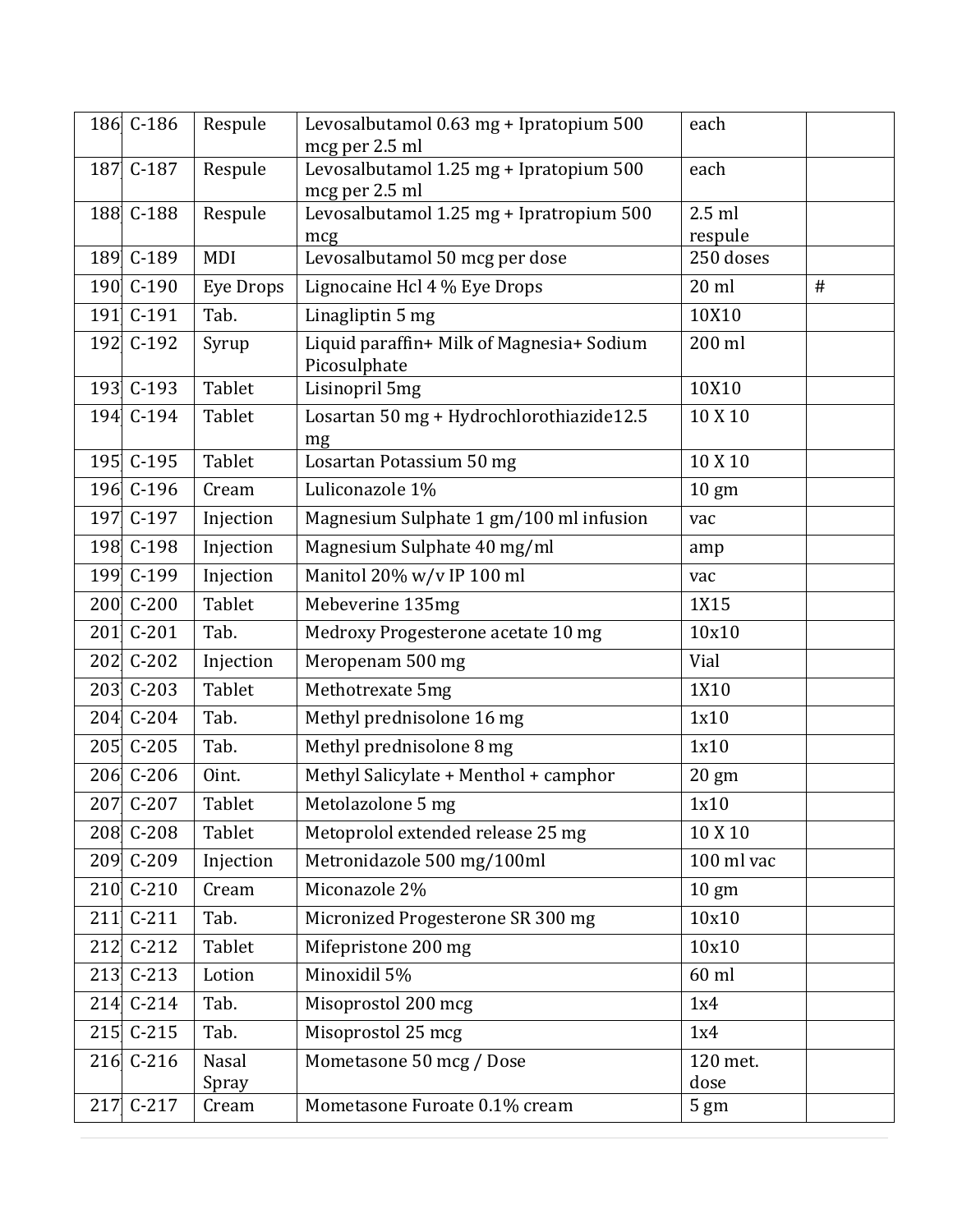| | | | | | |
|---|---|---|---|---|---|
| 186 | C-186 | Respule | Levosalbutamol 0.63 mg + Ipratopium 500 mcg per 2.5 ml | each | |
| 187 | C-187 | Respule | Levosalbutamol 1.25 mg + Ipratopium 500 mcg per 2.5 ml | each | |
| 188 | C-188 | Respule | Levosalbutamol 1.25 mg + Ipratropium 500 mcg | 2.5 ml respule | |
| 189 | C-189 | MDI | Levosalbutamol 50 mcg per dose | 250 doses | |
| 190 | C-190 | Eye Drops | Lignocaine Hcl 4 % Eye Drops | 20 ml | # |
| 191 | C-191 | Tab. | Linagliptin 5 mg | 10X10 | |
| 192 | C-192 | Syrup | Liquid paraffin+ Milk of Magnesia+ Sodium Picosulphate | 200 ml | |
| 193 | C-193 | Tablet | Lisinopril 5mg | 10X10 | |
| 194 | C-194 | Tablet | Losartan 50 mg + Hydrochlorothiazide12.5 mg | 10 X 10 | |
| 195 | C-195 | Tablet | Losartan Potassium 50 mg | 10 X 10 | |
| 196 | C-196 | Cream | Luliconazole 1% | 10 gm | |
| 197 | C-197 | Injection | Magnesium Sulphate 1 gm/100 ml infusion | vac | |
| 198 | C-198 | Injection | Magnesium Sulphate 40 mg/ml | amp | |
| 199 | C-199 | Injection | Manitol 20% w/v IP 100 ml | vac | |
| 200 | C-200 | Tablet | Mebeverine 135mg | 1X15 | |
| 201 | C-201 | Tab. | Medroxy Progesterone acetate 10 mg | 10x10 | |
| 202 | C-202 | Injection | Meropenam 500 mg | Vial | |
| 203 | C-203 | Tablet | Methotrexate 5mg | 1X10 | |
| 204 | C-204 | Tab. | Methyl prednisolone 16 mg | 1x10 | |
| 205 | C-205 | Tab. | Methyl prednisolone 8 mg | 1x10 | |
| 206 | C-206 | Oint. | Methyl Salicylate + Menthol + camphor | 20 gm | |
| 207 | C-207 | Tablet | Metolazolone 5 mg | 1x10 | |
| 208 | C-208 | Tablet | Metoprolol extended release 25 mg | 10 X 10 | |
| 209 | C-209 | Injection | Metronidazole 500 mg/100ml | 100 ml vac | |
| 210 | C-210 | Cream | Miconazole 2% | 10 gm | |
| 211 | C-211 | Tab. | Micronized Progesterone SR 300 mg | 10x10 | |
| 212 | C-212 | Tablet | Mifepristone 200 mg | 10x10 | |
| 213 | C-213 | Lotion | Minoxidil 5% | 60 ml | |
| 214 | C-214 | Tab. | Misoprostol 200 mcg | 1x4 | |
| 215 | C-215 | Tab. | Misoprostol 25 mcg | 1x4 | |
| 216 | C-216 | Nasal Spray | Mometasone 50 mcg / Dose | 120 met. dose | |
| 217 | C-217 | Cream | Mometasone Furoate 0.1% cream | 5 gm | |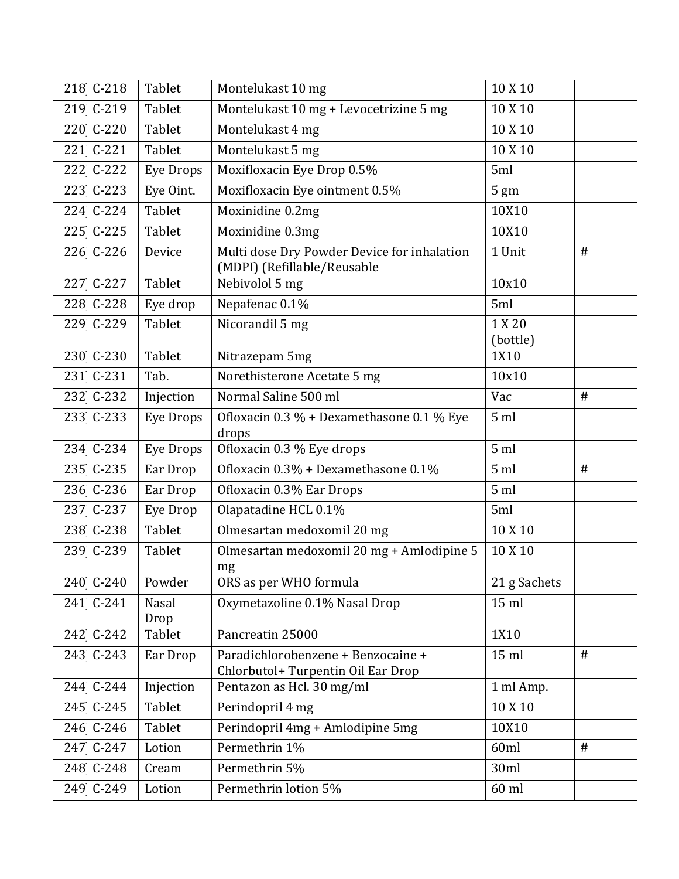| 218 | C-218 | Tablet | Montelukast 10 mg | 10 X 10 | |
|---|---|---|---|---|---|
| 219 | C-219 | Tablet | Montelukast 10 mg + Levocetrizine 5 mg | 10 X 10 | |
| 220 | C-220 | Tablet | Montelukast 4 mg | 10 X 10 | |
| 221 | C-221 | Tablet | Montelukast 5 mg | 10 X 10 | |
| 222 | C-222 | Eye Drops | Moxifloxacin Eye Drop 0.5% | 5ml | |
| 223 | C-223 | Eye Oint. | Moxifloxacin Eye ointment 0.5% | 5 gm | |
| 224 | C-224 | Tablet | Moxinidine 0.2mg | 10X10 | |
| 225 | C-225 | Tablet | Moxinidine 0.3mg | 10X10 | |
| 226 | C-226 | Device | Multi dose Dry Powder Device for inhalation (MDPI) (Refillable/Reusable | 1 Unit | # |
| 227 | C-227 | Tablet | Nebivolol 5 mg | 10x10 | |
| 228 | C-228 | Eye drop | Nepafenac 0.1% | 5ml | |
| 229 | C-229 | Tablet | Nicorandil 5 mg | 1 X 20 (bottle) | |
| 230 | C-230 | Tablet | Nitrazepam 5mg | 1X10 | |
| 231 | C-231 | Tab. | Norethisterone Acetate 5 mg | 10x10 | |
| 232 | C-232 | Injection | Normal Saline 500 ml | Vac | # |
| 233 | C-233 | Eye Drops | Ofloxacin 0.3 % + Dexamethasone 0.1 % Eye drops | 5 ml | |
| 234 | C-234 | Eye Drops | Ofloxacin 0.3 % Eye drops | 5 ml | |
| 235 | C-235 | Ear Drop | Ofloxacin 0.3% + Dexamethasone 0.1% | 5 ml | # |
| 236 | C-236 | Ear Drop | Ofloxacin 0.3% Ear Drops | 5 ml | |
| 237 | C-237 | Eye Drop | Olapatadine HCL 0.1% | 5ml | |
| 238 | C-238 | Tablet | Olmesartan medoxomil 20 mg | 10 X 10 | |
| 239 | C-239 | Tablet | Olmesartan medoxomil 20 mg + Amlodipine 5 mg | 10 X 10 | |
| 240 | C-240 | Powder | ORS as per WHO formula | 21 g Sachets | |
| 241 | C-241 | Nasal Drop | Oxymetazoline 0.1% Nasal Drop | 15 ml | |
| 242 | C-242 | Tablet | Pancreatin 25000 | 1X10 | |
| 243 | C-243 | Ear Drop | Paradichlorobenzene + Benzocaine + Chlorbutol+ Turpentin Oil Ear Drop | 15 ml | # |
| 244 | C-244 | Injection | Pentazon as Hcl. 30 mg/ml | 1 ml Amp. | |
| 245 | C-245 | Tablet | Perindopril 4 mg | 10 X 10 | |
| 246 | C-246 | Tablet | Perindopril 4mg + Amlodipine 5mg | 10X10 | |
| 247 | C-247 | Lotion | Permethrin 1% | 60ml | # |
| 248 | C-248 | Cream | Permethrin 5% | 30ml | |
| 249 | C-249 | Lotion | Permethrin lotion 5% | 60 ml | |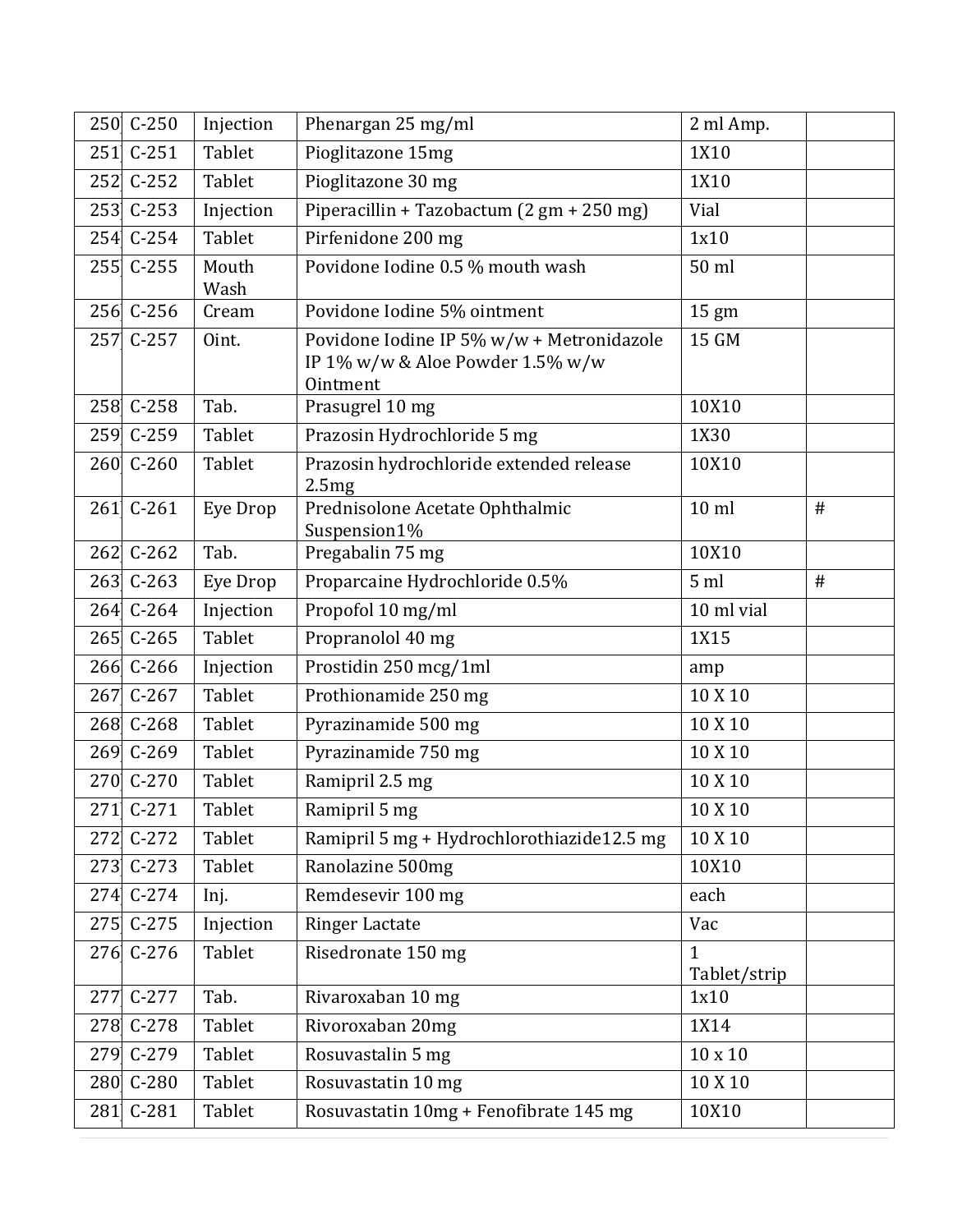| 250 | C-250 | Injection | Phenargan 25 mg/ml | 2 ml Amp. | |
|---|---|---|---|---|---|
| 251 | C-251 | Tablet | Pioglitazone 15mg | 1X10 | |
| 252 | C-252 | Tablet | Pioglitazone 30 mg | 1X10 | |
| 253 | C-253 | Injection | Piperacillin + Tazobactum (2 gm + 250 mg) | Vial | |
| 254 | C-254 | Tablet | Pirfenidone 200 mg | 1x10 | |
| 255 | C-255 | Mouth Wash | Povidone Iodine 0.5 % mouth wash | 50 ml | |
| 256 | C-256 | Cream | Povidone Iodine 5% ointment | 15 gm | |
| 257 | C-257 | Oint. | Povidone Iodine IP 5% w/w + Metronidazole IP 1% w/w & Aloe Powder 1.5% w/w Ointment | 15 GM | |
| 258 | C-258 | Tab. | Prasugrel 10 mg | 10X10 | |
| 259 | C-259 | Tablet | Prazosin Hydrochloride 5 mg | 1X30 | |
| 260 | C-260 | Tablet | Prazosin hydrochloride extended release 2.5mg | 10X10 | |
| 261 | C-261 | Eye Drop | Prednisolone Acetate Ophthalmic Suspension1% | 10 ml | # |
| 262 | C-262 | Tab. | Pregabalin 75 mg | 10X10 | |
| 263 | C-263 | Eye Drop | Proparcaine Hydrochloride 0.5% | 5 ml | # |
| 264 | C-264 | Injection | Propofol 10 mg/ml | 10 ml vial | |
| 265 | C-265 | Tablet | Propranolol 40 mg | 1X15 | |
| 266 | C-266 | Injection | Prostidin 250 mcg/1ml | amp | |
| 267 | C-267 | Tablet | Prothionamide 250 mg | 10 X 10 | |
| 268 | C-268 | Tablet | Pyrazinamide 500 mg | 10 X 10 | |
| 269 | C-269 | Tablet | Pyrazinamide 750 mg | 10 X 10 | |
| 270 | C-270 | Tablet | Ramipril 2.5 mg | 10 X 10 | |
| 271 | C-271 | Tablet | Ramipril 5 mg | 10 X 10 | |
| 272 | C-272 | Tablet | Ramipril 5 mg + Hydrochlorothiazide12.5 mg | 10 X 10 | |
| 273 | C-273 | Tablet | Ranolazine 500mg | 10X10 | |
| 274 | C-274 | Inj. | Remdesevir 100 mg | each | |
| 275 | C-275 | Injection | Ringer Lactate | Vac | |
| 276 | C-276 | Tablet | Risedronate 150 mg | 1 Tablet/strip | |
| 277 | C-277 | Tab. | Rivaroxaban 10 mg | 1x10 | |
| 278 | C-278 | Tablet | Rivoroxaban 20mg | 1X14 | |
| 279 | C-279 | Tablet | Rosuvastalin 5 mg | 10 x 10 | |
| 280 | C-280 | Tablet | Rosuvastatin 10 mg | 10 X 10 | |
| 281 | C-281 | Tablet | Rosuvastatin 10mg + Fenofibrate 145 mg | 10X10 | |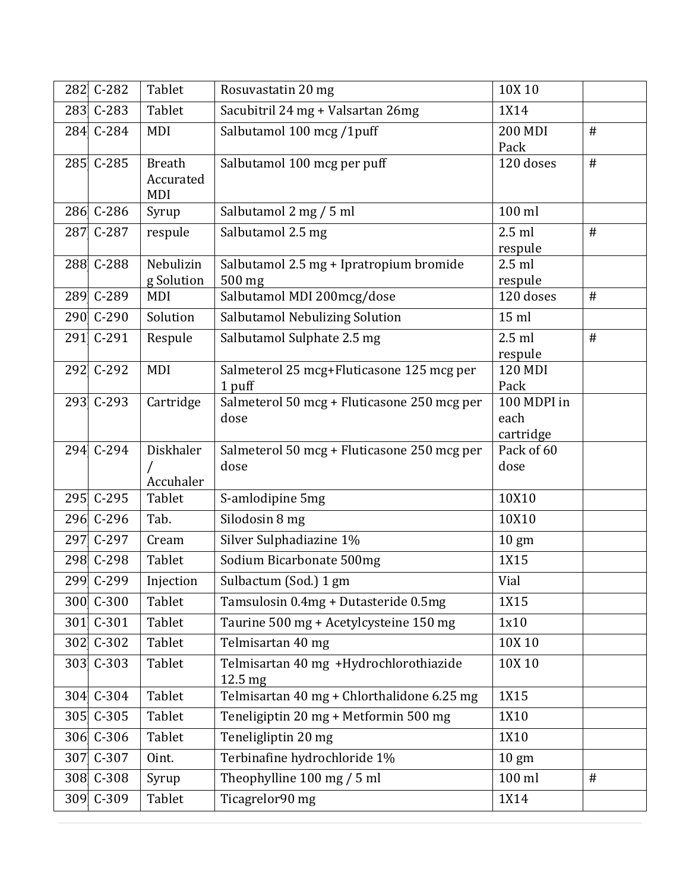| 282 | C-282 | Tablet | Rosuvastatin 20 mg | 10X 10 | |
|---|---|---|---|---|---|
| 283 | C-283 | Tablet | Sacubitril 24 mg + Valsartan 26mg | 1X14 | |
| 284 | C-284 | MDI | Salbutamol 100 mcg /1puff | 200 MDI Pack | # |
| 285 | C-285 | Breath Accurated MDI | Salbutamol 100 mcg per puff | 120 doses | # |
| 286 | C-286 | Syrup | Salbutamol 2 mg / 5 ml | 100 ml | |
| 287 | C-287 | respule | Salbutamol 2.5 mg | 2.5 ml respule | # |
| 288 | C-288 | Nebulizing Solution | Salbutamol 2.5 mg + Ipratropium bromide 500 mg | 2.5 ml respule | |
| 289 | C-289 | MDI | Salbutamol MDI 200mcg/dose | 120 doses | # |
| 290 | C-290 | Solution | Salbutamol Nebulizing Solution | 15 ml | |
| 291 | C-291 | Respule | Salbutamol Sulphate 2.5 mg | 2.5 ml respule | # |
| 292 | C-292 | MDI | Salmeterol 25 mcg+Fluticasone 125 mcg per 1 puff | 120 MDI Pack | |
| 293 | C-293 | Cartridge | Salmeterol 50 mcg + Fluticasone 250 mcg per dose | 100 MDPI in each cartridge | |
| 294 | C-294 | Diskhaler / Accuhaler | Salmeterol 50 mcg + Fluticasone 250 mcg per dose | Pack of 60 dose | |
| 295 | C-295 | Tablet | S-amlodipine 5mg | 10X10 | |
| 296 | C-296 | Tab. | Silodosin 8 mg | 10X10 | |
| 297 | C-297 | Cream | Silver Sulphadiazine 1% | 10 gm | |
| 298 | C-298 | Tablet | Sodium Bicarbonate 500mg | 1X15 | |
| 299 | C-299 | Injection | Sulbactum (Sod.) 1 gm | Vial | |
| 300 | C-300 | Tablet | Tamsulosin 0.4mg + Dutasteride 0.5mg | 1X15 | |
| 301 | C-301 | Tablet | Taurine 500 mg + Acetylcysteine 150 mg | 1x10 | |
| 302 | C-302 | Tablet | Telmisartan 40 mg | 10X 10 | |
| 303 | C-303 | Tablet | Telmisartan 40 mg +Hydrochlorothiazide 12.5 mg | 10X 10 | |
| 304 | C-304 | Tablet | Telmisartan 40 mg + Chlorthalidone 6.25 mg | 1X15 | |
| 305 | C-305 | Tablet | Teneligiptin 20 mg + Metformin 500 mg | 1X10 | |
| 306 | C-306 | Tablet | Teneligliptin 20 mg | 1X10 | |
| 307 | C-307 | Oint. | Terbinafine hydrochloride 1% | 10 gm | |
| 308 | C-308 | Syrup | Theophylline 100 mg / 5 ml | 100 ml | # |
| 309 | C-309 | Tablet | Ticagrelor90 mg | 1X14 | |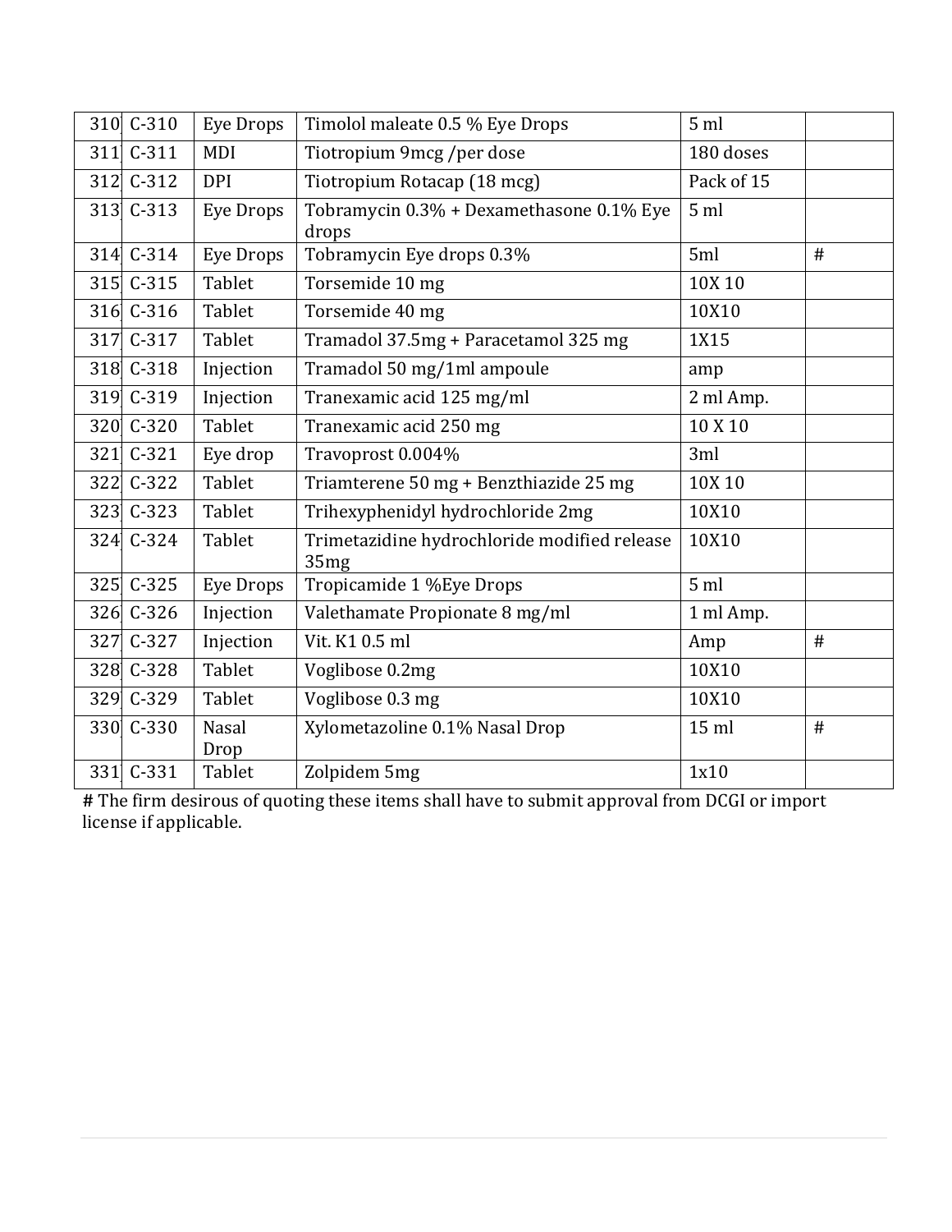| 310 | C-310 | Eye Drops | Timolol maleate 0.5 % Eye Drops | 5 ml | |
|---|---|---|---|---|---|
| 311 | C-311 | MDI | Tiotropium 9mcg /per dose | 180 doses | |
| 312 | C-312 | DPI | Tiotropium Rotacap (18 mcg) | Pack of 15 | |
| 313 | C-313 | Eye Drops | Tobramycin 0.3% + Dexamethasone 0.1% Eye drops | 5 ml | |
| 314 | C-314 | Eye Drops | Tobramycin Eye drops 0.3% | 5ml | # |
| 315 | C-315 | Tablet | Torsemide 10 mg | 10X 10 | |
| 316 | C-316 | Tablet | Torsemide 40 mg | 10X10 | |
| 317 | C-317 | Tablet | Tramadol 37.5mg + Paracetamol 325 mg | 1X15 | |
| 318 | C-318 | Injection | Tramadol 50 mg/1ml ampoule | amp | |
| 319 | C-319 | Injection | Tranexamic acid 125 mg/ml | 2 ml Amp. | |
| 320 | C-320 | Tablet | Tranexamic acid 250 mg | 10 X 10 | |
| 321 | C-321 | Eye drop | Travoprost 0.004% | 3ml | |
| 322 | C-322 | Tablet | Triamterene 50 mg + Benzthiazide 25 mg | 10X 10 | |
| 323 | C-323 | Tablet | Trihexyphenidyl hydrochloride 2mg | 10X10 | |
| 324 | C-324 | Tablet | Trimetazidine hydrochloride modified release 35mg | 10X10 | |
| 325 | C-325 | Eye Drops | Tropicamide 1 %Eye Drops | 5 ml | |
| 326 | C-326 | Injection | Valethamate Propionate 8 mg/ml | 1 ml Amp. | |
| 327 | C-327 | Injection | Vit. K1 0.5 ml | Amp | # |
| 328 | C-328 | Tablet | Voglibose 0.2mg | 10X10 | |
| 329 | C-329 | Tablet | Voglibose 0.3 mg | 10X10 | |
| 330 | C-330 | Nasal Drop | Xylometazoline 0.1% Nasal Drop | 15 ml | # |
| 331 | C-331 | Tablet | Zolpidem 5mg | 1x10 | |

# The firm desirous of quoting these items shall have to submit approval from DCGI or import license if applicable.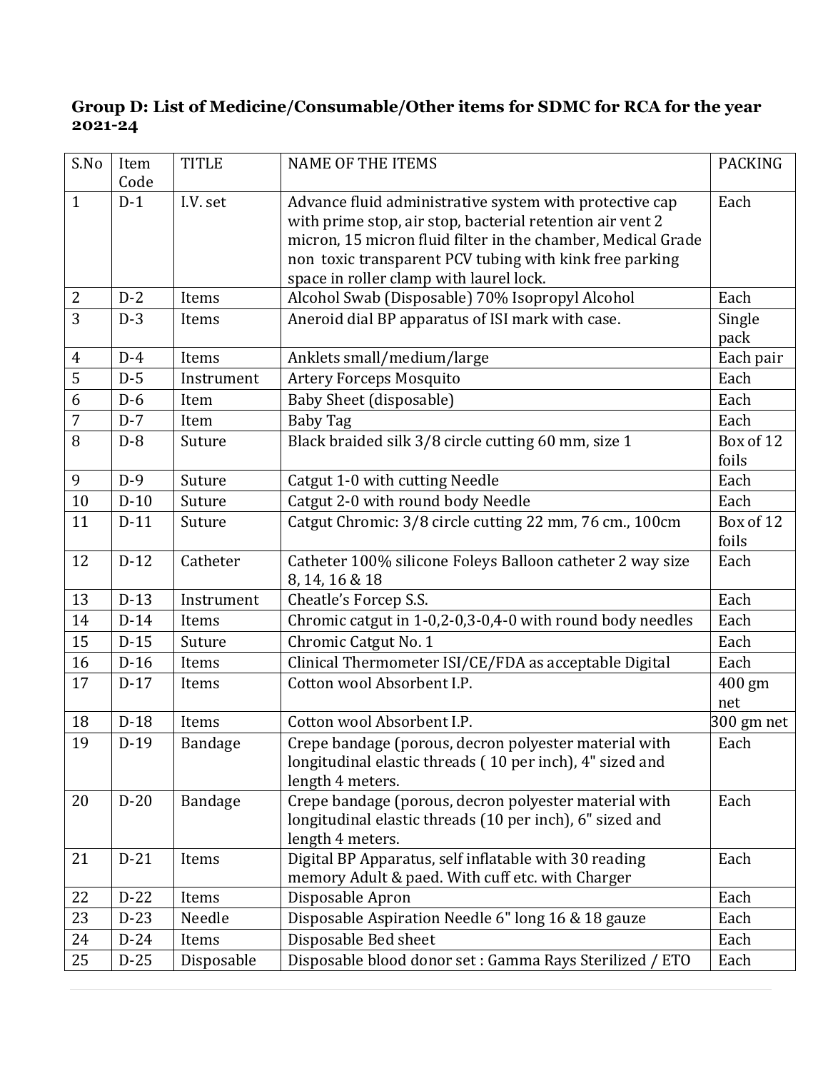**Group D: List of Medicine/Consumable/Other items for SDMC for RCA for the year 2021-24**

| S.No | Item Code | TITLE | NAME OF THE ITEMS | PACKING |
|---|---|---|---|---|
| 1 | D-1 | I.V. set | Advance fluid administrative system with protective cap with prime stop, air stop, bacterial retention air vent 2 micron, 15 micron fluid filter in the chamber, Medical Grade non toxic transparent PCV tubing with kink free parking space in roller clamp with laurel lock. | Each |
| 2 | D-2 | Items | Alcohol Swab (Disposable) 70% Isopropyl Alcohol | Each |
| 3 | D-3 | Items | Aneroid dial BP apparatus of ISI mark with case. | Single pack |
| 4 | D-4 | Items | Anklets small/medium/large | Each pair |
| 5 | D-5 | Instrument | Artery Forceps Mosquito | Each |
| 6 | D-6 | Item | Baby Sheet (disposable) | Each |
| 7 | D-7 | Item | Baby Tag | Each |
| 8 | D-8 | Suture | Black braided silk 3/8 circle cutting 60 mm, size 1 | Box of 12 foils |
| 9 | D-9 | Suture | Catgut 1-0 with cutting Needle | Each |
| 10 | D-10 | Suture | Catgut 2-0 with round body Needle | Each |
| 11 | D-11 | Suture | Catgut Chromic: 3/8 circle cutting 22 mm, 76 cm., 100cm | Box of 12 foils |
| 12 | D-12 | Catheter | Catheter 100% silicone Foleys Balloon catheter 2 way size 8, 14, 16 & 18 | Each |
| 13 | D-13 | Instrument | Cheatle's Forcep S.S. | Each |
| 14 | D-14 | Items | Chromic catgut in 1-0,2-0,3-0,4-0 with round body needles | Each |
| 15 | D-15 | Suture | Chromic Catgut No. 1 | Each |
| 16 | D-16 | Items | Clinical Thermometer ISI/CE/FDA as acceptable Digital | Each |
| 17 | D-17 | Items | Cotton wool Absorbent I.P. | 400 gm net |
| 18 | D-18 | Items | Cotton wool Absorbent I.P. | 300 gm net |
| 19 | D-19 | Bandage | Crepe bandage (porous, decron polyester material with longitudinal elastic threads ( 10 per inch), 4" sized and length 4 meters. | Each |
| 20 | D-20 | Bandage | Crepe bandage (porous, decron polyester material with longitudinal elastic threads (10 per inch), 6" sized and length 4 meters. | Each |
| 21 | D-21 | Items | Digital BP Apparatus, self inflatable with 30 reading memory Adult & paed. With cuff etc. with Charger | Each |
| 22 | D-22 | Items | Disposable Apron | Each |
| 23 | D-23 | Needle | Disposable Aspiration Needle 6" long 16 & 18 gauze | Each |
| 24 | D-24 | Items | Disposable Bed sheet | Each |
| 25 | D-25 | Disposable | Disposable blood donor set : Gamma Rays Sterilized / ETO | Each |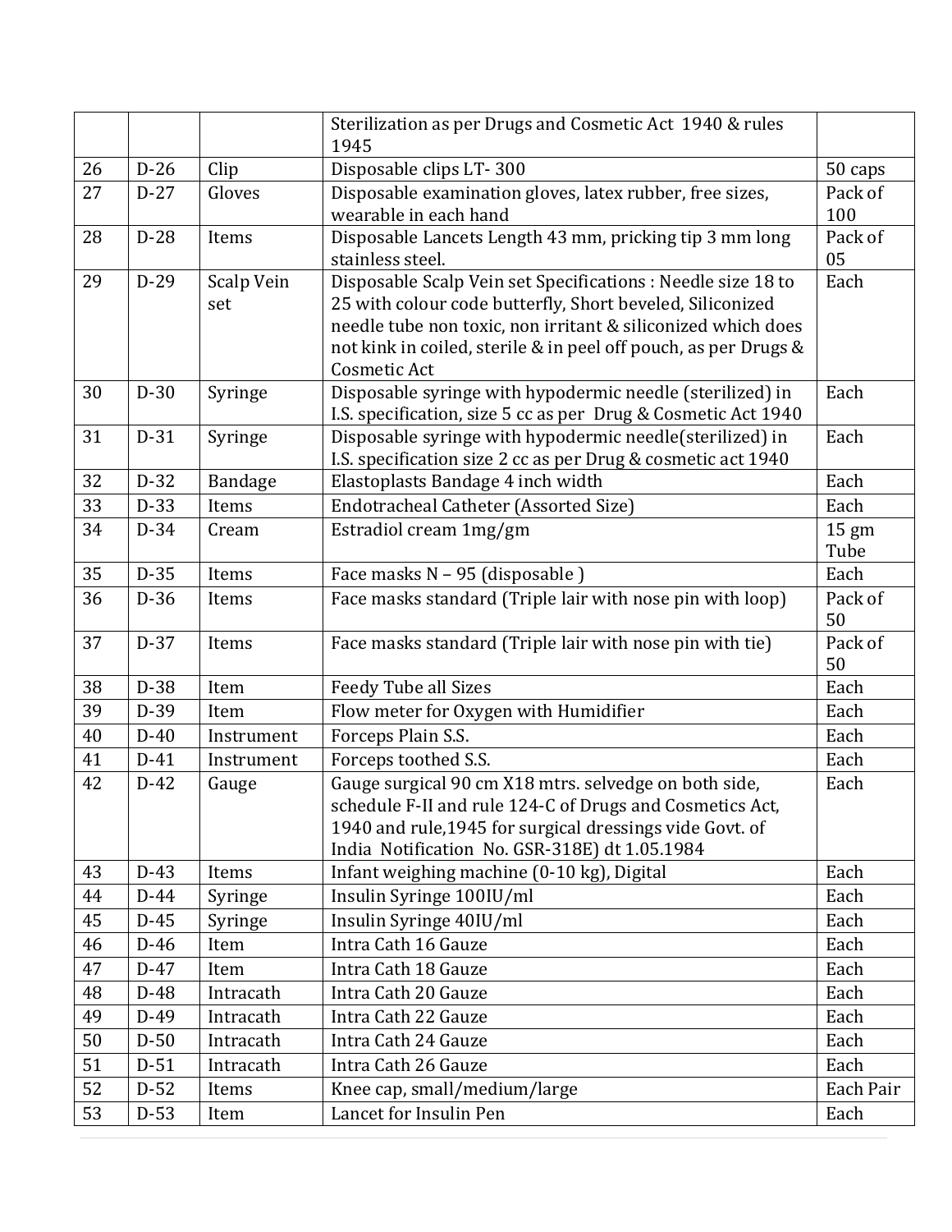| | | | | |
|---|---|---|---|---|
| | | | Sterilization as per Drugs and Cosmetic Act 1940 & rules 1945 | |
| 26 | D-26 | Clip | Disposable clips LT- 300 | 50 caps |
| 27 | D-27 | Gloves | Disposable examination gloves, latex rubber, free sizes, wearable in each hand | Pack of 100 |
| 28 | D-28 | Items | Disposable Lancets Length 43 mm, pricking tip 3 mm long stainless steel. | Pack of 05 |
| 29 | D-29 | Scalp Vein set | Disposable Scalp Vein set Specifications : Needle size 18 to 25 with colour code butterfly, Short beveled, Siliconized needle tube non toxic, non irritant & siliconized which does not kink in coiled, sterile & in peel off pouch, as per Drugs & Cosmetic Act | Each |
| 30 | D-30 | Syringe | Disposable syringe with hypodermic needle (sterilized) in I.S. specification, size 5 cc as per Drug & Cosmetic Act 1940 | Each |
| 31 | D-31 | Syringe | Disposable syringe with hypodermic needle(sterilized) in I.S. specification size 2 cc as per Drug & cosmetic act 1940 | Each |
| 32 | D-32 | Bandage | Elastoplasts Bandage 4 inch width | Each |
| 33 | D-33 | Items | Endotracheal Catheter (Assorted Size) | Each |
| 34 | D-34 | Cream | Estradiol cream 1mg/gm | 15 gm Tube |
| 35 | D-35 | Items | Face masks N – 95 (disposable ) | Each |
| 36 | D-36 | Items | Face masks standard (Triple lair with nose pin with loop) | Pack of 50 |
| 37 | D-37 | Items | Face masks standard (Triple lair with nose pin with tie) | Pack of 50 |
| 38 | D-38 | Item | Feedy Tube all Sizes | Each |
| 39 | D-39 | Item | Flow meter for Oxygen with Humidifier | Each |
| 40 | D-40 | Instrument | Forceps Plain S.S. | Each |
| 41 | D-41 | Instrument | Forceps toothed S.S. | Each |
| 42 | D-42 | Gauge | Gauge surgical 90 cm X18 mtrs. selvedge on both side, schedule F-II and rule 124-C of Drugs and Cosmetics Act, 1940 and rule,1945 for surgical dressings vide Govt. of India Notification No. GSR-318E) dt 1.05.1984 | Each |
| 43 | D-43 | Items | Infant weighing machine (0-10 kg), Digital | Each |
| 44 | D-44 | Syringe | Insulin Syringe 100IU/ml | Each |
| 45 | D-45 | Syringe | Insulin Syringe 40IU/ml | Each |
| 46 | D-46 | Item | Intra Cath 16 Gauze | Each |
| 47 | D-47 | Item | Intra Cath 18 Gauze | Each |
| 48 | D-48 | Intracath | Intra Cath 20 Gauze | Each |
| 49 | D-49 | Intracath | Intra Cath 22 Gauze | Each |
| 50 | D-50 | Intracath | Intra Cath 24 Gauze | Each |
| 51 | D-51 | Intracath | Intra Cath 26 Gauze | Each |
| 52 | D-52 | Items | Knee cap, small/medium/large | Each Pair |
| 53 | D-53 | Item | Lancet for Insulin Pen | Each |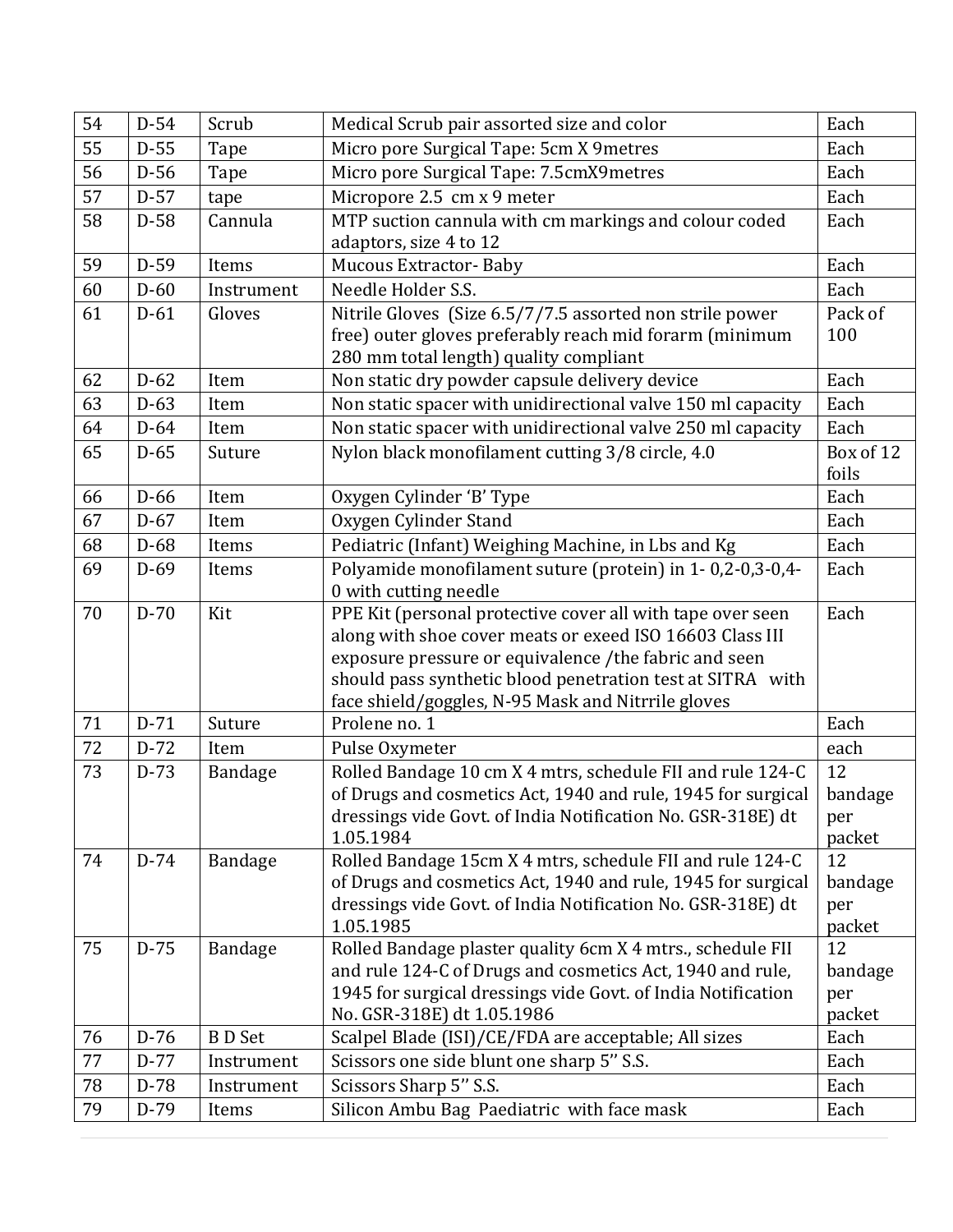| 54 | D-54 | Scrub | Medical Scrub pair assorted size and color | Each |
|---|---|---|---|---|
| 55 | D-55 | Tape | Micro pore Surgical Tape: 5cm X 9metres | Each |
| 56 | D-56 | Tape | Micro pore Surgical Tape: 7.5cmX9metres | Each |
| 57 | D-57 | tape | Micropore 2.5 cm x 9 meter | Each |
| 58 | D-58 | Cannula | MTP suction cannula with cm markings and colour coded adaptors, size 4 to 12 | Each |
| 59 | D-59 | Items | Mucous Extractor- Baby | Each |
| 60 | D-60 | Instrument | Needle Holder S.S. | Each |
| 61 | D-61 | Gloves | Nitrile Gloves (Size 6.5/7/7.5 assorted non strile power free) outer gloves preferably reach mid forarm (minimum 280 mm total length) quality compliant | Pack of 100 |
| 62 | D-62 | Item | Non static dry powder capsule delivery device | Each |
| 63 | D-63 | Item | Non static spacer with unidirectional valve 150 ml capacity | Each |
| 64 | D-64 | Item | Non static spacer with unidirectional valve 250 ml capacity | Each |
| 65 | D-65 | Suture | Nylon black monofilament cutting 3/8 circle, 4.0 | Box of 12 foils |
| 66 | D-66 | Item | Oxygen Cylinder 'B' Type | Each |
| 67 | D-67 | Item | Oxygen Cylinder Stand | Each |
| 68 | D-68 | Items | Pediatric (Infant) Weighing Machine, in Lbs and Kg | Each |
| 69 | D-69 | Items | Polyamide monofilament suture (protein) in 1- 0,2-0,3-0,4-0 with cutting needle | Each |
| 70 | D-70 | Kit | PPE Kit (personal protective cover all with tape over seen along with shoe cover meats or exeed ISO 16603 Class III exposure pressure or equivalence /the fabric and seen should pass synthetic blood penetration test at SITRA with face shield/goggles, N-95 Mask and Nitrrile gloves | Each |
| 71 | D-71 | Suture | Prolene no. 1 | Each |
| 72 | D-72 | Item | Pulse Oxymeter | each |
| 73 | D-73 | Bandage | Rolled Bandage 10 cm X 4 mtrs, schedule FII and rule 124-C of Drugs and cosmetics Act, 1940 and rule, 1945 for surgical dressings vide Govt. of India Notification No. GSR-318E) dt 1.05.1984 | 12 bandage per packet |
| 74 | D-74 | Bandage | Rolled Bandage 15cm X 4 mtrs, schedule FII and rule 124-C of Drugs and cosmetics Act, 1940 and rule, 1945 for surgical dressings vide Govt. of India Notification No. GSR-318E) dt 1.05.1985 | 12 bandage per packet |
| 75 | D-75 | Bandage | Rolled Bandage plaster quality 6cm X 4 mtrs., schedule FII and rule 124-C of Drugs and cosmetics Act, 1940 and rule, 1945 for surgical dressings vide Govt. of India Notification No. GSR-318E) dt 1.05.1986 | 12 bandage per packet |
| 76 | D-76 | B D Set | Scalpel Blade (ISI)/CE/FDA are acceptable; All sizes | Each |
| 77 | D-77 | Instrument | Scissors one side blunt one sharp 5" S.S. | Each |
| 78 | D-78 | Instrument | Scissors Sharp 5" S.S. | Each |
| 79 | D-79 | Items | Silicon Ambu Bag Paediatric with face mask | Each |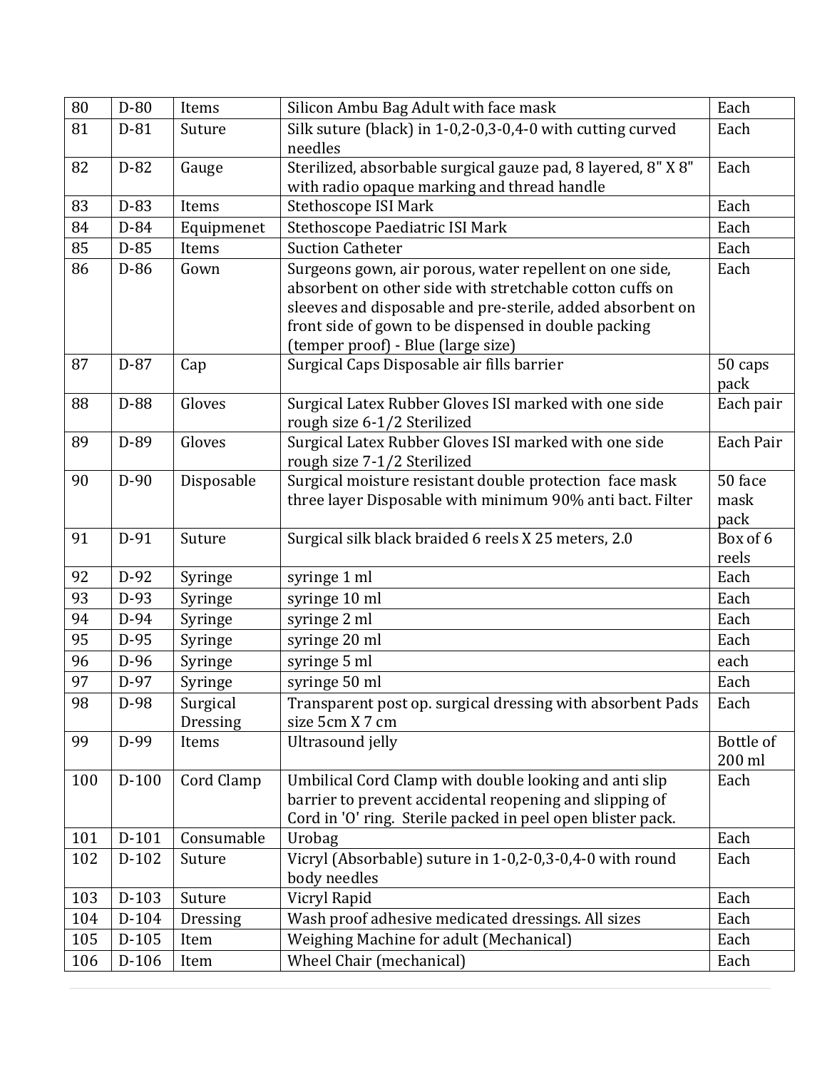| | | | | |
|---|---|---|---|---|
| 80 | D-80 | Items | Silicon Ambu Bag Adult with face mask | Each |
| 81 | D-81 | Suture | Silk suture (black) in 1-0,2-0,3-0,4-0 with cutting curved needles | Each |
| 82 | D-82 | Gauge | Sterilized, absorbable surgical gauze pad, 8 layered, 8" X 8" with radio opaque marking and thread handle | Each |
| 83 | D-83 | Items | Stethoscope ISI Mark | Each |
| 84 | D-84 | Equipmenet | Stethoscope Paediatric ISI Mark | Each |
| 85 | D-85 | Items | Suction Catheter | Each |
| 86 | D-86 | Gown | Surgeons gown, air porous, water repellent on one side, absorbent on other side with stretchable cotton cuffs on sleeves and disposable and pre-sterile, added absorbent on front side of gown to be dispensed in double packing (temper proof) - Blue (large size) | Each |
| 87 | D-87 | Cap | Surgical Caps Disposable air fills barrier | 50 caps pack |
| 88 | D-88 | Gloves | Surgical Latex Rubber Gloves ISI marked with one side rough size 6-1/2 Sterilized | Each pair |
| 89 | D-89 | Gloves | Surgical Latex Rubber Gloves ISI marked with one side rough size 7-1/2 Sterilized | Each Pair |
| 90 | D-90 | Disposable | Surgical moisture resistant double protection face mask three layer Disposable with minimum 90% anti bact. Filter | 50 face mask pack |
| 91 | D-91 | Suture | Surgical silk black braided 6 reels X 25 meters, 2.0 | Box of 6 reels |
| 92 | D-92 | Syringe | syringe 1 ml | Each |
| 93 | D-93 | Syringe | syringe 10 ml | Each |
| 94 | D-94 | Syringe | syringe 2 ml | Each |
| 95 | D-95 | Syringe | syringe 20 ml | Each |
| 96 | D-96 | Syringe | syringe 5 ml | each |
| 97 | D-97 | Syringe | syringe 50 ml | Each |
| 98 | D-98 | Surgical Dressing | Transparent post op. surgical dressing with absorbent Pads size 5cm X 7 cm | Each |
| 99 | D-99 | Items | Ultrasound jelly | Bottle of 200 ml |
| 100 | D-100 | Cord Clamp | Umbilical Cord Clamp with double looking and anti slip barrier to prevent accidental reopening and slipping of Cord in 'O' ring. Sterile packed in peel open blister pack. | Each |
| 101 | D-101 | Consumable | Urobag | Each |
| 102 | D-102 | Suture | Vicryl (Absorbable) suture in 1-0,2-0,3-0,4-0 with round body needles | Each |
| 103 | D-103 | Suture | Vicryl Rapid | Each |
| 104 | D-104 | Dressing | Wash proof adhesive medicated dressings. All sizes | Each |
| 105 | D-105 | Item | Weighing Machine for adult (Mechanical) | Each |
| 106 | D-106 | Item | Wheel Chair (mechanical) | Each |